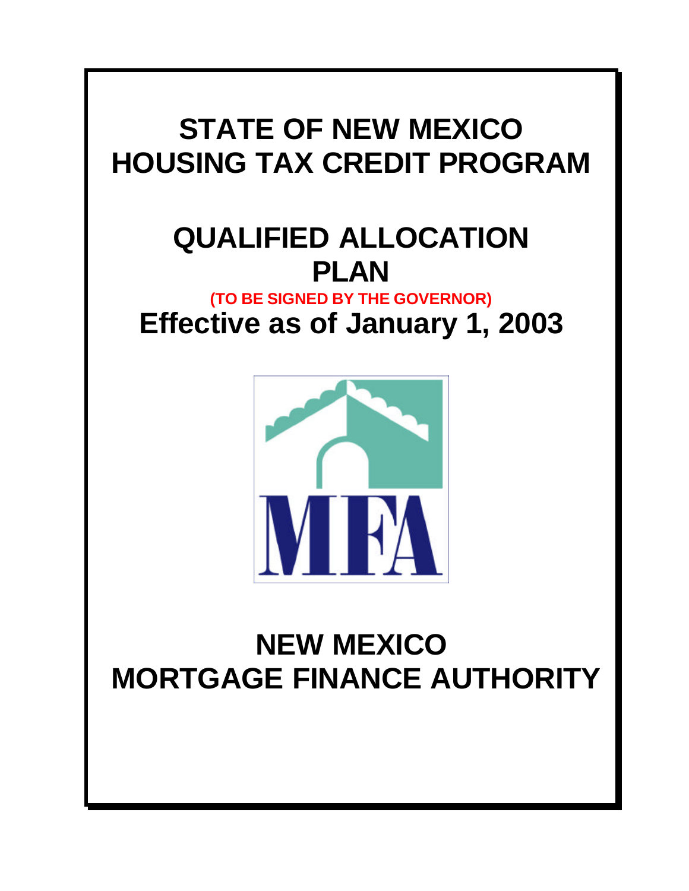# STATE OF NEW MEXICO HOUSING TAX CREDIT PROGRAM

# QUALIFIED ALLOCATION PLAN

**(TO BE SIGNED BY THE GOVERNOR)**

## Effective as of January 1, 2003

MFA

# NEW MEXICO MORTGAGE FINANCE AUTHORITY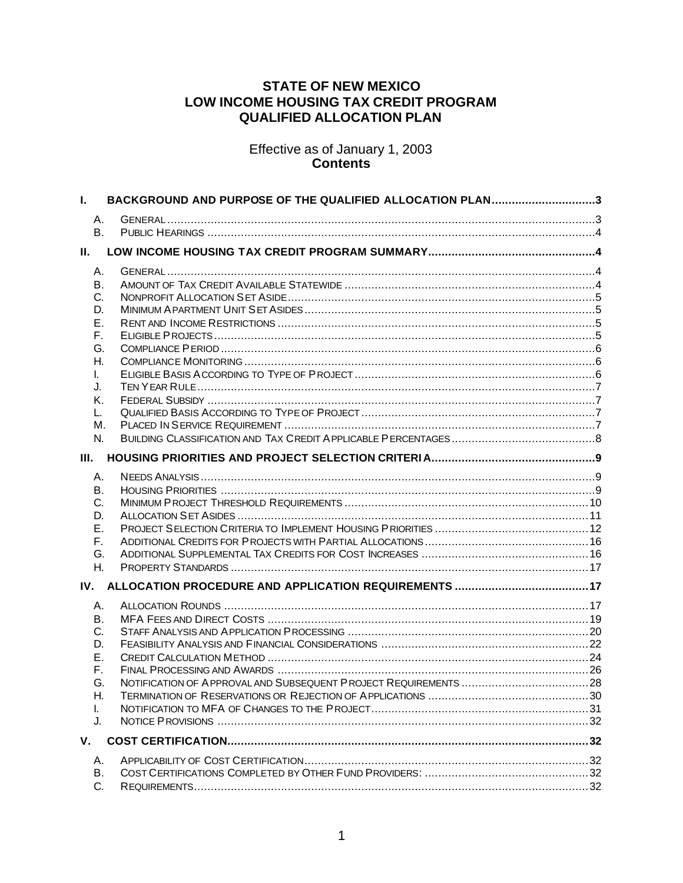# STATE OF NEW MEXICO
# LOW INCOME HOUSING TAX CREDIT PROGRAM
# QUALIFIED ALLOCATION PLAN

Effective as of January 1, 2003

**Contents**

**I. BACKGROUND AND PURPOSE OF THE QUALIFIED ALLOCATION PLAN ..... 3**

- A. General ..... 3
- B. Public Hearings ..... 4

**II. LOW INCOME HOUSING TAX CREDIT PROGRAM SUMMARY ..... 4**

- A. General ..... 4
- B. Amount of Tax Credit Available Statewide ..... 4
- C. Nonprofit Allocation Set Aside ..... 5
- D. Minimum Apartment Unit Set Asides ..... 5
- E. Rent and Income Restrictions ..... 5
- F. Eligible Projects ..... 5
- G. Compliance Period ..... 6
- H. Compliance Monitoring ..... 6
- I. Eligible Basis According to Type of Project ..... 6
- J. Ten Year Rule ..... 7
- K. Federal Subsidy ..... 7
- L. Qualified Basis According to Type of Project ..... 7
- M. Placed In Service Requirement ..... 7
- N. Building Classification and Tax Credit Applicable Percentages ..... 8

**III. HOUSING PRIORITIES AND PROJECT SELECTION CRITERIA ..... 9**

- A. Needs Analysis ..... 9
- B. Housing Priorities ..... 9
- C. Minimum Project Threshold Requirements ..... 10
- D. Allocation Set Asides ..... 11
- E. Project Selection Criteria to Implement Housing Priorities ..... 12
- F. Additional Credits for Projects with Partial Allocations ..... 16
- G. Additional Supplemental Tax Credits for Cost Increases ..... 16
- H. Property Standards ..... 17

**IV. ALLOCATION PROCEDURE AND APPLICATION REQUIREMENTS ..... 17**

- A. Allocation Rounds ..... 17
- B. MFA Fees and Direct Costs ..... 19
- C. Staff Analysis and Application Processing ..... 20
- D. Feasibility Analysis and Financial Considerations ..... 22
- E. Credit Calculation Method ..... 24
- F. Final Processing and Awards ..... 26
- G. Notification of Approval and Subsequent Project Requirements ..... 28
- H. Termination of Reservations or Rejection of Applications ..... 30
- I. Notification to MFA of Changes to the Project ..... 31
- J. Notice Provisions ..... 32

**V. COST CERTIFICATION ..... 32**

- A. Applicability of Cost Certification ..... 32
- B. Cost Certifications Completed by Other Fund Providers: ..... 32
- C. Requirements ..... 32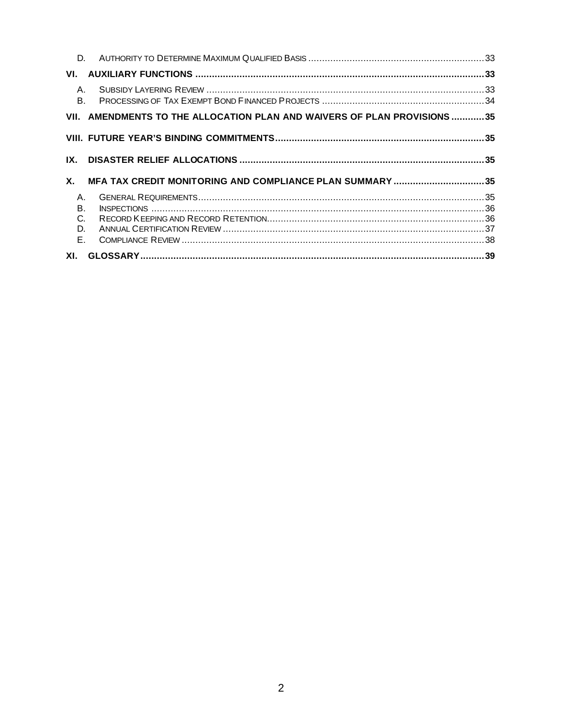D. Authority to Determine Maximum Qualified Basis ............................................................... 33

**VI. AUXILIARY FUNCTIONS ........................................................................................................ 33**

A. Subsidy Layering Review .................................................................................................... 33
B. Processing of Tax Exempt Bond Financed Projects .......................................................... 34

**VII. AMENDMENTS TO THE ALLOCATION PLAN AND WAIVERS OF PLAN PROVISIONS ............ 35**

**VIII. FUTURE YEAR'S BINDING COMMITMENTS ........................................................................... 35**

**IX. DISASTER RELIEF ALLOCATIONS ........................................................................................ 35**

**X. MFA TAX CREDIT MONITORING AND COMPLIANCE PLAN SUMMARY ................................. 35**

A. General Requirements ....................................................................................................... 35
B. Inspections ......................................................................................................................... 36
C. Record Keeping and Record Retention .............................................................................. 36
D. Annual Certification Review .............................................................................................. 37
E. Compliance Review ............................................................................................................ 38

**XI. GLOSSARY ............................................................................................................................. 39**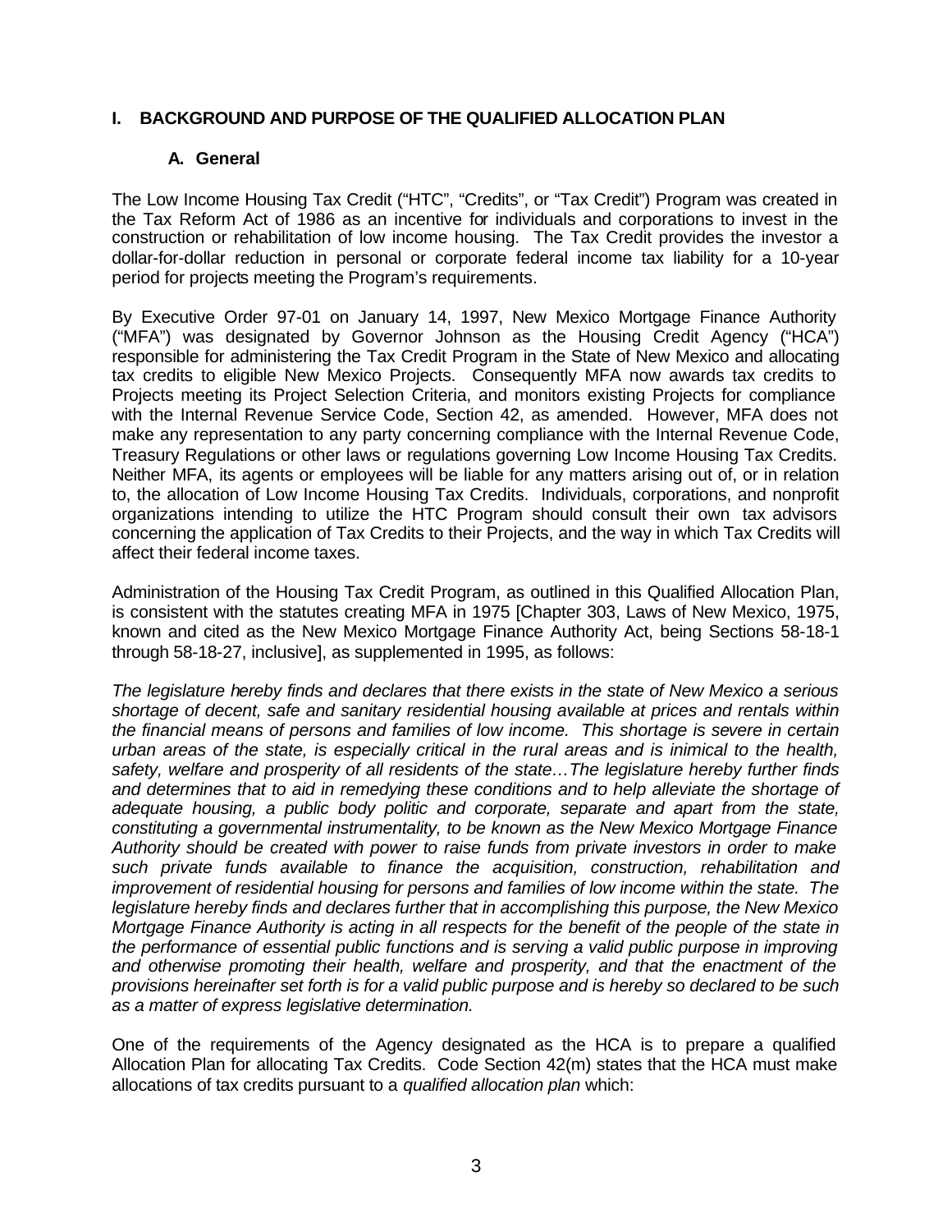## I. BACKGROUND AND PURPOSE OF THE QUALIFIED ALLOCATION PLAN

### A. General

The Low Income Housing Tax Credit ("HTC", "Credits", or "Tax Credit") Program was created in the Tax Reform Act of 1986 as an incentive for individuals and corporations to invest in the construction or rehabilitation of low income housing. The Tax Credit provides the investor a dollar-for-dollar reduction in personal or corporate federal income tax liability for a 10-year period for projects meeting the Program's requirements.

By Executive Order 97-01 on January 14, 1997, New Mexico Mortgage Finance Authority ("MFA") was designated by Governor Johnson as the Housing Credit Agency ("HCA") responsible for administering the Tax Credit Program in the State of New Mexico and allocating tax credits to eligible New Mexico Projects. Consequently MFA now awards tax credits to Projects meeting its Project Selection Criteria, and monitors existing Projects for compliance with the Internal Revenue Service Code, Section 42, as amended. However, MFA does not make any representation to any party concerning compliance with the Internal Revenue Code, Treasury Regulations or other laws or regulations governing Low Income Housing Tax Credits. Neither MFA, its agents or employees will be liable for any matters arising out of, or in relation to, the allocation of Low Income Housing Tax Credits. Individuals, corporations, and nonprofit organizations intending to utilize the HTC Program should consult their own tax advisors concerning the application of Tax Credits to their Projects, and the way in which Tax Credits will affect their federal income taxes.

Administration of the Housing Tax Credit Program, as outlined in this Qualified Allocation Plan, is consistent with the statutes creating MFA in 1975 [Chapter 303, Laws of New Mexico, 1975, known and cited as the New Mexico Mortgage Finance Authority Act, being Sections 58-18-1 through 58-18-27, inclusive], as supplemented in 1995, as follows:

*The legislature hereby finds and declares that there exists in the state of New Mexico a serious shortage of decent, safe and sanitary residential housing available at prices and rentals within the financial means of persons and families of low income. This shortage is severe in certain urban areas of the state, is especially critical in the rural areas and is inimical to the health, safety, welfare and prosperity of all residents of the state…The legislature hereby further finds and determines that to aid in remedying these conditions and to help alleviate the shortage of adequate housing, a public body politic and corporate, separate and apart from the state, constituting a governmental instrumentality, to be known as the New Mexico Mortgage Finance Authority should be created with power to raise funds from private investors in order to make such private funds available to finance the acquisition, construction, rehabilitation and improvement of residential housing for persons and families of low income within the state. The legislature hereby finds and declares further that in accomplishing this purpose, the New Mexico Mortgage Finance Authority is acting in all respects for the benefit of the people of the state in the performance of essential public functions and is serving a valid public purpose in improving and otherwise promoting their health, welfare and prosperity, and that the enactment of the provisions hereinafter set forth is for a valid public purpose and is hereby so declared to be such as a matter of express legislative determination.*

One of the requirements of the Agency designated as the HCA is to prepare a qualified Allocation Plan for allocating Tax Credits. Code Section 42(m) states that the HCA must make allocations of tax credits pursuant to a *qualified allocation plan* which: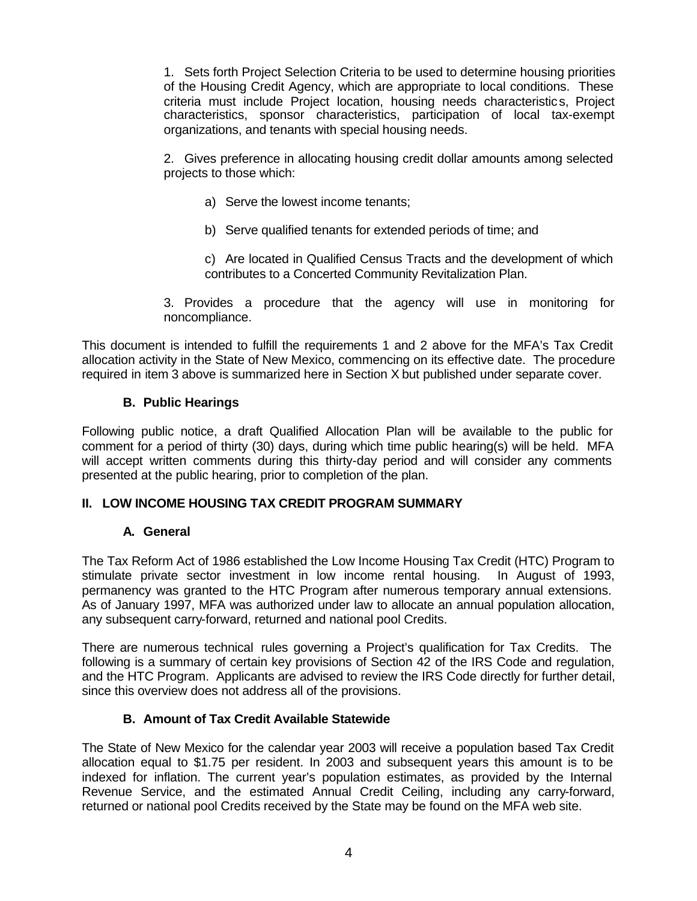1. Sets forth Project Selection Criteria to be used to determine housing priorities of the Housing Credit Agency, which are appropriate to local conditions. These criteria must include Project location, housing needs characteristics, Project characteristics, sponsor characteristics, participation of local tax-exempt organizations, and tenants with special housing needs.

2. Gives preference in allocating housing credit dollar amounts among selected projects to those which:

   a) Serve the lowest income tenants;

   b) Serve qualified tenants for extended periods of time; and

   c) Are located in Qualified Census Tracts and the development of which contributes to a Concerted Community Revitalization Plan.

3. Provides a procedure that the agency will use in monitoring for noncompliance.

This document is intended to fulfill the requirements 1 and 2 above for the MFA's Tax Credit allocation activity in the State of New Mexico, commencing on its effective date. The procedure required in item 3 above is summarized here in Section X but published under separate cover.

### B. Public Hearings

Following public notice, a draft Qualified Allocation Plan will be available to the public for comment for a period of thirty (30) days, during which time public hearing(s) will be held. MFA will accept written comments during this thirty-day period and will consider any comments presented at the public hearing, prior to completion of the plan.

## II. LOW INCOME HOUSING TAX CREDIT PROGRAM SUMMARY

### A. General

The Tax Reform Act of 1986 established the Low Income Housing Tax Credit (HTC) Program to stimulate private sector investment in low income rental housing. In August of 1993, permanency was granted to the HTC Program after numerous temporary annual extensions. As of January 1997, MFA was authorized under law to allocate an annual population allocation, any subsequent carry-forward, returned and national pool Credits.

There are numerous technical rules governing a Project's qualification for Tax Credits. The following is a summary of certain key provisions of Section 42 of the IRS Code and regulation, and the HTC Program. Applicants are advised to review the IRS Code directly for further detail, since this overview does not address all of the provisions.

### B. Amount of Tax Credit Available Statewide

The State of New Mexico for the calendar year 2003 will receive a population based Tax Credit allocation equal to $1.75 per resident. In 2003 and subsequent years this amount is to be indexed for inflation. The current year's population estimates, as provided by the Internal Revenue Service, and the estimated Annual Credit Ceiling, including any carry-forward, returned or national pool Credits received by the State may be found on the MFA web site.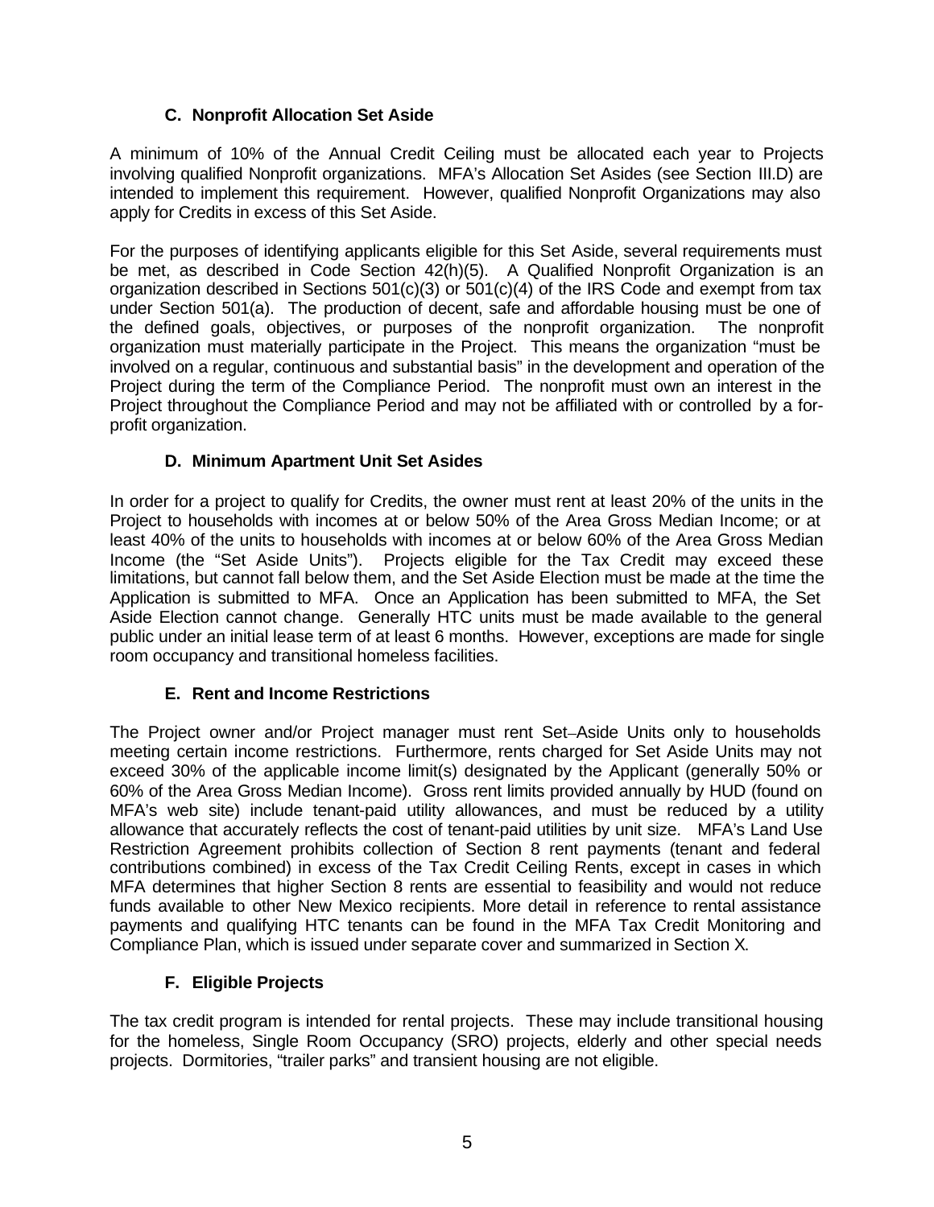### C. Nonprofit Allocation Set Aside

A minimum of 10% of the Annual Credit Ceiling must be allocated each year to Projects involving qualified Nonprofit organizations. MFA's Allocation Set Asides (see Section III.D) are intended to implement this requirement. However, qualified Nonprofit Organizations may also apply for Credits in excess of this Set Aside.

For the purposes of identifying applicants eligible for this Set Aside, several requirements must be met, as described in Code Section 42(h)(5). A Qualified Nonprofit Organization is an organization described in Sections 501(c)(3) or 501(c)(4) of the IRS Code and exempt from tax under Section 501(a). The production of decent, safe and affordable housing must be one of the defined goals, objectives, or purposes of the nonprofit organization. The nonprofit organization must materially participate in the Project. This means the organization "must be involved on a regular, continuous and substantial basis" in the development and operation of the Project during the term of the Compliance Period. The nonprofit must own an interest in the Project throughout the Compliance Period and may not be affiliated with or controlled by a for-profit organization.

### D. Minimum Apartment Unit Set Asides

In order for a project to qualify for Credits, the owner must rent at least 20% of the units in the Project to households with incomes at or below 50% of the Area Gross Median Income; or at least 40% of the units to households with incomes at or below 60% of the Area Gross Median Income (the "Set Aside Units"). Projects eligible for the Tax Credit may exceed these limitations, but cannot fall below them, and the Set Aside Election must be made at the time the Application is submitted to MFA. Once an Application has been submitted to MFA, the Set Aside Election cannot change. Generally HTC units must be made available to the general public under an initial lease term of at least 6 months. However, exceptions are made for single room occupancy and transitional homeless facilities.

### E. Rent and Income Restrictions

The Project owner and/or Project manager must rent Set–Aside Units only to households meeting certain income restrictions. Furthermore, rents charged for Set Aside Units may not exceed 30% of the applicable income limit(s) designated by the Applicant (generally 50% or 60% of the Area Gross Median Income). Gross rent limits provided annually by HUD (found on MFA's web site) include tenant-paid utility allowances, and must be reduced by a utility allowance that accurately reflects the cost of tenant-paid utilities by unit size. MFA's Land Use Restriction Agreement prohibits collection of Section 8 rent payments (tenant and federal contributions combined) in excess of the Tax Credit Ceiling Rents, except in cases in which MFA determines that higher Section 8 rents are essential to feasibility and would not reduce funds available to other New Mexico recipients. More detail in reference to rental assistance payments and qualifying HTC tenants can be found in the MFA Tax Credit Monitoring and Compliance Plan, which is issued under separate cover and summarized in Section X.

### F. Eligible Projects

The tax credit program is intended for rental projects. These may include transitional housing for the homeless, Single Room Occupancy (SRO) projects, elderly and other special needs projects. Dormitories, "trailer parks" and transient housing are not eligible.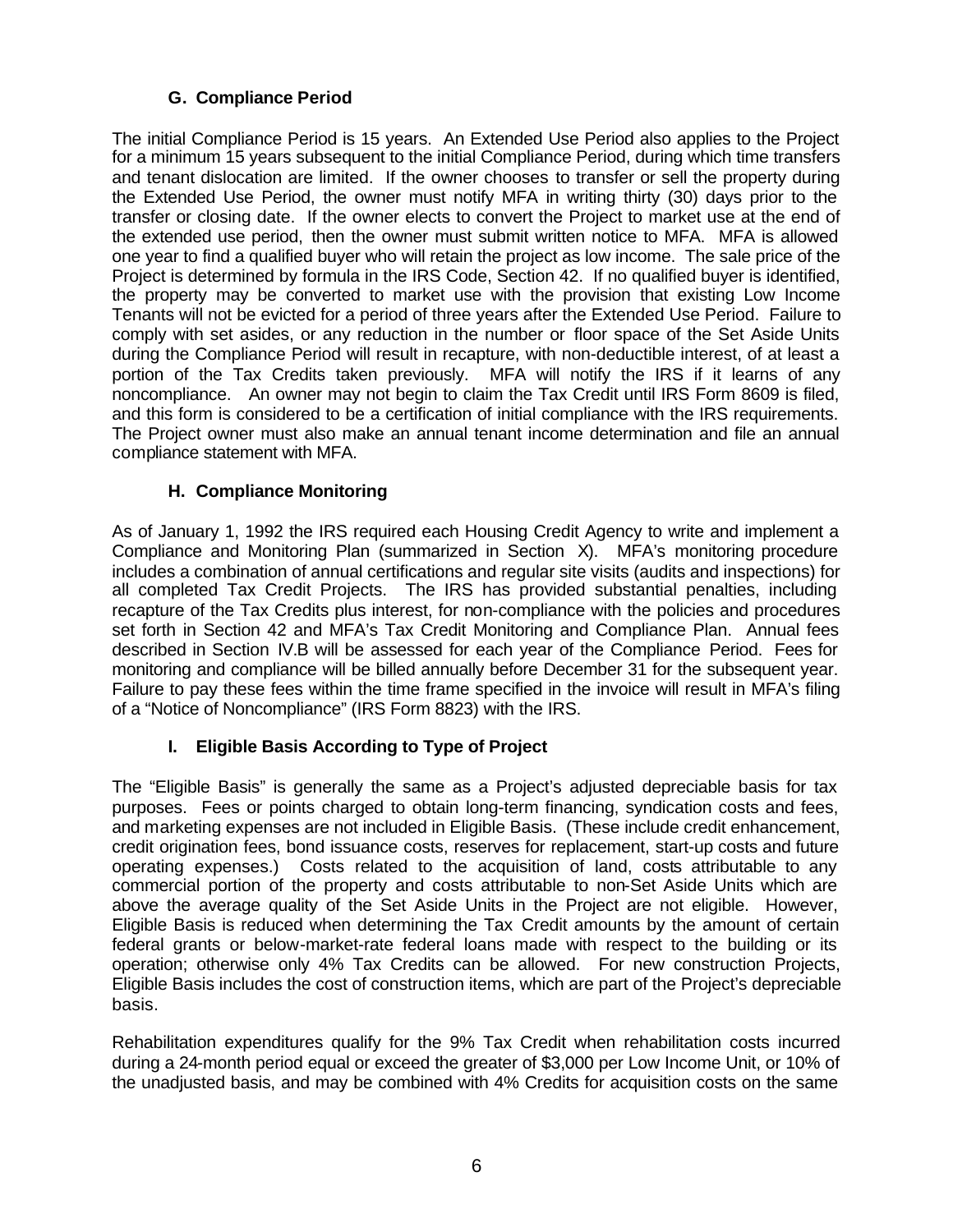### G. Compliance Period

The initial Compliance Period is 15 years. An Extended Use Period also applies to the Project for a minimum 15 years subsequent to the initial Compliance Period, during which time transfers and tenant dislocation are limited. If the owner chooses to transfer or sell the property during the Extended Use Period, the owner must notify MFA in writing thirty (30) days prior to the transfer or closing date. If the owner elects to convert the Project to market use at the end of the extended use period, then the owner must submit written notice to MFA. MFA is allowed one year to find a qualified buyer who will retain the project as low income. The sale price of the Project is determined by formula in the IRS Code, Section 42. If no qualified buyer is identified, the property may be converted to market use with the provision that existing Low Income Tenants will not be evicted for a period of three years after the Extended Use Period. Failure to comply with set asides, or any reduction in the number or floor space of the Set Aside Units during the Compliance Period will result in recapture, with non-deductible interest, of at least a portion of the Tax Credits taken previously. MFA will notify the IRS if it learns of any noncompliance. An owner may not begin to claim the Tax Credit until IRS Form 8609 is filed, and this form is considered to be a certification of initial compliance with the IRS requirements. The Project owner must also make an annual tenant income determination and file an annual compliance statement with MFA.

### H. Compliance Monitoring

As of January 1, 1992 the IRS required each Housing Credit Agency to write and implement a Compliance and Monitoring Plan (summarized in Section X). MFA's monitoring procedure includes a combination of annual certifications and regular site visits (audits and inspections) for all completed Tax Credit Projects. The IRS has provided substantial penalties, including recapture of the Tax Credits plus interest, for non-compliance with the policies and procedures set forth in Section 42 and MFA's Tax Credit Monitoring and Compliance Plan. Annual fees described in Section IV.B will be assessed for each year of the Compliance Period. Fees for monitoring and compliance will be billed annually before December 31 for the subsequent year. Failure to pay these fees within the time frame specified in the invoice will result in MFA's filing of a "Notice of Noncompliance" (IRS Form 8823) with the IRS.

### I. Eligible Basis According to Type of Project

The "Eligible Basis" is generally the same as a Project's adjusted depreciable basis for tax purposes. Fees or points charged to obtain long-term financing, syndication costs and fees, and marketing expenses are not included in Eligible Basis. (These include credit enhancement, credit origination fees, bond issuance costs, reserves for replacement, start-up costs and future operating expenses.) Costs related to the acquisition of land, costs attributable to any commercial portion of the property and costs attributable to non-Set Aside Units which are above the average quality of the Set Aside Units in the Project are not eligible. However, Eligible Basis is reduced when determining the Tax Credit amounts by the amount of certain federal grants or below-market-rate federal loans made with respect to the building or its operation; otherwise only 4% Tax Credits can be allowed. For new construction Projects, Eligible Basis includes the cost of construction items, which are part of the Project's depreciable basis.

Rehabilitation expenditures qualify for the 9% Tax Credit when rehabilitation costs incurred during a 24-month period equal or exceed the greater of $3,000 per Low Income Unit, or 10% of the unadjusted basis, and may be combined with 4% Credits for acquisition costs on the same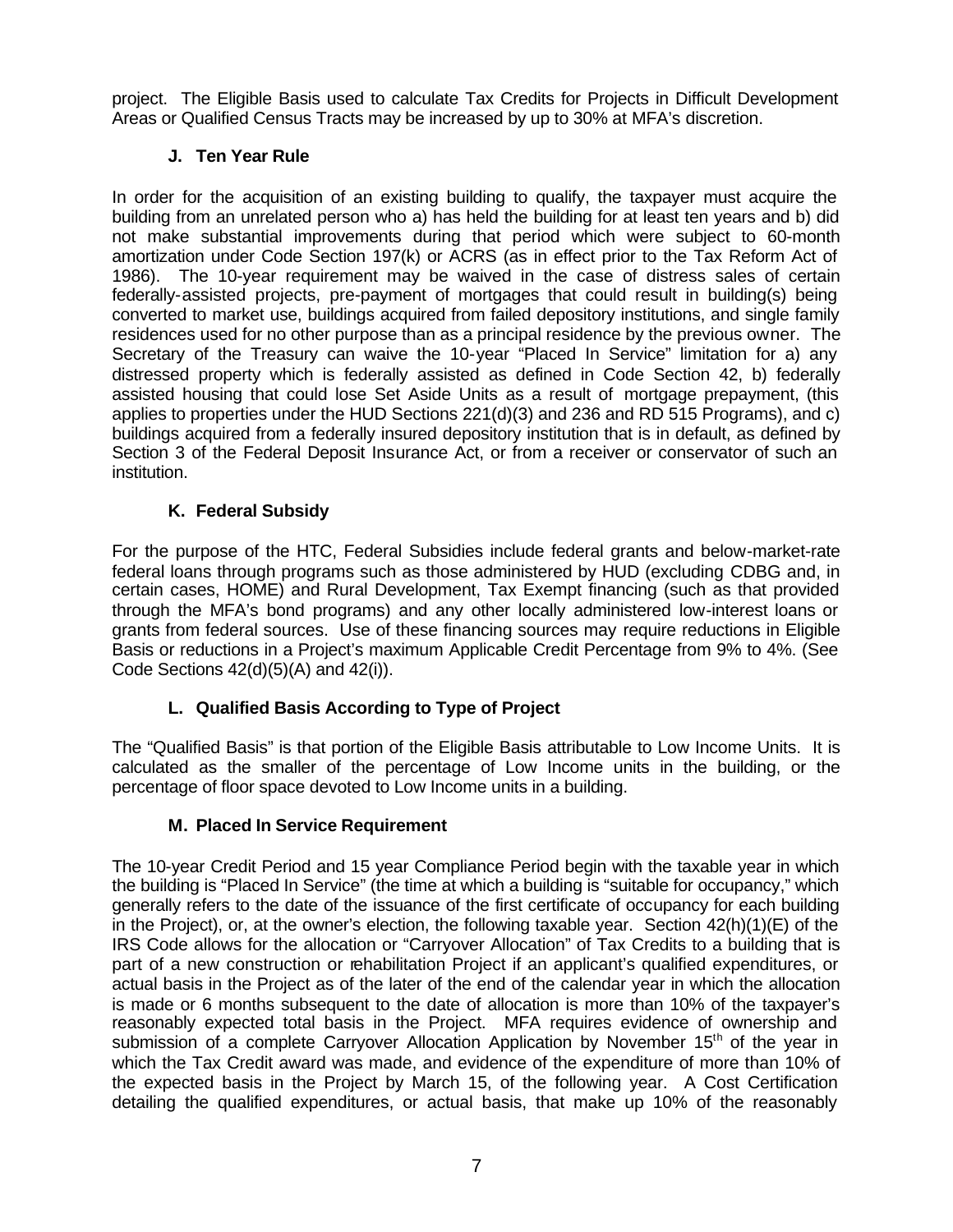project. The Eligible Basis used to calculate Tax Credits for Projects in Difficult Development Areas or Qualified Census Tracts may be increased by up to 30% at MFA's discretion.

### J. Ten Year Rule

In order for the acquisition of an existing building to qualify, the taxpayer must acquire the building from an unrelated person who a) has held the building for at least ten years and b) did not make substantial improvements during that period which were subject to 60-month amortization under Code Section 197(k) or ACRS (as in effect prior to the Tax Reform Act of 1986). The 10-year requirement may be waived in the case of distress sales of certain federally-assisted projects, pre-payment of mortgages that could result in building(s) being converted to market use, buildings acquired from failed depository institutions, and single family residences used for no other purpose than as a principal residence by the previous owner. The Secretary of the Treasury can waive the 10-year "Placed In Service" limitation for a) any distressed property which is federally assisted as defined in Code Section 42, b) federally assisted housing that could lose Set Aside Units as a result of mortgage prepayment, (this applies to properties under the HUD Sections 221(d)(3) and 236 and RD 515 Programs), and c) buildings acquired from a federally insured depository institution that is in default, as defined by Section 3 of the Federal Deposit Insurance Act, or from a receiver or conservator of such an institution.

### K. Federal Subsidy

For the purpose of the HTC, Federal Subsidies include federal grants and below-market-rate federal loans through programs such as those administered by HUD (excluding CDBG and, in certain cases, HOME) and Rural Development, Tax Exempt financing (such as that provided through the MFA's bond programs) and any other locally administered low-interest loans or grants from federal sources. Use of these financing sources may require reductions in Eligible Basis or reductions in a Project's maximum Applicable Credit Percentage from 9% to 4%. (See Code Sections 42(d)(5)(A) and 42(i)).

### L. Qualified Basis According to Type of Project

The "Qualified Basis" is that portion of the Eligible Basis attributable to Low Income Units. It is calculated as the smaller of the percentage of Low Income units in the building, or the percentage of floor space devoted to Low Income units in a building.

### M. Placed In Service Requirement

The 10-year Credit Period and 15 year Compliance Period begin with the taxable year in which the building is "Placed In Service" (the time at which a building is "suitable for occupancy," which generally refers to the date of the issuance of the first certificate of occupancy for each building in the Project), or, at the owner's election, the following taxable year. Section 42(h)(1)(E) of the IRS Code allows for the allocation or "Carryover Allocation" of Tax Credits to a building that is part of a new construction or rehabilitation Project if an applicant's qualified expenditures, or actual basis in the Project as of the later of the end of the calendar year in which the allocation is made or 6 months subsequent to the date of allocation is more than 10% of the taxpayer's reasonably expected total basis in the Project. MFA requires evidence of ownership and submission of a complete Carryover Allocation Application by November 15th of the year in which the Tax Credit award was made, and evidence of the expenditure of more than 10% of the expected basis in the Project by March 15, of the following year. A Cost Certification detailing the qualified expenditures, or actual basis, that make up 10% of the reasonably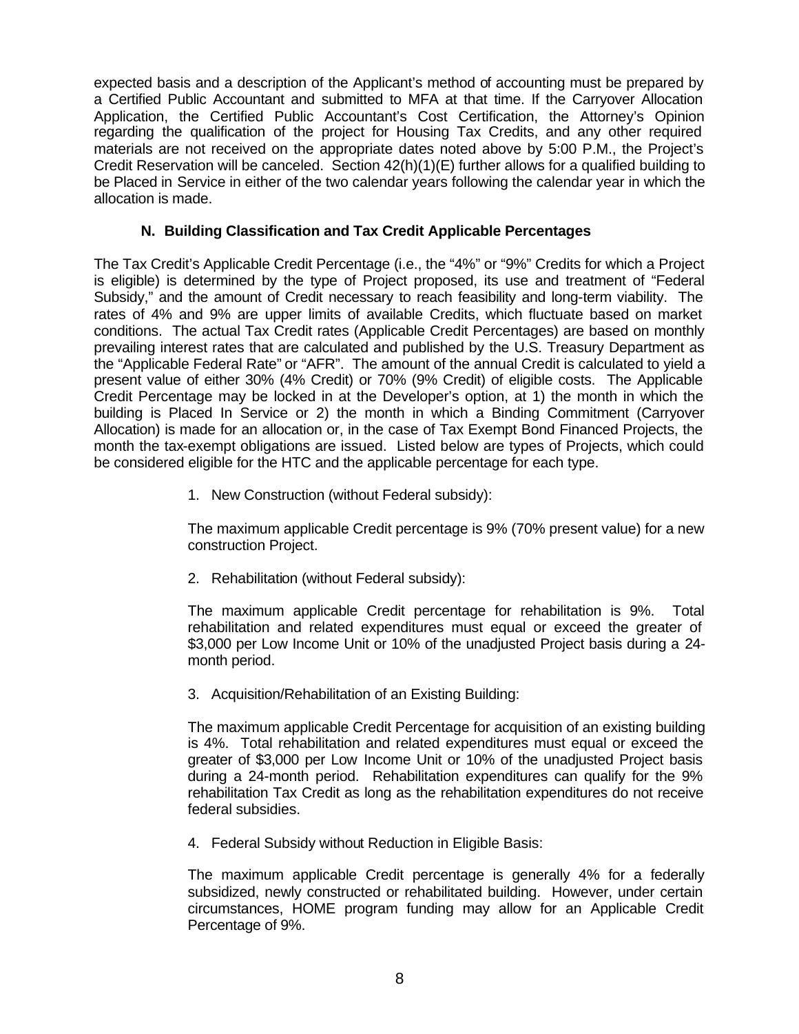expected basis and a description of the Applicant's method of accounting must be prepared by a Certified Public Accountant and submitted to MFA at that time. If the Carryover Allocation Application, the Certified Public Accountant's Cost Certification, the Attorney's Opinion regarding the qualification of the project for Housing Tax Credits, and any other required materials are not received on the appropriate dates noted above by 5:00 P.M., the Project's Credit Reservation will be canceled. Section 42(h)(1)(E) further allows for a qualified building to be Placed in Service in either of the two calendar years following the calendar year in which the allocation is made.

### N. Building Classification and Tax Credit Applicable Percentages

The Tax Credit's Applicable Credit Percentage (i.e., the "4%" or "9%" Credits for which a Project is eligible) is determined by the type of Project proposed, its use and treatment of "Federal Subsidy," and the amount of Credit necessary to reach feasibility and long-term viability. The rates of 4% and 9% are upper limits of available Credits, which fluctuate based on market conditions. The actual Tax Credit rates (Applicable Credit Percentages) are based on monthly prevailing interest rates that are calculated and published by the U.S. Treasury Department as the "Applicable Federal Rate" or "AFR". The amount of the annual Credit is calculated to yield a present value of either 30% (4% Credit) or 70% (9% Credit) of eligible costs. The Applicable Credit Percentage may be locked in at the Developer's option, at 1) the month in which the building is Placed In Service or 2) the month in which a Binding Commitment (Carryover Allocation) is made for an allocation or, in the case of Tax Exempt Bond Financed Projects, the month the tax-exempt obligations are issued. Listed below are types of Projects, which could be considered eligible for the HTC and the applicable percentage for each type.

1. New Construction (without Federal subsidy):

   The maximum applicable Credit percentage is 9% (70% present value) for a new construction Project.

2. Rehabilitation (without Federal subsidy):

   The maximum applicable Credit percentage for rehabilitation is 9%. Total rehabilitation and related expenditures must equal or exceed the greater of \$3,000 per Low Income Unit or 10% of the unadjusted Project basis during a 24-month period.

3. Acquisition/Rehabilitation of an Existing Building:

   The maximum applicable Credit Percentage for acquisition of an existing building is 4%. Total rehabilitation and related expenditures must equal or exceed the greater of \$3,000 per Low Income Unit or 10% of the unadjusted Project basis during a 24-month period. Rehabilitation expenditures can qualify for the 9% rehabilitation Tax Credit as long as the rehabilitation expenditures do not receive federal subsidies.

4. Federal Subsidy without Reduction in Eligible Basis:

   The maximum applicable Credit percentage is generally 4% for a federally subsidized, newly constructed or rehabilitated building. However, under certain circumstances, HOME program funding may allow for an Applicable Credit Percentage of 9%.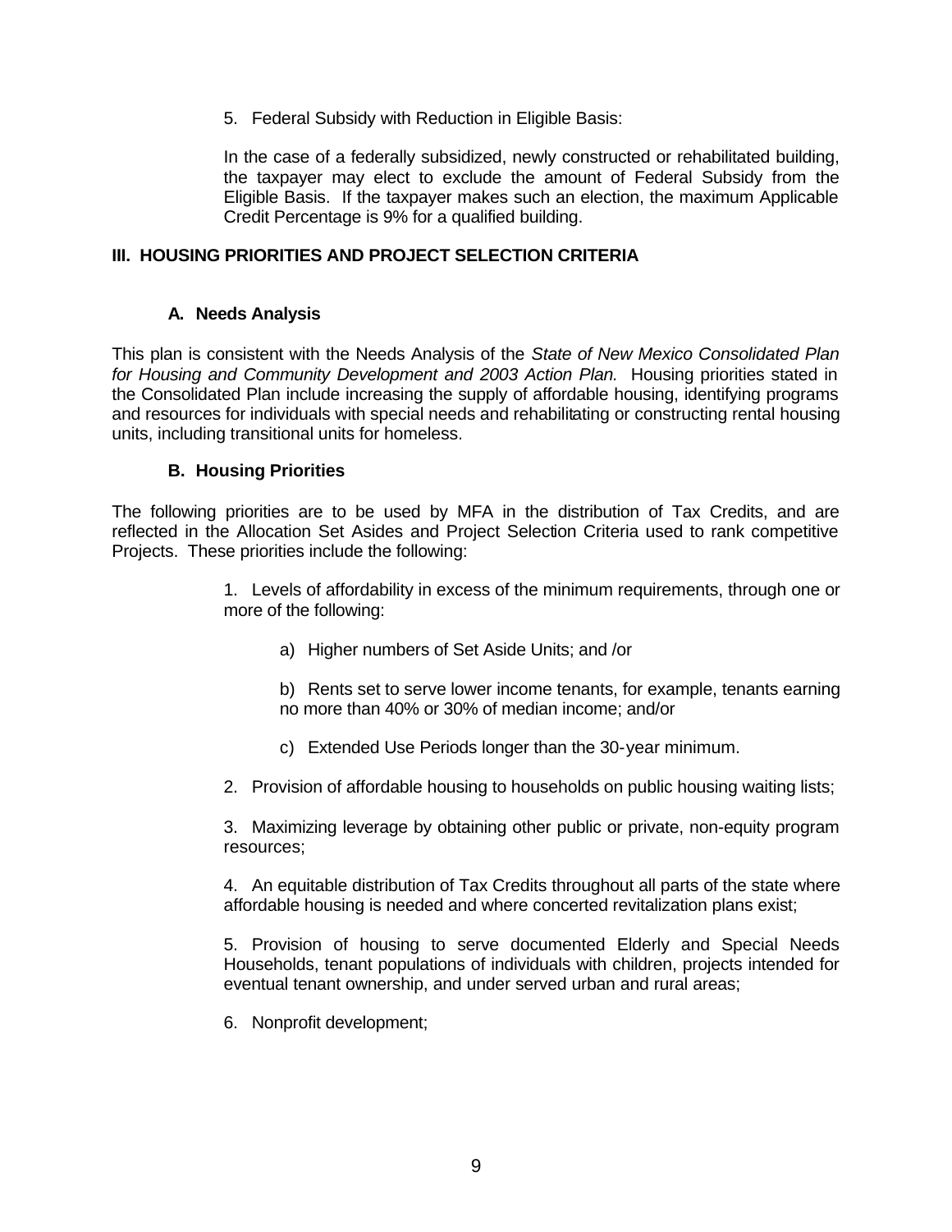5. Federal Subsidy with Reduction in Eligible Basis:

In the case of a federally subsidized, newly constructed or rehabilitated building, the taxpayer may elect to exclude the amount of Federal Subsidy from the Eligible Basis. If the taxpayer makes such an election, the maximum Applicable Credit Percentage is 9% for a qualified building.

## III. HOUSING PRIORITIES AND PROJECT SELECTION CRITERIA

### A. Needs Analysis

This plan is consistent with the Needs Analysis of the *State of New Mexico Consolidated Plan for Housing and Community Development and 2003 Action Plan.* Housing priorities stated in the Consolidated Plan include increasing the supply of affordable housing, identifying programs and resources for individuals with special needs and rehabilitating or constructing rental housing units, including transitional units for homeless.

### B. Housing Priorities

The following priorities are to be used by MFA in the distribution of Tax Credits, and are reflected in the Allocation Set Asides and Project Selection Criteria used to rank competitive Projects. These priorities include the following:

1. Levels of affordability in excess of the minimum requirements, through one or more of the following:

    a) Higher numbers of Set Aside Units; and /or

    b) Rents set to serve lower income tenants, for example, tenants earning no more than 40% or 30% of median income; and/or

    c) Extended Use Periods longer than the 30-year minimum.

2. Provision of affordable housing to households on public housing waiting lists;

3. Maximizing leverage by obtaining other public or private, non-equity program resources;

4. An equitable distribution of Tax Credits throughout all parts of the state where affordable housing is needed and where concerted revitalization plans exist;

5. Provision of housing to serve documented Elderly and Special Needs Households, tenant populations of individuals with children, projects intended for eventual tenant ownership, and under served urban and rural areas;

6. Nonprofit development;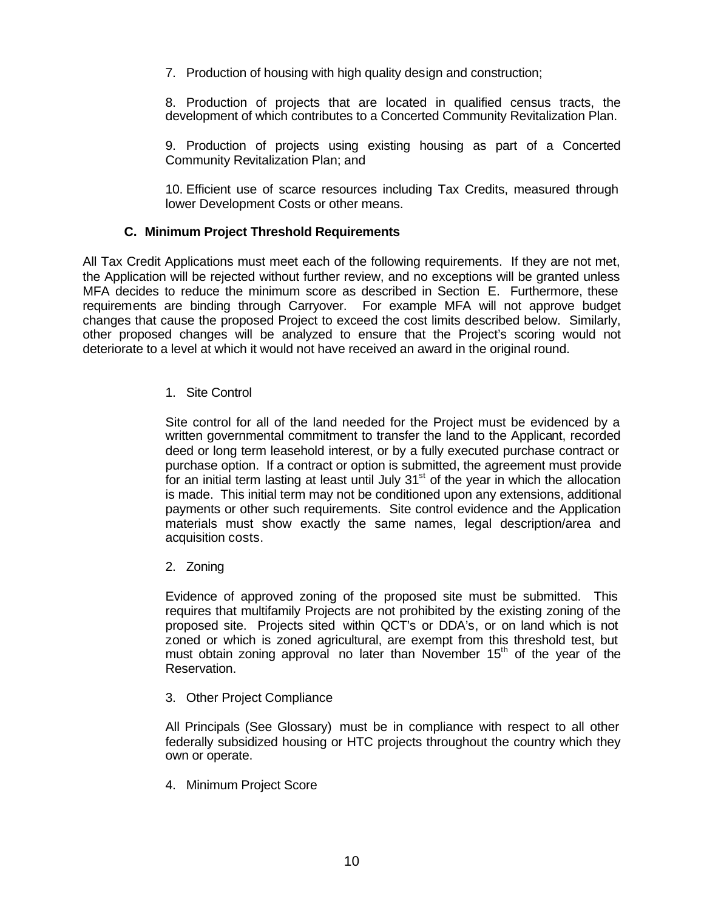7. Production of housing with high quality design and construction;

8. Production of projects that are located in qualified census tracts, the development of which contributes to a Concerted Community Revitalization Plan.

9. Production of projects using existing housing as part of a Concerted Community Revitalization Plan; and

10. Efficient use of scarce resources including Tax Credits, measured through lower Development Costs or other means.

### C. Minimum Project Threshold Requirements

All Tax Credit Applications must meet each of the following requirements. If they are not met, the Application will be rejected without further review, and no exceptions will be granted unless MFA decides to reduce the minimum score as described in Section E. Furthermore, these requirements are binding through Carryover. For example MFA will not approve budget changes that cause the proposed Project to exceed the cost limits described below. Similarly, other proposed changes will be analyzed to ensure that the Project's scoring would not deteriorate to a level at which it would not have received an award in the original round.

1. Site Control

   Site control for all of the land needed for the Project must be evidenced by a written governmental commitment to transfer the land to the Applicant, recorded deed or long term leasehold interest, or by a fully executed purchase contract or purchase option. If a contract or option is submitted, the agreement must provide for an initial term lasting at least until July 31st of the year in which the allocation is made. This initial term may not be conditioned upon any extensions, additional payments or other such requirements. Site control evidence and the Application materials must show exactly the same names, legal description/area and acquisition costs.

2. Zoning

   Evidence of approved zoning of the proposed site must be submitted. This requires that multifamily Projects are not prohibited by the existing zoning of the proposed site. Projects sited within QCT's or DDA's, or on land which is not zoned or which is zoned agricultural, are exempt from this threshold test, but must obtain zoning approval no later than November 15th of the year of the Reservation.

3. Other Project Compliance

   All Principals (See Glossary) must be in compliance with respect to all other federally subsidized housing or HTC projects throughout the country which they own or operate.

4. Minimum Project Score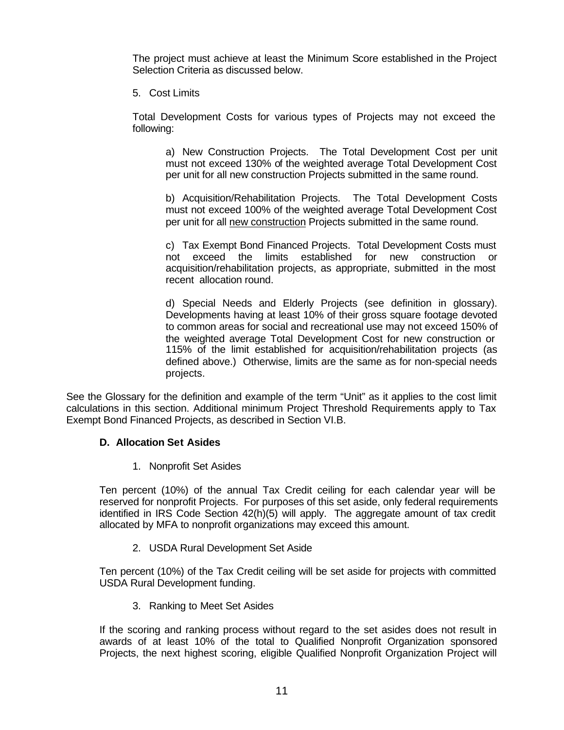The project must achieve at least the Minimum Score established in the Project Selection Criteria as discussed below.

5. Cost Limits

Total Development Costs for various types of Projects may not exceed the following:

a) New Construction Projects. The Total Development Cost per unit must not exceed 130% of the weighted average Total Development Cost per unit for all new construction Projects submitted in the same round.

b) Acquisition/Rehabilitation Projects. The Total Development Costs must not exceed 100% of the weighted average Total Development Cost per unit for all new construction Projects submitted in the same round.

c) Tax Exempt Bond Financed Projects. Total Development Costs must not exceed the limits established for new construction or acquisition/rehabilitation projects, as appropriate, submitted in the most recent allocation round.

d) Special Needs and Elderly Projects (see definition in glossary). Developments having at least 10% of their gross square footage devoted to common areas for social and recreational use may not exceed 150% of the weighted average Total Development Cost for new construction or 115% of the limit established for acquisition/rehabilitation projects (as defined above.) Otherwise, limits are the same as for non-special needs projects.

See the Glossary for the definition and example of the term "Unit" as it applies to the cost limit calculations in this section. Additional minimum Project Threshold Requirements apply to Tax Exempt Bond Financed Projects, as described in Section VI.B.

### D. Allocation Set Asides

1. Nonprofit Set Asides

Ten percent (10%) of the annual Tax Credit ceiling for each calendar year will be reserved for nonprofit Projects. For purposes of this set aside, only federal requirements identified in IRS Code Section 42(h)(5) will apply. The aggregate amount of tax credit allocated by MFA to nonprofit organizations may exceed this amount.

2. USDA Rural Development Set Aside

Ten percent (10%) of the Tax Credit ceiling will be set aside for projects with committed USDA Rural Development funding.

3. Ranking to Meet Set Asides

If the scoring and ranking process without regard to the set asides does not result in awards of at least 10% of the total to Qualified Nonprofit Organization sponsored Projects, the next highest scoring, eligible Qualified Nonprofit Organization Project will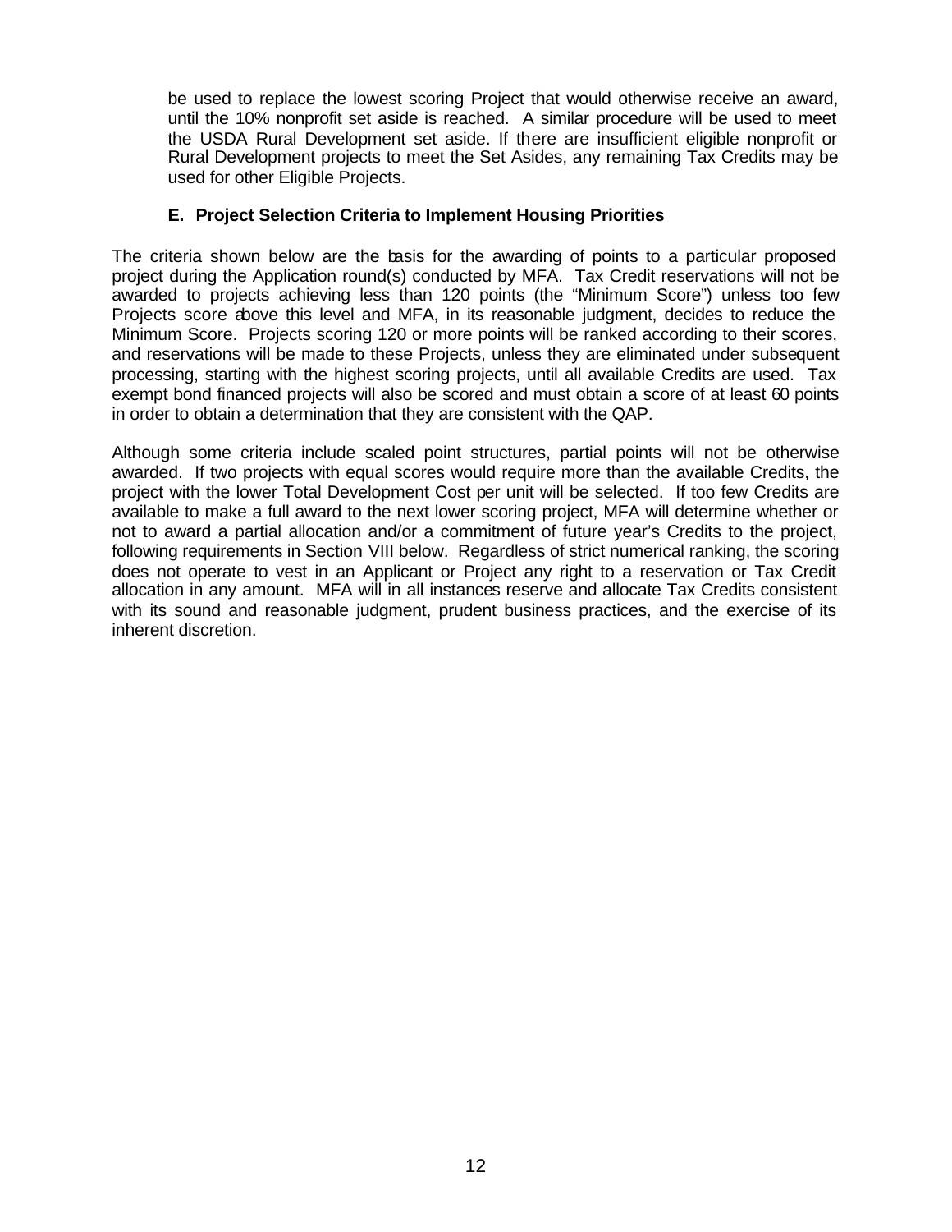be used to replace the lowest scoring Project that would otherwise receive an award, until the 10% nonprofit set aside is reached. A similar procedure will be used to meet the USDA Rural Development set aside. If there are insufficient eligible nonprofit or Rural Development projects to meet the Set Asides, any remaining Tax Credits may be used for other Eligible Projects.

### E. Project Selection Criteria to Implement Housing Priorities

The criteria shown below are the basis for the awarding of points to a particular proposed project during the Application round(s) conducted by MFA. Tax Credit reservations will not be awarded to projects achieving less than 120 points (the "Minimum Score") unless too few Projects score above this level and MFA, in its reasonable judgment, decides to reduce the Minimum Score. Projects scoring 120 or more points will be ranked according to their scores, and reservations will be made to these Projects, unless they are eliminated under subsequent processing, starting with the highest scoring projects, until all available Credits are used. Tax exempt bond financed projects will also be scored and must obtain a score of at least 60 points in order to obtain a determination that they are consistent with the QAP.

Although some criteria include scaled point structures, partial points will not be otherwise awarded. If two projects with equal scores would require more than the available Credits, the project with the lower Total Development Cost per unit will be selected. If too few Credits are available to make a full award to the next lower scoring project, MFA will determine whether or not to award a partial allocation and/or a commitment of future year's Credits to the project, following requirements in Section VIII below. Regardless of strict numerical ranking, the scoring does not operate to vest in an Applicant or Project any right to a reservation or Tax Credit allocation in any amount. MFA will in all instances reserve and allocate Tax Credits consistent with its sound and reasonable judgment, prudent business practices, and the exercise of its inherent discretion.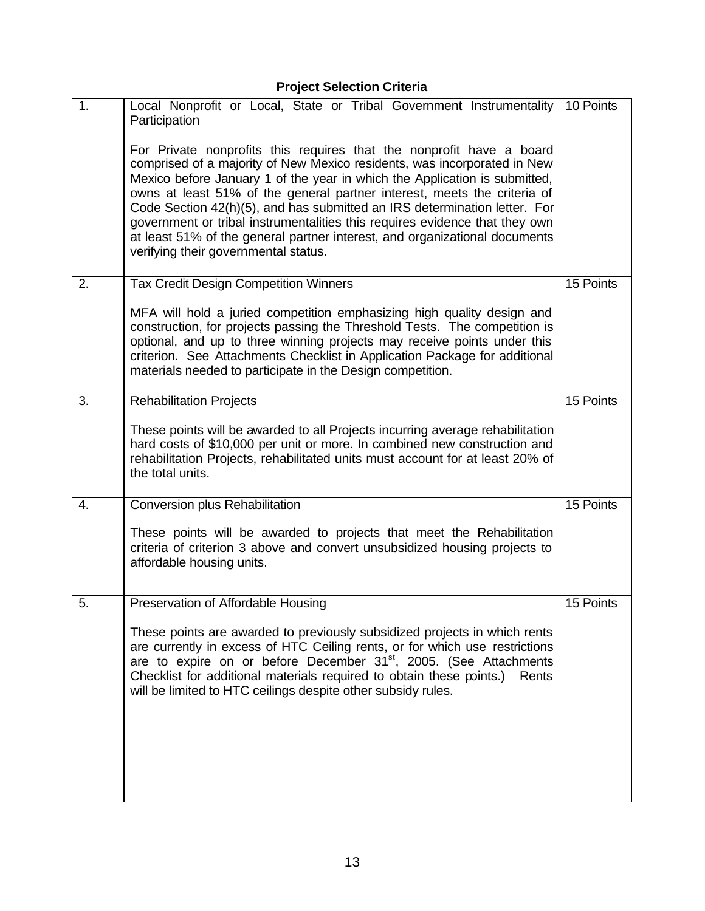**Project Selection Criteria**

| | | |
|---|---|---|
| 1. | Local Nonprofit or Local, State or Tribal Government Instrumentality Participation<br><br>For Private nonprofits this requires that the nonprofit have a board comprised of a majority of New Mexico residents, was incorporated in New Mexico before January 1 of the year in which the Application is submitted, owns at least 51% of the general partner interest, meets the criteria of Code Section 42(h)(5), and has submitted an IRS determination letter. For government or tribal instrumentalities this requires evidence that they own at least 51% of the general partner interest, and organizational documents verifying their governmental status. | 10 Points |
| 2. | Tax Credit Design Competition Winners<br><br>MFA will hold a juried competition emphasizing high quality design and construction, for projects passing the Threshold Tests. The competition is optional, and up to three winning projects may receive points under this criterion. See Attachments Checklist in Application Package for additional materials needed to participate in the Design competition. | 15 Points |
| 3. | Rehabilitation Projects<br><br>These points will be awarded to all Projects incurring average rehabilitation hard costs of $10,000 per unit or more. In combined new construction and rehabilitation Projects, rehabilitated units must account for at least 20% of the total units. | 15 Points |
| 4. | Conversion plus Rehabilitation<br><br>These points will be awarded to projects that meet the Rehabilitation criteria of criterion 3 above and convert unsubsidized housing projects to affordable housing units. | 15 Points |
| 5. | Preservation of Affordable Housing<br><br>These points are awarded to previously subsidized projects in which rents are currently in excess of HTC Ceiling rents, or for which use restrictions are to expire on or before December 31st, 2005. (See Attachments Checklist for additional materials required to obtain these points.) Rents will be limited to HTC ceilings despite other subsidy rules. | 15 Points |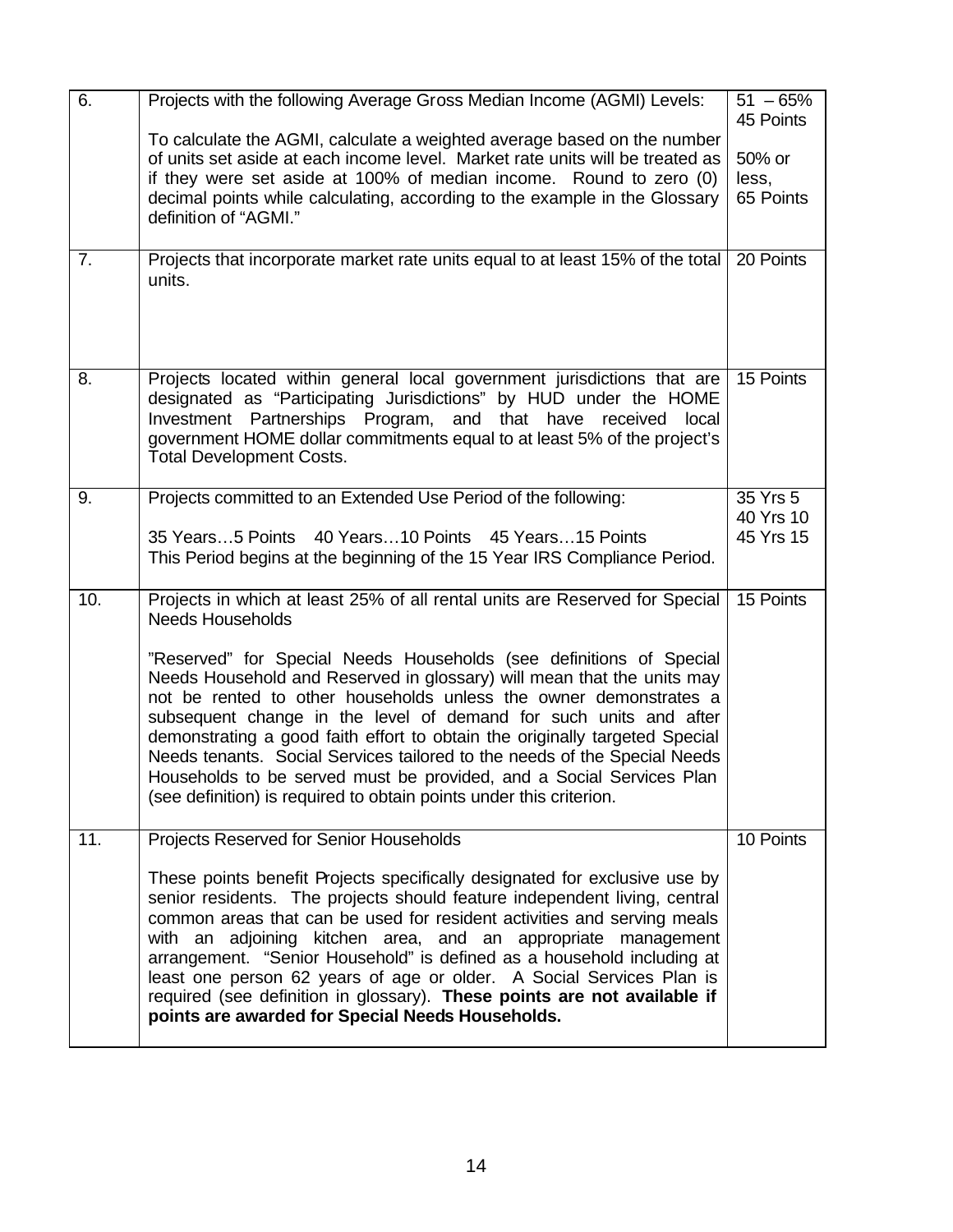| | | |
|---|---|---|
| 6. | Projects with the following Average Gross Median Income (AGMI) Levels:<br><br>To calculate the AGMI, calculate a weighted average based on the number of units set aside at each income level. Market rate units will be treated as if they were set aside at 100% of median income. Round to zero (0) decimal points while calculating, according to the example in the Glossary definition of "AGMI." | 51 – 65% 45 Points<br><br>50% or less, 65 Points |
| 7. | Projects that incorporate market rate units equal to at least 15% of the total units. | 20 Points |
| 8. | Projects located within general local government jurisdictions that are designated as "Participating Jurisdictions" by HUD under the HOME Investment Partnerships Program, and that have received local government HOME dollar commitments equal to at least 5% of the project's Total Development Costs. | 15 Points |
| 9. | Projects committed to an Extended Use Period of the following:<br><br>35 Years…5 Points   40 Years…10 Points   45 Years…15 Points<br>This Period begins at the beginning of the 15 Year IRS Compliance Period. | 35 Yrs 5<br>40 Yrs 10<br>45 Yrs 15 |
| 10. | Projects in which at least 25% of all rental units are Reserved for Special Needs Households<br><br>"Reserved" for Special Needs Households (see definitions of Special Needs Household and Reserved in glossary) will mean that the units may not be rented to other households unless the owner demonstrates a subsequent change in the level of demand for such units and after demonstrating a good faith effort to obtain the originally targeted Special Needs tenants. Social Services tailored to the needs of the Special Needs Households to be served must be provided, and a Social Services Plan (see definition) is required to obtain points under this criterion. | 15 Points |
| 11. | Projects Reserved for Senior Households<br><br>These points benefit Projects specifically designated for exclusive use by senior residents. The projects should feature independent living, central common areas that can be used for resident activities and serving meals with an adjoining kitchen area, and an appropriate management arrangement. "Senior Household" is defined as a household including at least one person 62 years of age or older. A Social Services Plan is required (see definition in glossary). **These points are not available if points are awarded for Special Needs Households.** | 10 Points |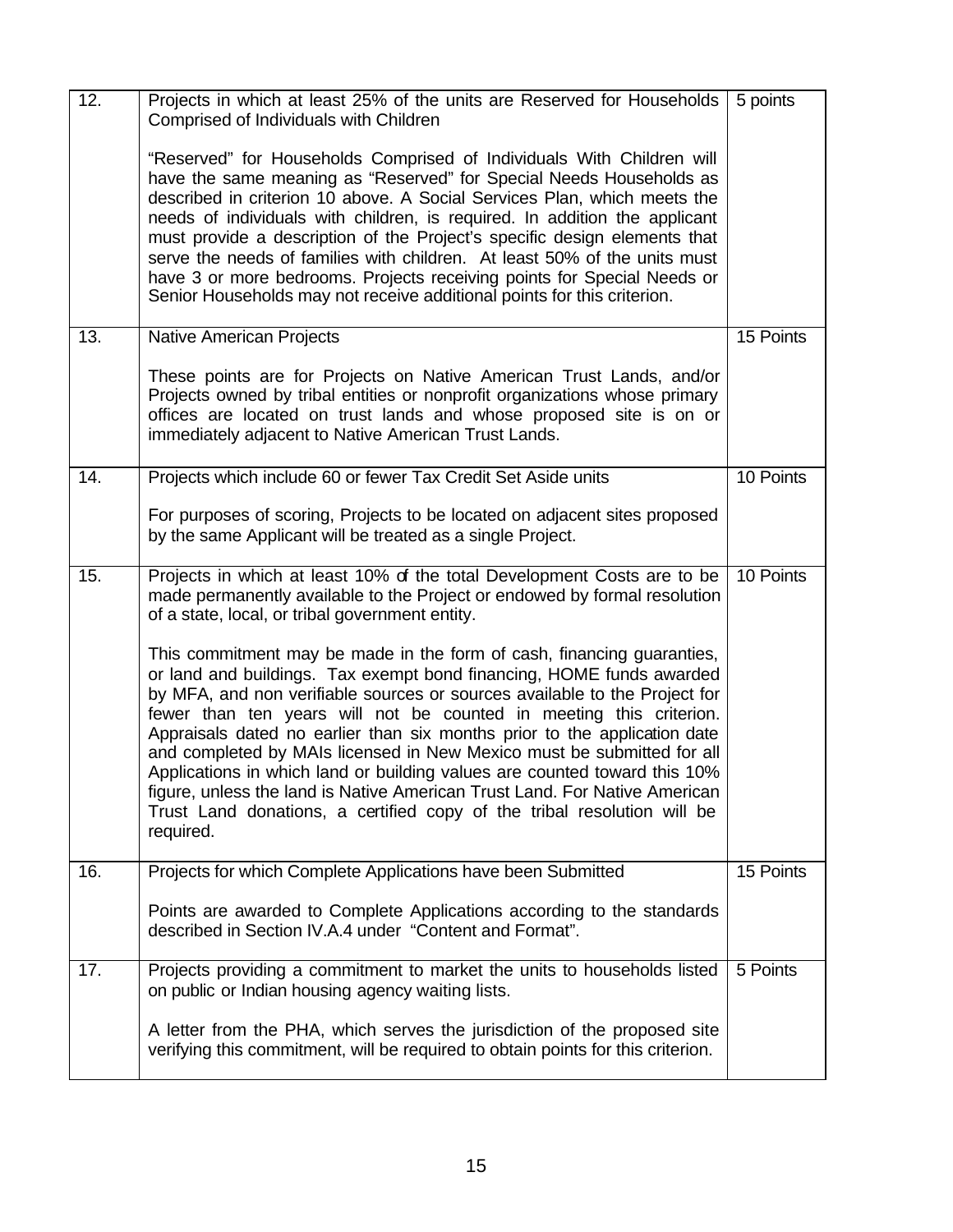| | | |
|---|---|---|
| 12. | Projects in which at least 25% of the units are Reserved for Households Comprised of Individuals with Children<br><br>"Reserved" for Households Comprised of Individuals With Children will have the same meaning as "Reserved" for Special Needs Households as described in criterion 10 above. A Social Services Plan, which meets the needs of individuals with children, is required. In addition the applicant must provide a description of the Project's specific design elements that serve the needs of families with children. At least 50% of the units must have 3 or more bedrooms. Projects receiving points for Special Needs or Senior Households may not receive additional points for this criterion. | 5 points |
| 13. | Native American Projects<br><br>These points are for Projects on Native American Trust Lands, and/or Projects owned by tribal entities or nonprofit organizations whose primary offices are located on trust lands and whose proposed site is on or immediately adjacent to Native American Trust Lands. | 15 Points |
| 14. | Projects which include 60 or fewer Tax Credit Set Aside units<br><br>For purposes of scoring, Projects to be located on adjacent sites proposed by the same Applicant will be treated as a single Project. | 10 Points |
| 15. | Projects in which at least 10% of the total Development Costs are to be made permanently available to the Project or endowed by formal resolution of a state, local, or tribal government entity.<br><br>This commitment may be made in the form of cash, financing guaranties, or land and buildings. Tax exempt bond financing, HOME funds awarded by MFA, and non verifiable sources or sources available to the Project for fewer than ten years will not be counted in meeting this criterion. Appraisals dated no earlier than six months prior to the application date and completed by MAIs licensed in New Mexico must be submitted for all Applications in which land or building values are counted toward this 10% figure, unless the land is Native American Trust Land. For Native American Trust Land donations, a certified copy of the tribal resolution will be required. | 10 Points |
| 16. | Projects for which Complete Applications have been Submitted<br><br>Points are awarded to Complete Applications according to the standards described in Section IV.A.4 under "Content and Format". | 15 Points |
| 17. | Projects providing a commitment to market the units to households listed on public or Indian housing agency waiting lists.<br><br>A letter from the PHA, which serves the jurisdiction of the proposed site verifying this commitment, will be required to obtain points for this criterion. | 5 Points |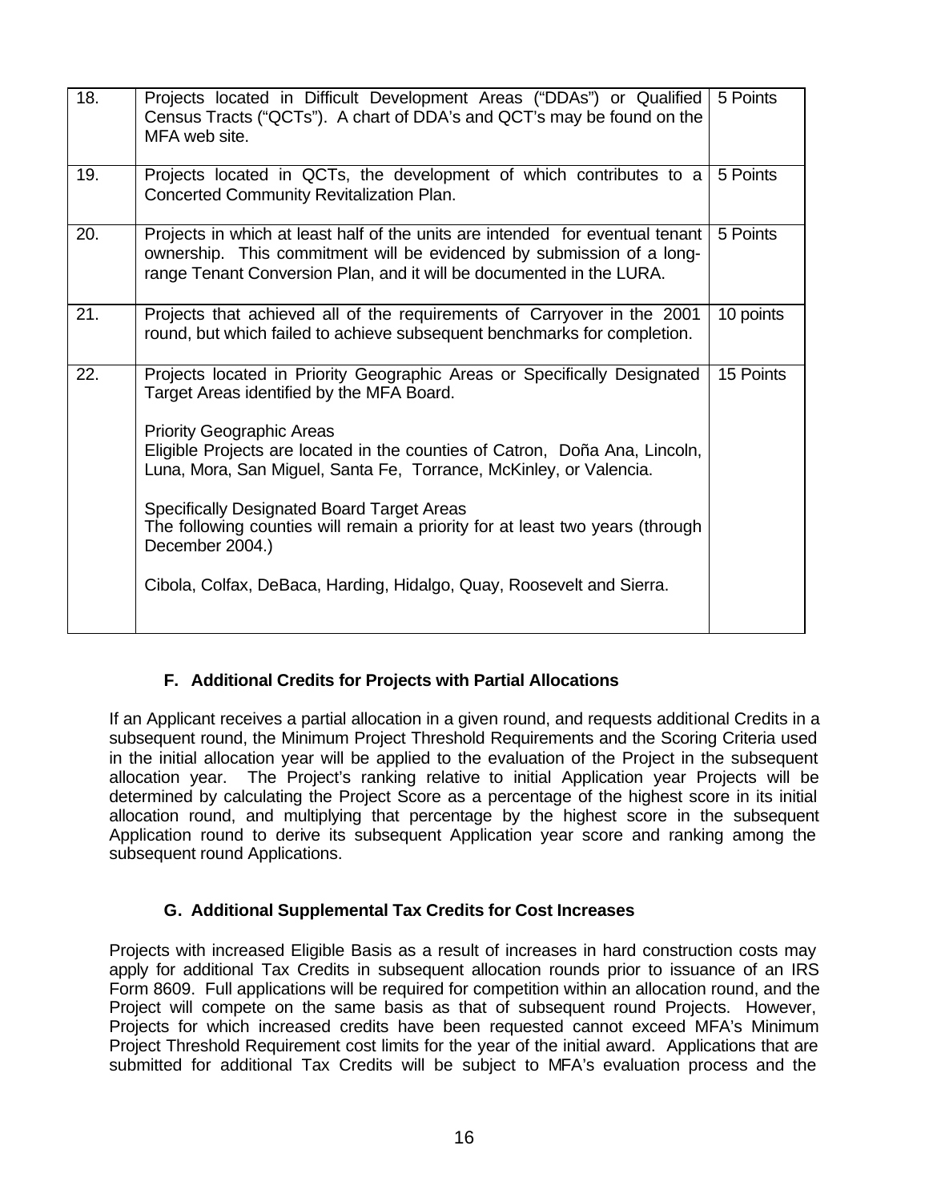| | | |
|---|---|---|
| 18. | Projects located in Difficult Development Areas ("DDAs") or Qualified Census Tracts ("QCTs"). A chart of DDA's and QCT's may be found on the MFA web site. | 5 Points |
| 19. | Projects located in QCTs, the development of which contributes to a Concerted Community Revitalization Plan. | 5 Points |
| 20. | Projects in which at least half of the units are intended for eventual tenant ownership. This commitment will be evidenced by submission of a long-range Tenant Conversion Plan, and it will be documented in the LURA. | 5 Points |
| 21. | Projects that achieved all of the requirements of Carryover in the 2001 round, but which failed to achieve subsequent benchmarks for completion. | 10 points |
| 22. | Projects located in Priority Geographic Areas or Specifically Designated Target Areas identified by the MFA Board.<br><br>Priority Geographic Areas<br>Eligible Projects are located in the counties of Catron, Doña Ana, Lincoln, Luna, Mora, San Miguel, Santa Fe, Torrance, McKinley, or Valencia.<br><br>Specifically Designated Board Target Areas<br>The following counties will remain a priority for at least two years (through December 2004.)<br><br>Cibola, Colfax, DeBaca, Harding, Hidalgo, Quay, Roosevelt and Sierra. | 15 Points |

### F. Additional Credits for Projects with Partial Allocations

If an Applicant receives a partial allocation in a given round, and requests additional Credits in a subsequent round, the Minimum Project Threshold Requirements and the Scoring Criteria used in the initial allocation year will be applied to the evaluation of the Project in the subsequent allocation year. The Project's ranking relative to initial Application year Projects will be determined by calculating the Project Score as a percentage of the highest score in its initial allocation round, and multiplying that percentage by the highest score in the subsequent Application round to derive its subsequent Application year score and ranking among the subsequent round Applications.

### G. Additional Supplemental Tax Credits for Cost Increases

Projects with increased Eligible Basis as a result of increases in hard construction costs may apply for additional Tax Credits in subsequent allocation rounds prior to issuance of an IRS Form 8609. Full applications will be required for competition within an allocation round, and the Project will compete on the same basis as that of subsequent round Projects. However, Projects for which increased credits have been requested cannot exceed MFA's Minimum Project Threshold Requirement cost limits for the year of the initial award. Applications that are submitted for additional Tax Credits will be subject to MFA's evaluation process and the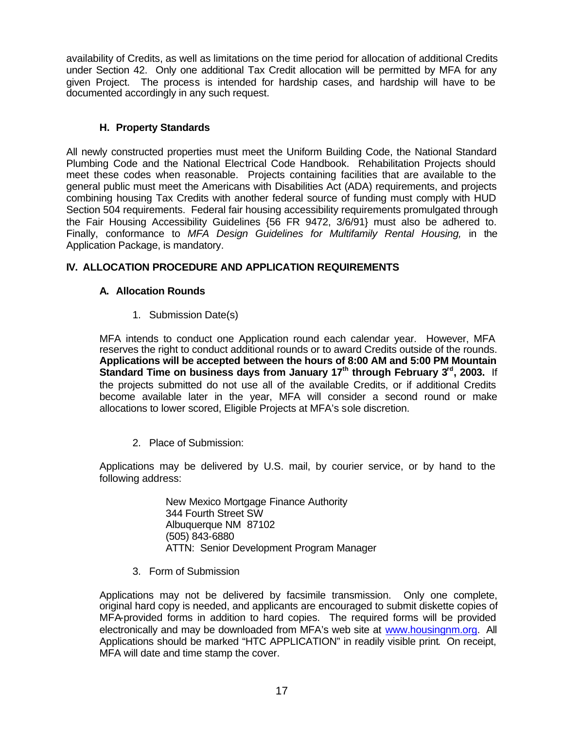availability of Credits, as well as limitations on the time period for allocation of additional Credits under Section 42. Only one additional Tax Credit allocation will be permitted by MFA for any given Project. The process is intended for hardship cases, and hardship will have to be documented accordingly in any such request.

### H. Property Standards

All newly constructed properties must meet the Uniform Building Code, the National Standard Plumbing Code and the National Electrical Code Handbook. Rehabilitation Projects should meet these codes when reasonable. Projects containing facilities that are available to the general public must meet the Americans with Disabilities Act (ADA) requirements, and projects combining housing Tax Credits with another federal source of funding must comply with HUD Section 504 requirements. Federal fair housing accessibility requirements promulgated through the Fair Housing Accessibility Guidelines {56 FR 9472, 3/6/91} must also be adhered to. Finally, conformance to *MFA Design Guidelines for Multifamily Rental Housing,* in the Application Package, is mandatory.

## IV. ALLOCATION PROCEDURE AND APPLICATION REQUIREMENTS

### A. Allocation Rounds

1. Submission Date(s)

MFA intends to conduct one Application round each calendar year. However, MFA reserves the right to conduct additional rounds or to award Credits outside of the rounds. **Applications will be accepted between the hours of 8:00 AM and 5:00 PM Mountain Standard Time on business days from January 17th through February 3rd, 2003.** If the projects submitted do not use all of the available Credits, or if additional Credits become available later in the year, MFA will consider a second round or make allocations to lower scored, Eligible Projects at MFA's sole discretion.

2. Place of Submission:

Applications may be delivered by U.S. mail, by courier service, or by hand to the following address:

New Mexico Mortgage Finance Authority
344 Fourth Street SW
Albuquerque NM 87102
(505) 843-6880
ATTN: Senior Development Program Manager

3. Form of Submission

Applications may not be delivered by facsimile transmission. Only one complete, original hard copy is needed, and applicants are encouraged to submit diskette copies of MFA-provided forms in addition to hard copies. The required forms will be provided electronically and may be downloaded from MFA's web site at www.housingnm.org. All Applications should be marked "HTC APPLICATION" in readily visible print. On receipt, MFA will date and time stamp the cover.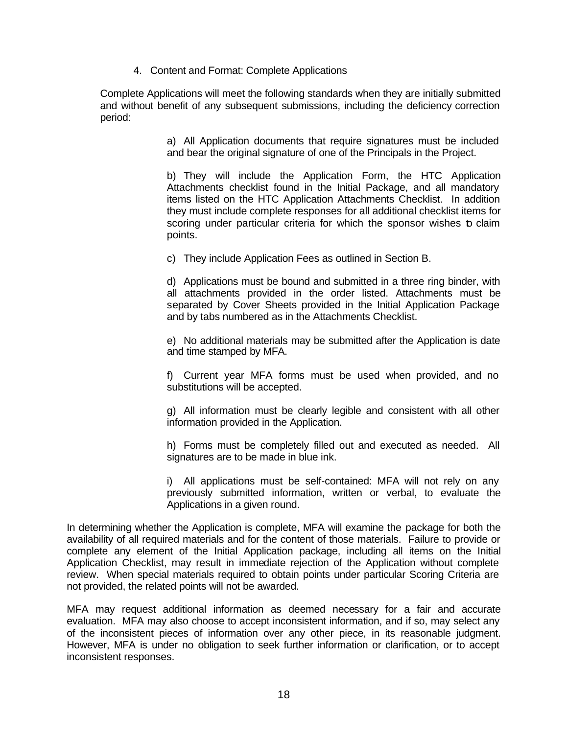4. Content and Format: Complete Applications

Complete Applications will meet the following standards when they are initially submitted and without benefit of any subsequent submissions, including the deficiency correction period:

a) All Application documents that require signatures must be included and bear the original signature of one of the Principals in the Project.

b) They will include the Application Form, the HTC Application Attachments checklist found in the Initial Package, and all mandatory items listed on the HTC Application Attachments Checklist. In addition they must include complete responses for all additional checklist items for scoring under particular criteria for which the sponsor wishes to claim points.

c) They include Application Fees as outlined in Section B.

d) Applications must be bound and submitted in a three ring binder, with all attachments provided in the order listed. Attachments must be separated by Cover Sheets provided in the Initial Application Package and by tabs numbered as in the Attachments Checklist.

e) No additional materials may be submitted after the Application is date and time stamped by MFA.

f) Current year MFA forms must be used when provided, and no substitutions will be accepted.

g) All information must be clearly legible and consistent with all other information provided in the Application.

h) Forms must be completely filled out and executed as needed. All signatures are to be made in blue ink.

i) All applications must be self-contained: MFA will not rely on any previously submitted information, written or verbal, to evaluate the Applications in a given round.

In determining whether the Application is complete, MFA will examine the package for both the availability of all required materials and for the content of those materials. Failure to provide or complete any element of the Initial Application package, including all items on the Initial Application Checklist, may result in immediate rejection of the Application without complete review. When special materials required to obtain points under particular Scoring Criteria are not provided, the related points will not be awarded.

MFA may request additional information as deemed necessary for a fair and accurate evaluation. MFA may also choose to accept inconsistent information, and if so, may select any of the inconsistent pieces of information over any other piece, in its reasonable judgment. However, MFA is under no obligation to seek further information or clarification, or to accept inconsistent responses.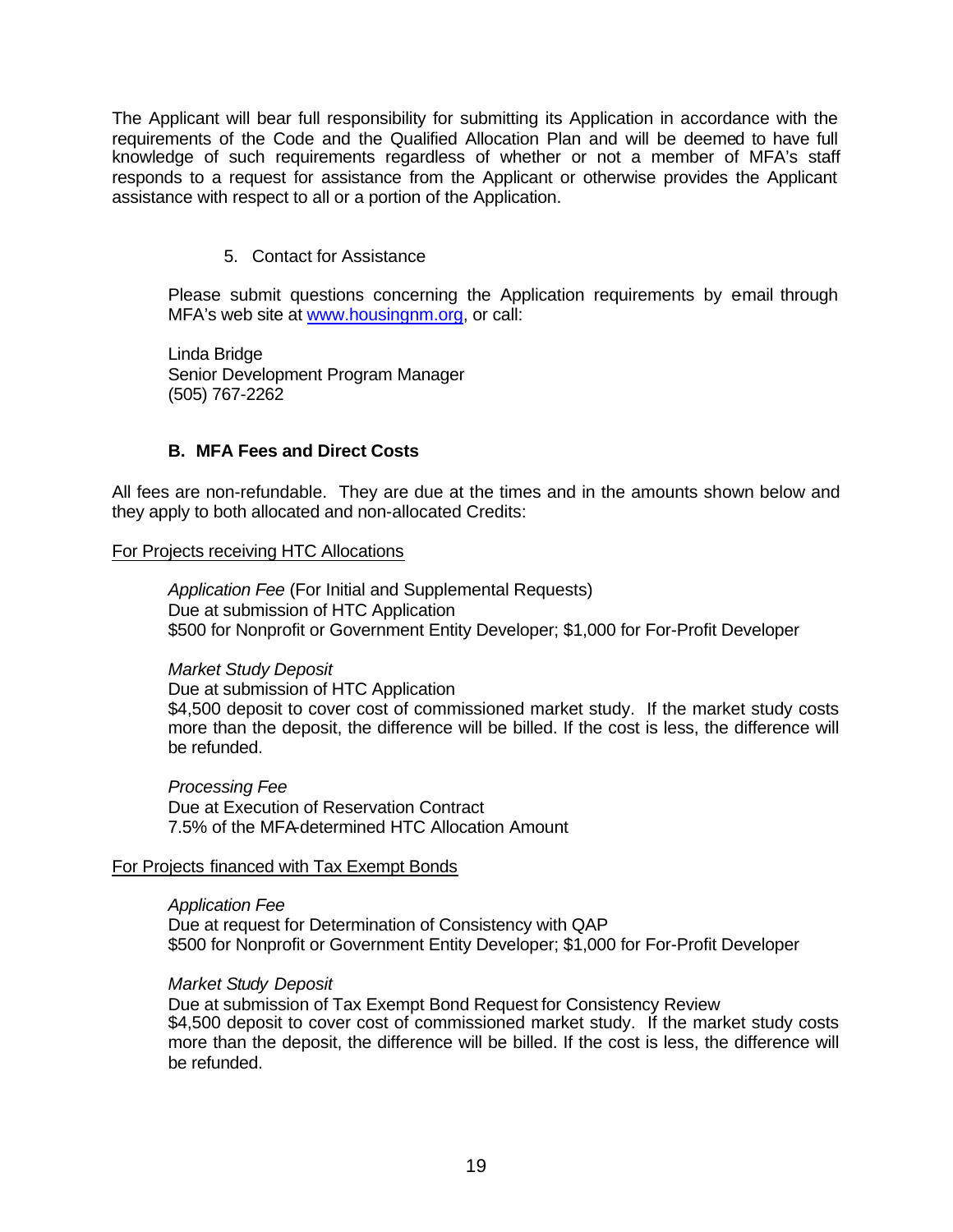The Applicant will bear full responsibility for submitting its Application in accordance with the requirements of the Code and the Qualified Allocation Plan and will be deemed to have full knowledge of such requirements regardless of whether or not a member of MFA's staff responds to a request for assistance from the Applicant or otherwise provides the Applicant assistance with respect to all or a portion of the Application.

5. Contact for Assistance

Please submit questions concerning the Application requirements by email through MFA's web site at [www.housingnm.org](http://www.housingnm.org), or call:

Linda Bridge
Senior Development Program Manager
(505) 767-2262

### B. MFA Fees and Direct Costs

All fees are non-refundable. They are due at the times and in the amounts shown below and they apply to both allocated and non-allocated Credits:

<u>For Projects receiving HTC Allocations</u>

*Application Fee* (For Initial and Supplemental Requests)
Due at submission of HTC Application
\$500 for Nonprofit or Government Entity Developer; \$1,000 for For-Profit Developer

*Market Study Deposit*
Due at submission of HTC Application
\$4,500 deposit to cover cost of commissioned market study. If the market study costs more than the deposit, the difference will be billed. If the cost is less, the difference will be refunded.

*Processing Fee*
Due at Execution of Reservation Contract
7.5% of the MFA-determined HTC Allocation Amount

<u>For Projects financed with Tax Exempt Bonds</u>

*Application Fee*
Due at request for Determination of Consistency with QAP
\$500 for Nonprofit or Government Entity Developer; \$1,000 for For-Profit Developer

*Market Study Deposit*
Due at submission of Tax Exempt Bond Request for Consistency Review
\$4,500 deposit to cover cost of commissioned market study. If the market study costs more than the deposit, the difference will be billed. If the cost is less, the difference will be refunded.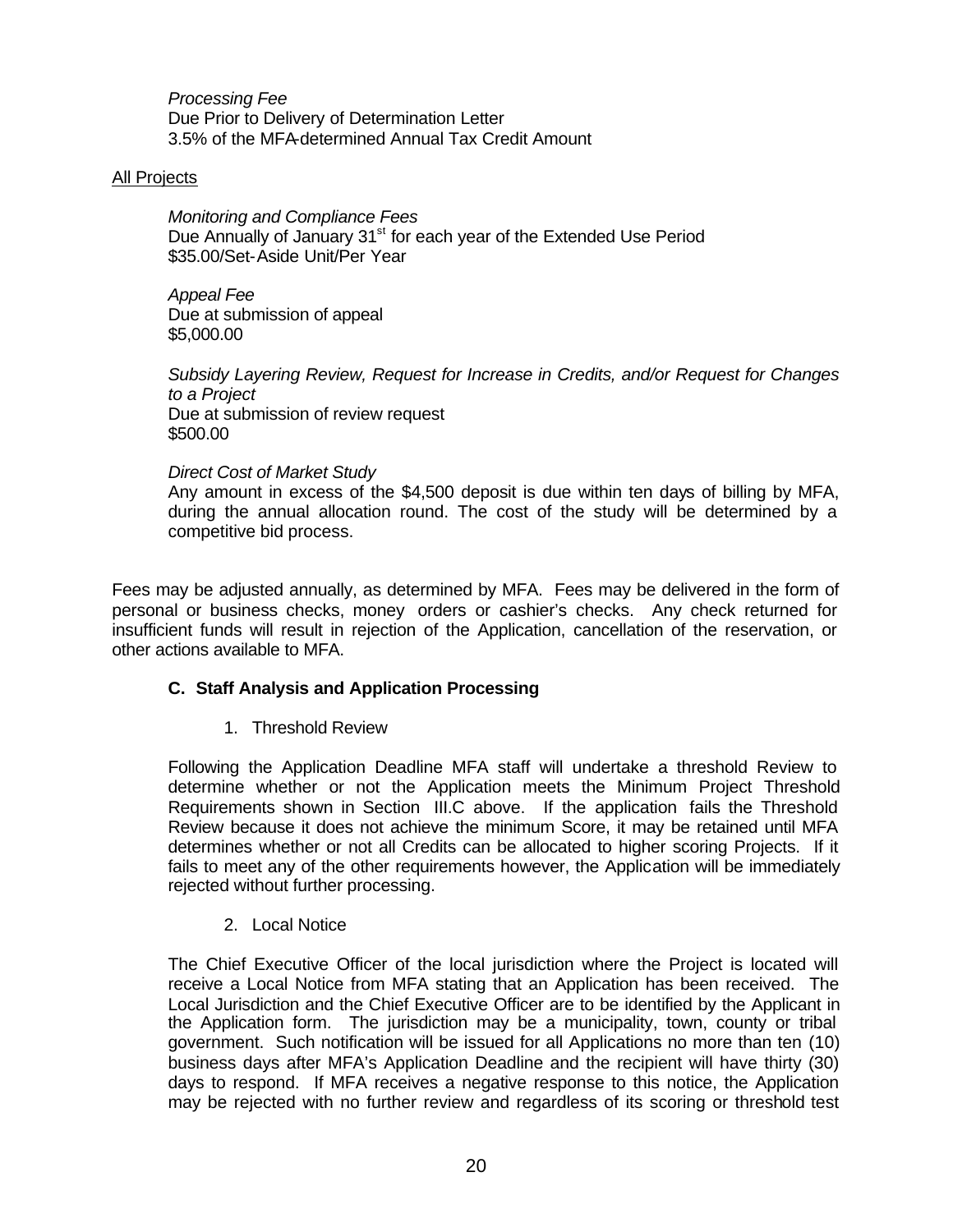*Processing Fee*
Due Prior to Delivery of Determination Letter
3.5% of the MFA-determined Annual Tax Credit Amount

<u>All Projects</u>

*Monitoring and Compliance Fees*
Due Annually of January 31st for each year of the Extended Use Period
$35.00/Set-Aside Unit/Per Year

*Appeal Fee*
Due at submission of appeal
$5,000.00

*Subsidy Layering Review, Request for Increase in Credits, and/or Request for Changes to a Project*
Due at submission of review request
$500.00

*Direct Cost of Market Study*
Any amount in excess of the $4,500 deposit is due within ten days of billing by MFA, during the annual allocation round. The cost of the study will be determined by a competitive bid process.

Fees may be adjusted annually, as determined by MFA. Fees may be delivered in the form of personal or business checks, money orders or cashier's checks. Any check returned for insufficient funds will result in rejection of the Application, cancellation of the reservation, or other actions available to MFA.

### C. Staff Analysis and Application Processing

1. Threshold Review

Following the Application Deadline MFA staff will undertake a threshold Review to determine whether or not the Application meets the Minimum Project Threshold Requirements shown in Section III.C above. If the application fails the Threshold Review because it does not achieve the minimum Score, it may be retained until MFA determines whether or not all Credits can be allocated to higher scoring Projects. If it fails to meet any of the other requirements however, the Application will be immediately rejected without further processing.

2. Local Notice

The Chief Executive Officer of the local jurisdiction where the Project is located will receive a Local Notice from MFA stating that an Application has been received. The Local Jurisdiction and the Chief Executive Officer are to be identified by the Applicant in the Application form. The jurisdiction may be a municipality, town, county or tribal government. Such notification will be issued for all Applications no more than ten (10) business days after MFA's Application Deadline and the recipient will have thirty (30) days to respond. If MFA receives a negative response to this notice, the Application may be rejected with no further review and regardless of its scoring or threshold test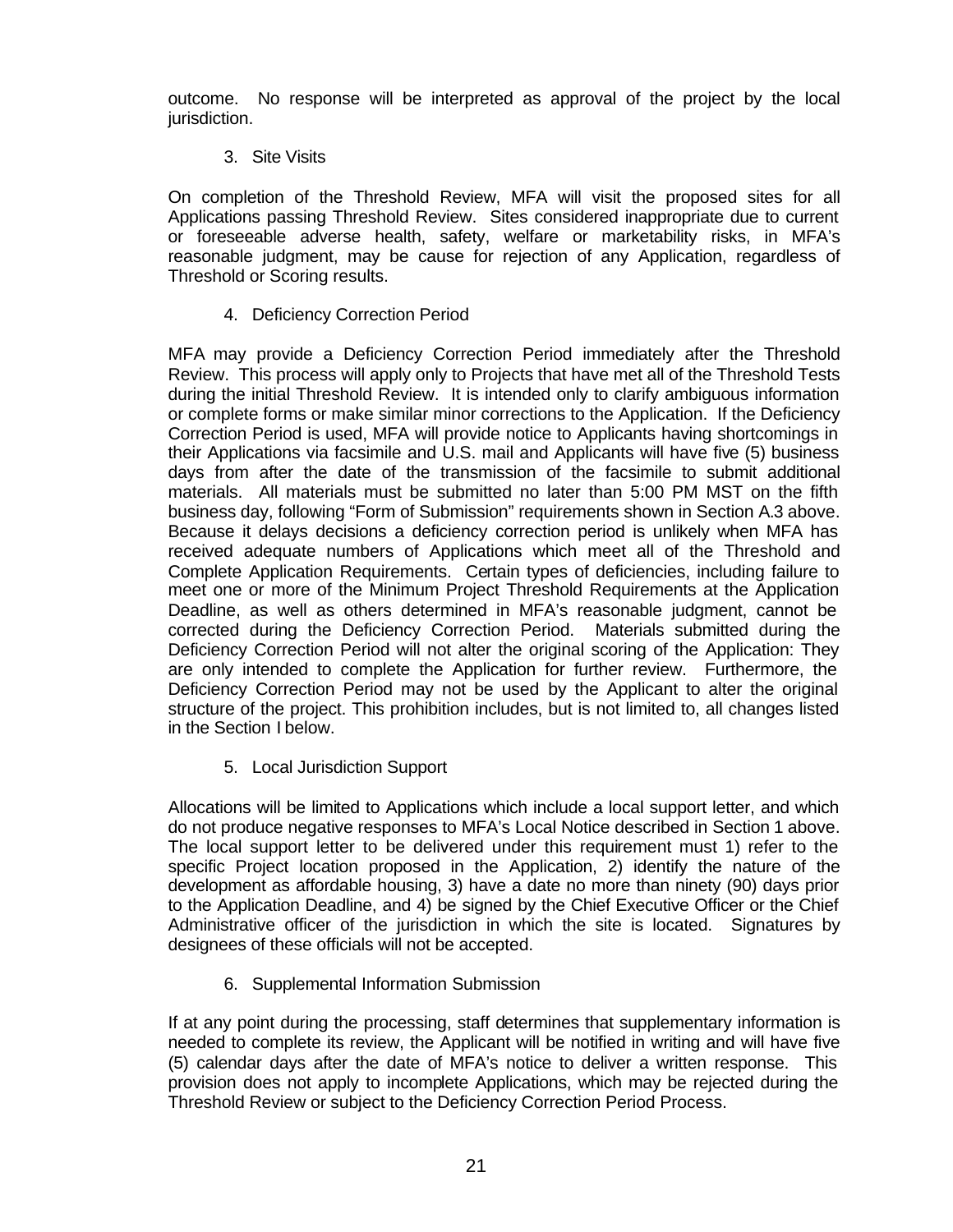outcome. No response will be interpreted as approval of the project by the local jurisdiction.

### 3. Site Visits

On completion of the Threshold Review, MFA will visit the proposed sites for all Applications passing Threshold Review. Sites considered inappropriate due to current or foreseeable adverse health, safety, welfare or marketability risks, in MFA's reasonable judgment, may be cause for rejection of any Application, regardless of Threshold or Scoring results.

### 4. Deficiency Correction Period

MFA may provide a Deficiency Correction Period immediately after the Threshold Review. This process will apply only to Projects that have met all of the Threshold Tests during the initial Threshold Review. It is intended only to clarify ambiguous information or complete forms or make similar minor corrections to the Application. If the Deficiency Correction Period is used, MFA will provide notice to Applicants having shortcomings in their Applications via facsimile and U.S. mail and Applicants will have five (5) business days from after the date of the transmission of the facsimile to submit additional materials. All materials must be submitted no later than 5:00 PM MST on the fifth business day, following "Form of Submission" requirements shown in Section A.3 above. Because it delays decisions a deficiency correction period is unlikely when MFA has received adequate numbers of Applications which meet all of the Threshold and Complete Application Requirements. Certain types of deficiencies, including failure to meet one or more of the Minimum Project Threshold Requirements at the Application Deadline, as well as others determined in MFA's reasonable judgment, cannot be corrected during the Deficiency Correction Period. Materials submitted during the Deficiency Correction Period will not alter the original scoring of the Application: They are only intended to complete the Application for further review. Furthermore, the Deficiency Correction Period may not be used by the Applicant to alter the original structure of the project. This prohibition includes, but is not limited to, all changes listed in the Section I below.

### 5. Local Jurisdiction Support

Allocations will be limited to Applications which include a local support letter, and which do not produce negative responses to MFA's Local Notice described in Section 1 above. The local support letter to be delivered under this requirement must 1) refer to the specific Project location proposed in the Application, 2) identify the nature of the development as affordable housing, 3) have a date no more than ninety (90) days prior to the Application Deadline, and 4) be signed by the Chief Executive Officer or the Chief Administrative officer of the jurisdiction in which the site is located. Signatures by designees of these officials will not be accepted.

### 6. Supplemental Information Submission

If at any point during the processing, staff determines that supplementary information is needed to complete its review, the Applicant will be notified in writing and will have five (5) calendar days after the date of MFA's notice to deliver a written response. This provision does not apply to incomplete Applications, which may be rejected during the Threshold Review or subject to the Deficiency Correction Period Process.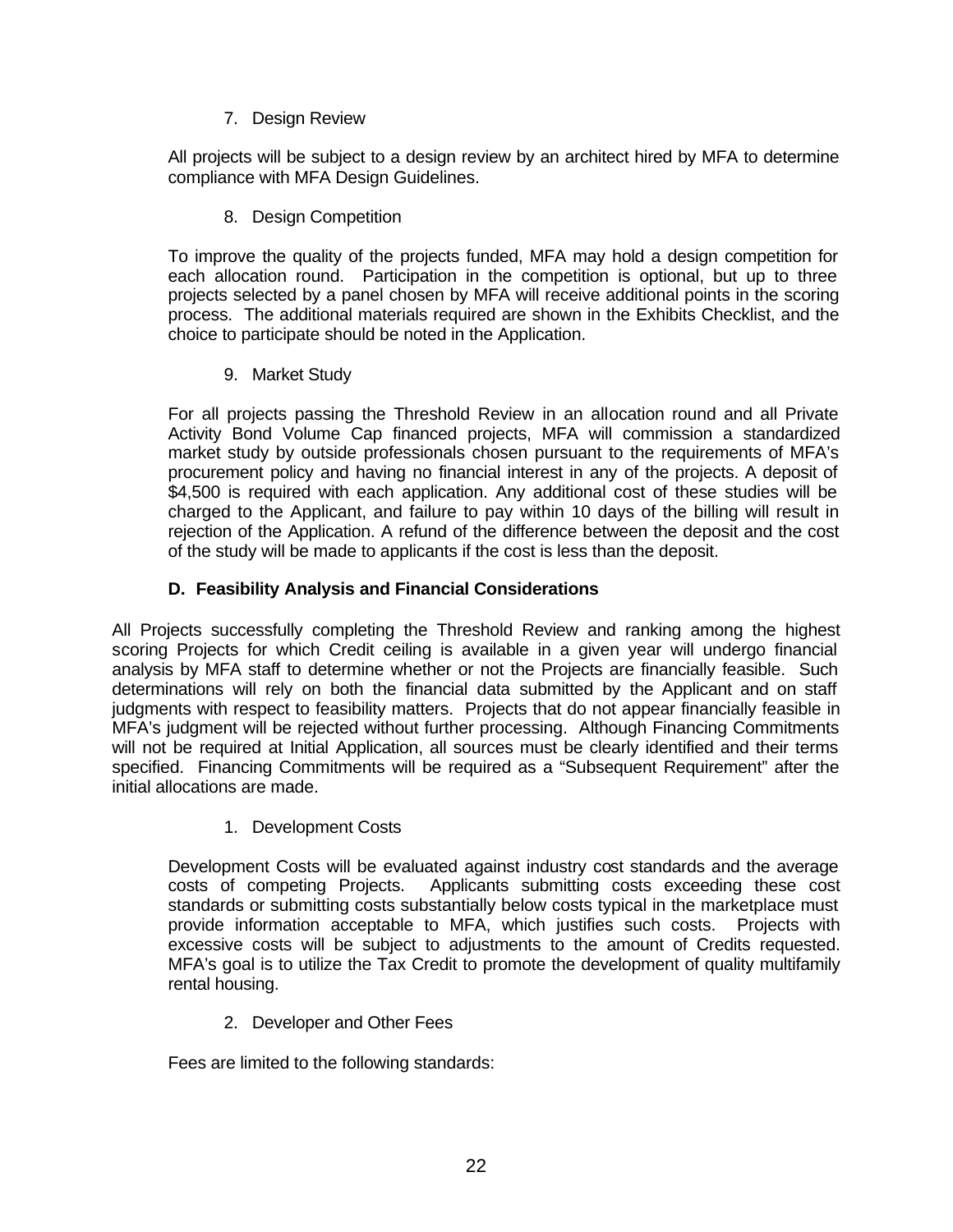7. Design Review

All projects will be subject to a design review by an architect hired by MFA to determine compliance with MFA Design Guidelines.

8. Design Competition

To improve the quality of the projects funded, MFA may hold a design competition for each allocation round. Participation in the competition is optional, but up to three projects selected by a panel chosen by MFA will receive additional points in the scoring process. The additional materials required are shown in the Exhibits Checklist, and the choice to participate should be noted in the Application.

9. Market Study

For all projects passing the Threshold Review in an allocation round and all Private Activity Bond Volume Cap financed projects, MFA will commission a standardized market study by outside professionals chosen pursuant to the requirements of MFA's procurement policy and having no financial interest in any of the projects. A deposit of $4,500 is required with each application. Any additional cost of these studies will be charged to the Applicant, and failure to pay within 10 days of the billing will result in rejection of the Application. A refund of the difference between the deposit and the cost of the study will be made to applicants if the cost is less than the deposit.

### D. Feasibility Analysis and Financial Considerations

All Projects successfully completing the Threshold Review and ranking among the highest scoring Projects for which Credit ceiling is available in a given year will undergo financial analysis by MFA staff to determine whether or not the Projects are financially feasible. Such determinations will rely on both the financial data submitted by the Applicant and on staff judgments with respect to feasibility matters. Projects that do not appear financially feasible in MFA's judgment will be rejected without further processing. Although Financing Commitments will not be required at Initial Application, all sources must be clearly identified and their terms specified. Financing Commitments will be required as a "Subsequent Requirement" after the initial allocations are made.

1. Development Costs

Development Costs will be evaluated against industry cost standards and the average costs of competing Projects. Applicants submitting costs exceeding these cost standards or submitting costs substantially below costs typical in the marketplace must provide information acceptable to MFA, which justifies such costs. Projects with excessive costs will be subject to adjustments to the amount of Credits requested. MFA's goal is to utilize the Tax Credit to promote the development of quality multifamily rental housing.

2. Developer and Other Fees

Fees are limited to the following standards: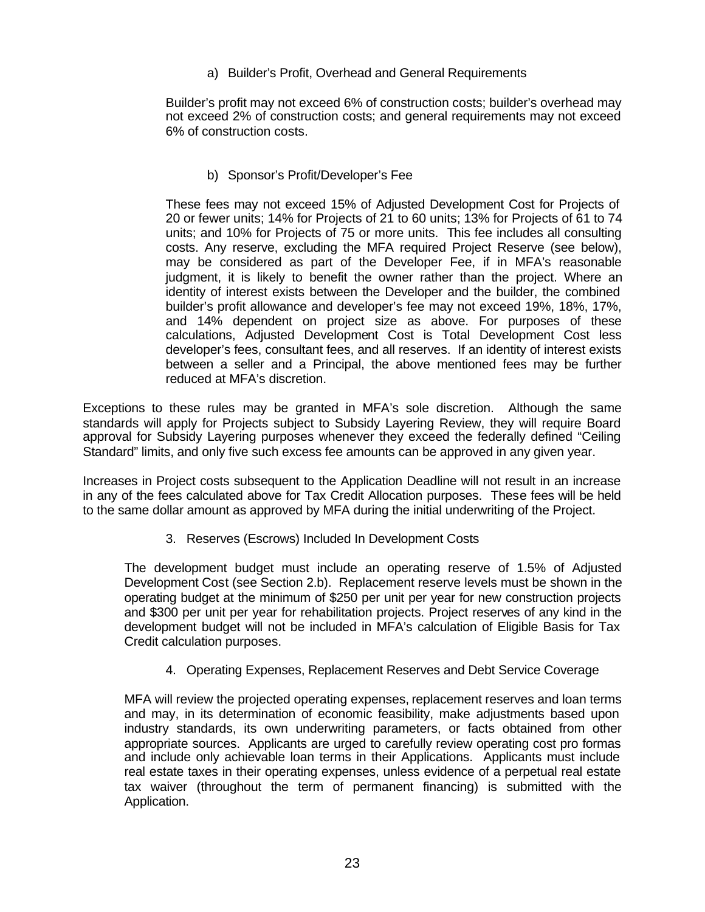#### a) Builder's Profit, Overhead and General Requirements

Builder's profit may not exceed 6% of construction costs; builder's overhead may not exceed 2% of construction costs; and general requirements may not exceed 6% of construction costs.

#### b) Sponsor's Profit/Developer's Fee

These fees may not exceed 15% of Adjusted Development Cost for Projects of 20 or fewer units; 14% for Projects of 21 to 60 units; 13% for Projects of 61 to 74 units; and 10% for Projects of 75 or more units. This fee includes all consulting costs. Any reserve, excluding the MFA required Project Reserve (see below), may be considered as part of the Developer Fee, if in MFA's reasonable judgment, it is likely to benefit the owner rather than the project. Where an identity of interest exists between the Developer and the builder, the combined builder's profit allowance and developer's fee may not exceed 19%, 18%, 17%, and 14% dependent on project size as above. For purposes of these calculations, Adjusted Development Cost is Total Development Cost less developer's fees, consultant fees, and all reserves. If an identity of interest exists between a seller and a Principal, the above mentioned fees may be further reduced at MFA's discretion.

Exceptions to these rules may be granted in MFA's sole discretion. Although the same standards will apply for Projects subject to Subsidy Layering Review, they will require Board approval for Subsidy Layering purposes whenever they exceed the federally defined "Ceiling Standard" limits, and only five such excess fee amounts can be approved in any given year.

Increases in Project costs subsequent to the Application Deadline will not result in an increase in any of the fees calculated above for Tax Credit Allocation purposes. These fees will be held to the same dollar amount as approved by MFA during the initial underwriting of the Project.

### 3. Reserves (Escrows) Included In Development Costs

The development budget must include an operating reserve of 1.5% of Adjusted Development Cost (see Section 2.b). Replacement reserve levels must be shown in the operating budget at the minimum of $250 per unit per year for new construction projects and $300 per unit per year for rehabilitation projects. Project reserves of any kind in the development budget will not be included in MFA's calculation of Eligible Basis for Tax Credit calculation purposes.

### 4. Operating Expenses, Replacement Reserves and Debt Service Coverage

MFA will review the projected operating expenses, replacement reserves and loan terms and may, in its determination of economic feasibility, make adjustments based upon industry standards, its own underwriting parameters, or facts obtained from other appropriate sources. Applicants are urged to carefully review operating cost pro formas and include only achievable loan terms in their Applications. Applicants must include real estate taxes in their operating expenses, unless evidence of a perpetual real estate tax waiver (throughout the term of permanent financing) is submitted with the Application.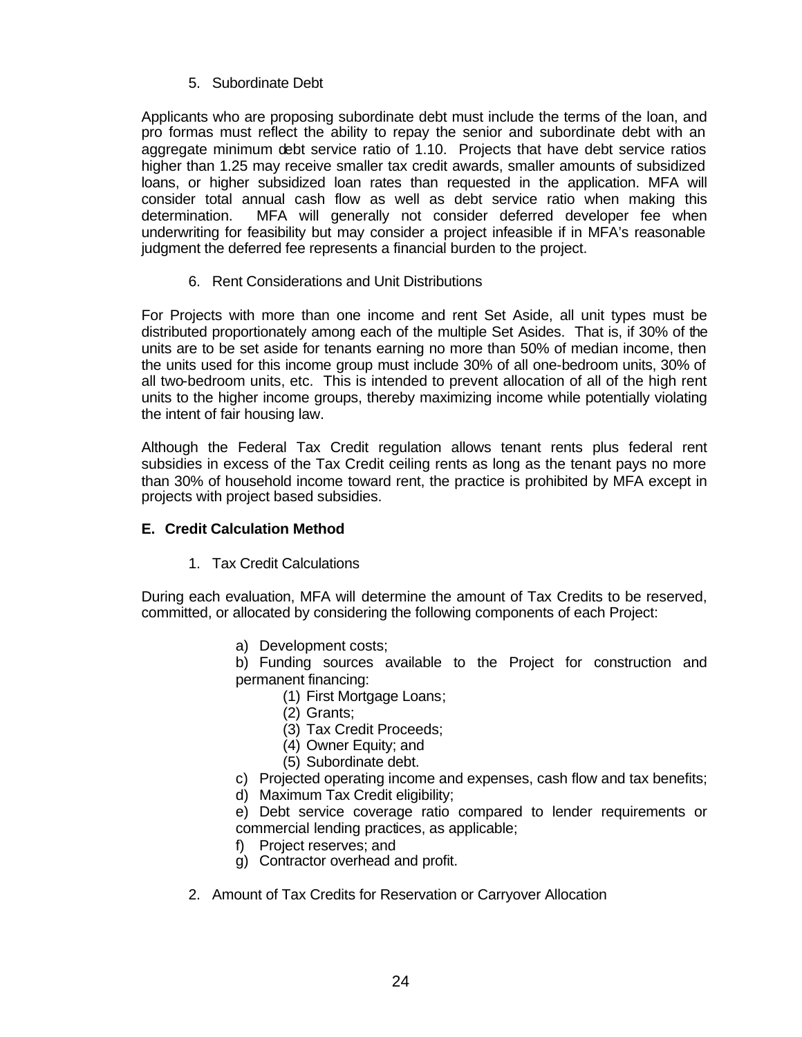5. Subordinate Debt

Applicants who are proposing subordinate debt must include the terms of the loan, and pro formas must reflect the ability to repay the senior and subordinate debt with an aggregate minimum debt service ratio of 1.10. Projects that have debt service ratios higher than 1.25 may receive smaller tax credit awards, smaller amounts of subsidized loans, or higher subsidized loan rates than requested in the application. MFA will consider total annual cash flow as well as debt service ratio when making this determination. MFA will generally not consider deferred developer fee when underwriting for feasibility but may consider a project infeasible if in MFA's reasonable judgment the deferred fee represents a financial burden to the project.

6. Rent Considerations and Unit Distributions

For Projects with more than one income and rent Set Aside, all unit types must be distributed proportionately among each of the multiple Set Asides. That is, if 30% of the units are to be set aside for tenants earning no more than 50% of median income, then the units used for this income group must include 30% of all one-bedroom units, 30% of all two-bedroom units, etc. This is intended to prevent allocation of all of the high rent units to the higher income groups, thereby maximizing income while potentially violating the intent of fair housing law.

Although the Federal Tax Credit regulation allows tenant rents plus federal rent subsidies in excess of the Tax Credit ceiling rents as long as the tenant pays no more than 30% of household income toward rent, the practice is prohibited by MFA except in projects with project based subsidies.

**E. Credit Calculation Method**

1. Tax Credit Calculations

During each evaluation, MFA will determine the amount of Tax Credits to be reserved, committed, or allocated by considering the following components of each Project:

a) Development costs;

b) Funding sources available to the Project for construction and permanent financing:

(1) First Mortgage Loans;
(2) Grants;
(3) Tax Credit Proceeds;
(4) Owner Equity; and
(5) Subordinate debt.

c) Projected operating income and expenses, cash flow and tax benefits;

d) Maximum Tax Credit eligibility;

e) Debt service coverage ratio compared to lender requirements or commercial lending practices, as applicable;

f) Project reserves; and

g) Contractor overhead and profit.

2. Amount of Tax Credits for Reservation or Carryover Allocation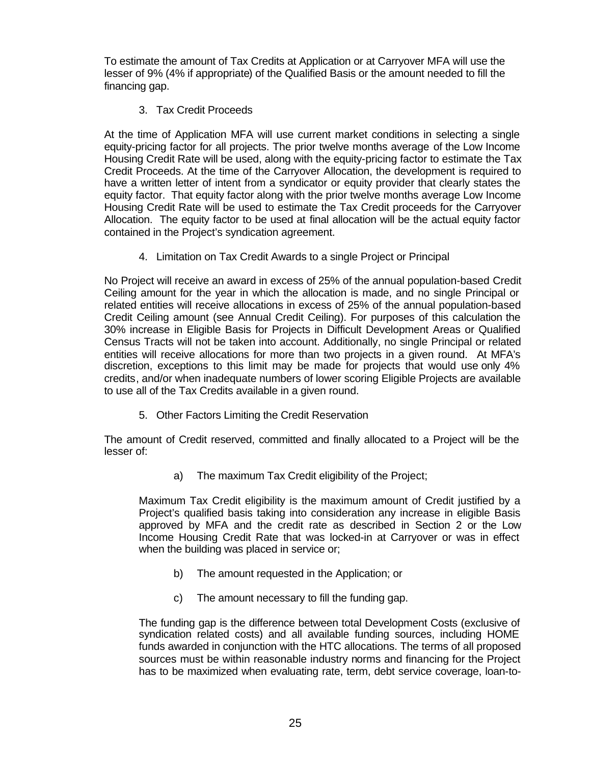To estimate the amount of Tax Credits at Application or at Carryover MFA will use the lesser of 9% (4% if appropriate) of the Qualified Basis or the amount needed to fill the financing gap.

3. Tax Credit Proceeds

At the time of Application MFA will use current market conditions in selecting a single equity-pricing factor for all projects. The prior twelve months average of the Low Income Housing Credit Rate will be used, along with the equity-pricing factor to estimate the Tax Credit Proceeds. At the time of the Carryover Allocation, the development is required to have a written letter of intent from a syndicator or equity provider that clearly states the equity factor. That equity factor along with the prior twelve months average Low Income Housing Credit Rate will be used to estimate the Tax Credit proceeds for the Carryover Allocation. The equity factor to be used at final allocation will be the actual equity factor contained in the Project's syndication agreement.

4. Limitation on Tax Credit Awards to a single Project or Principal

No Project will receive an award in excess of 25% of the annual population-based Credit Ceiling amount for the year in which the allocation is made, and no single Principal or related entities will receive allocations in excess of 25% of the annual population-based Credit Ceiling amount (see Annual Credit Ceiling). For purposes of this calculation the 30% increase in Eligible Basis for Projects in Difficult Development Areas or Qualified Census Tracts will not be taken into account. Additionally, no single Principal or related entities will receive allocations for more than two projects in a given round. At MFA's discretion, exceptions to this limit may be made for projects that would use only 4% credits, and/or when inadequate numbers of lower scoring Eligible Projects are available to use all of the Tax Credits available in a given round.

5. Other Factors Limiting the Credit Reservation

The amount of Credit reserved, committed and finally allocated to a Project will be the lesser of:

a) The maximum Tax Credit eligibility of the Project;

Maximum Tax Credit eligibility is the maximum amount of Credit justified by a Project's qualified basis taking into consideration any increase in eligible Basis approved by MFA and the credit rate as described in Section 2 or the Low Income Housing Credit Rate that was locked-in at Carryover or was in effect when the building was placed in service or;

b) The amount requested in the Application; or

c) The amount necessary to fill the funding gap.

The funding gap is the difference between total Development Costs (exclusive of syndication related costs) and all available funding sources, including HOME funds awarded in conjunction with the HTC allocations. The terms of all proposed sources must be within reasonable industry norms and financing for the Project has to be maximized when evaluating rate, term, debt service coverage, loan-to-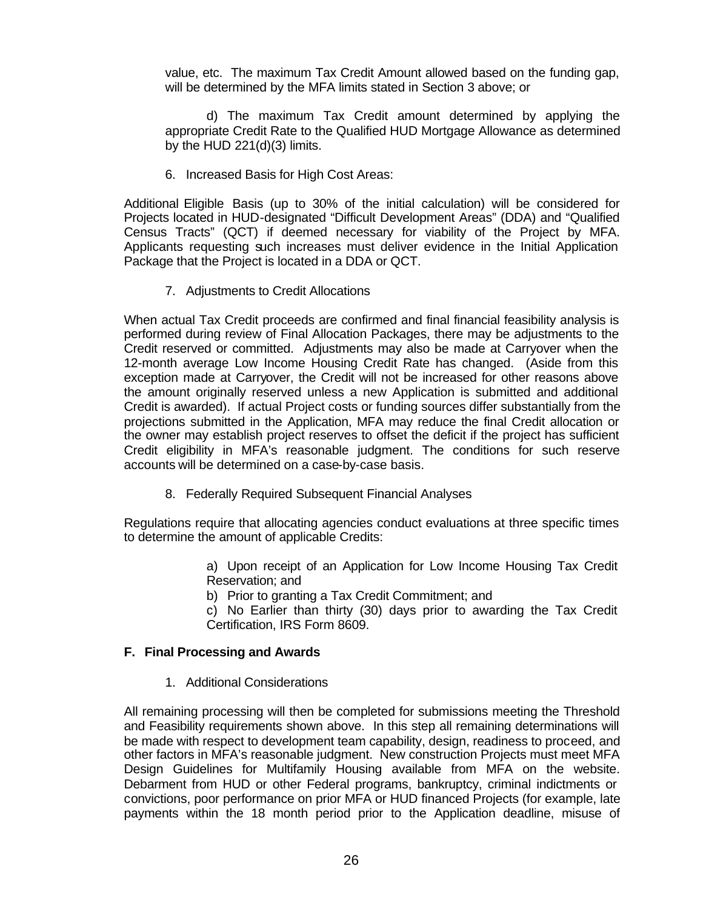value, etc. The maximum Tax Credit Amount allowed based on the funding gap, will be determined by the MFA limits stated in Section 3 above; or

d) The maximum Tax Credit amount determined by applying the appropriate Credit Rate to the Qualified HUD Mortgage Allowance as determined by the HUD 221(d)(3) limits.

6. Increased Basis for High Cost Areas:

Additional Eligible Basis (up to 30% of the initial calculation) will be considered for Projects located in HUD-designated "Difficult Development Areas" (DDA) and "Qualified Census Tracts" (QCT) if deemed necessary for viability of the Project by MFA. Applicants requesting such increases must deliver evidence in the Initial Application Package that the Project is located in a DDA or QCT.

7. Adjustments to Credit Allocations

When actual Tax Credit proceeds are confirmed and final financial feasibility analysis is performed during review of Final Allocation Packages, there may be adjustments to the Credit reserved or committed. Adjustments may also be made at Carryover when the 12-month average Low Income Housing Credit Rate has changed. (Aside from this exception made at Carryover, the Credit will not be increased for other reasons above the amount originally reserved unless a new Application is submitted and additional Credit is awarded). If actual Project costs or funding sources differ substantially from the projections submitted in the Application, MFA may reduce the final Credit allocation or the owner may establish project reserves to offset the deficit if the project has sufficient Credit eligibility in MFA's reasonable judgment. The conditions for such reserve accounts will be determined on a case-by-case basis.

8. Federally Required Subsequent Financial Analyses

Regulations require that allocating agencies conduct evaluations at three specific times to determine the amount of applicable Credits:

a) Upon receipt of an Application for Low Income Housing Tax Credit Reservation; and

b) Prior to granting a Tax Credit Commitment; and

c) No Earlier than thirty (30) days prior to awarding the Tax Credit Certification, IRS Form 8609.

### F. Final Processing and Awards

1. Additional Considerations

All remaining processing will then be completed for submissions meeting the Threshold and Feasibility requirements shown above. In this step all remaining determinations will be made with respect to development team capability, design, readiness to proceed, and other factors in MFA's reasonable judgment. New construction Projects must meet MFA Design Guidelines for Multifamily Housing available from MFA on the website. Debarment from HUD or other Federal programs, bankruptcy, criminal indictments or convictions, poor performance on prior MFA or HUD financed Projects (for example, late payments within the 18 month period prior to the Application deadline, misuse of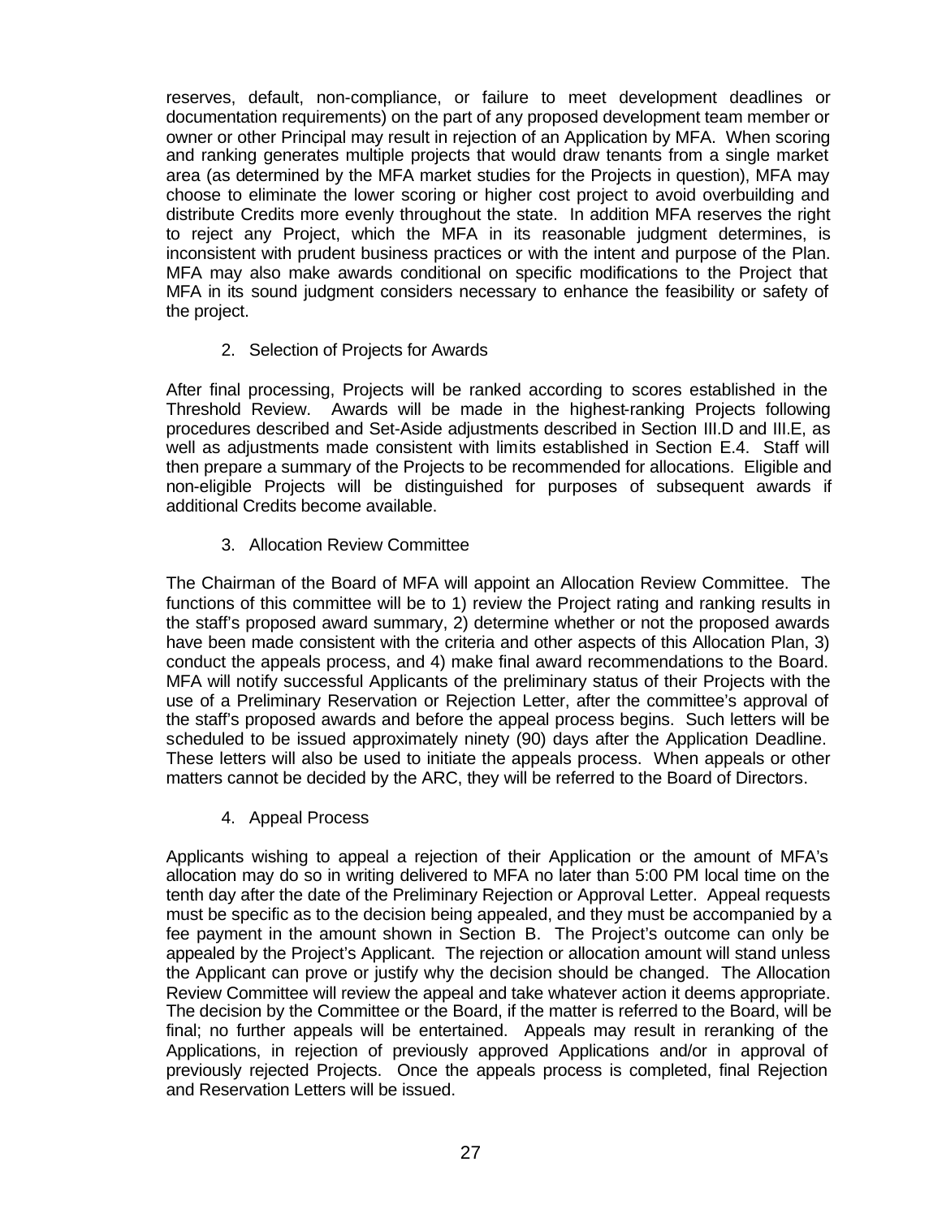reserves, default, non-compliance, or failure to meet development deadlines or documentation requirements) on the part of any proposed development team member or owner or other Principal may result in rejection of an Application by MFA. When scoring and ranking generates multiple projects that would draw tenants from a single market area (as determined by the MFA market studies for the Projects in question), MFA may choose to eliminate the lower scoring or higher cost project to avoid overbuilding and distribute Credits more evenly throughout the state. In addition MFA reserves the right to reject any Project, which the MFA in its reasonable judgment determines, is inconsistent with prudent business practices or with the intent and purpose of the Plan. MFA may also make awards conditional on specific modifications to the Project that MFA in its sound judgment considers necessary to enhance the feasibility or safety of the project.

2. Selection of Projects for Awards

After final processing, Projects will be ranked according to scores established in the Threshold Review. Awards will be made in the highest-ranking Projects following procedures described and Set-Aside adjustments described in Section III.D and III.E, as well as adjustments made consistent with limits established in Section E.4. Staff will then prepare a summary of the Projects to be recommended for allocations. Eligible and non-eligible Projects will be distinguished for purposes of subsequent awards if additional Credits become available.

3. Allocation Review Committee

The Chairman of the Board of MFA will appoint an Allocation Review Committee. The functions of this committee will be to 1) review the Project rating and ranking results in the staff's proposed award summary, 2) determine whether or not the proposed awards have been made consistent with the criteria and other aspects of this Allocation Plan, 3) conduct the appeals process, and 4) make final award recommendations to the Board. MFA will notify successful Applicants of the preliminary status of their Projects with the use of a Preliminary Reservation or Rejection Letter, after the committee's approval of the staff's proposed awards and before the appeal process begins. Such letters will be scheduled to be issued approximately ninety (90) days after the Application Deadline. These letters will also be used to initiate the appeals process. When appeals or other matters cannot be decided by the ARC, they will be referred to the Board of Directors.

4. Appeal Process

Applicants wishing to appeal a rejection of their Application or the amount of MFA's allocation may do so in writing delivered to MFA no later than 5:00 PM local time on the tenth day after the date of the Preliminary Rejection or Approval Letter. Appeal requests must be specific as to the decision being appealed, and they must be accompanied by a fee payment in the amount shown in Section B. The Project's outcome can only be appealed by the Project's Applicant. The rejection or allocation amount will stand unless the Applicant can prove or justify why the decision should be changed. The Allocation Review Committee will review the appeal and take whatever action it deems appropriate. The decision by the Committee or the Board, if the matter is referred to the Board, will be final; no further appeals will be entertained. Appeals may result in reranking of the Applications, in rejection of previously approved Applications and/or in approval of previously rejected Projects. Once the appeals process is completed, final Rejection and Reservation Letters will be issued.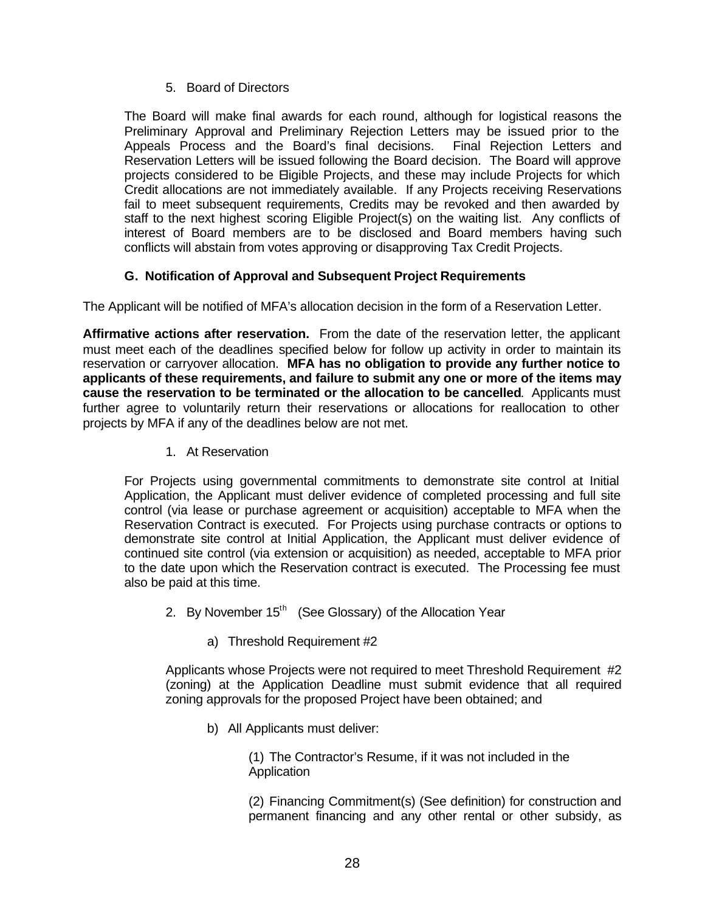5. Board of Directors

The Board will make final awards for each round, although for logistical reasons the Preliminary Approval and Preliminary Rejection Letters may be issued prior to the Appeals Process and the Board's final decisions. Final Rejection Letters and Reservation Letters will be issued following the Board decision. The Board will approve projects considered to be Eligible Projects, and these may include Projects for which Credit allocations are not immediately available. If any Projects receiving Reservations fail to meet subsequent requirements, Credits may be revoked and then awarded by staff to the next highest scoring Eligible Project(s) on the waiting list. Any conflicts of interest of Board members are to be disclosed and Board members having such conflicts will abstain from votes approving or disapproving Tax Credit Projects.

### G. Notification of Approval and Subsequent Project Requirements

The Applicant will be notified of MFA's allocation decision in the form of a Reservation Letter.

**Affirmative actions after reservation.** From the date of the reservation letter, the applicant must meet each of the deadlines specified below for follow up activity in order to maintain its reservation or carryover allocation. **MFA has no obligation to provide any further notice to applicants of these requirements, and failure to submit any one or more of the items may cause the reservation to be terminated or the allocation to be cancelled**. Applicants must further agree to voluntarily return their reservations or allocations for reallocation to other projects by MFA if any of the deadlines below are not met.

1. At Reservation

For Projects using governmental commitments to demonstrate site control at Initial Application, the Applicant must deliver evidence of completed processing and full site control (via lease or purchase agreement or acquisition) acceptable to MFA when the Reservation Contract is executed. For Projects using purchase contracts or options to demonstrate site control at Initial Application, the Applicant must deliver evidence of continued site control (via extension or acquisition) as needed, acceptable to MFA prior to the date upon which the Reservation contract is executed. The Processing fee must also be paid at this time.

2. By November 15th (See Glossary) of the Allocation Year

   a) Threshold Requirement #2

   Applicants whose Projects were not required to meet Threshold Requirement #2 (zoning) at the Application Deadline must submit evidence that all required zoning approvals for the proposed Project have been obtained; and

   b) All Applicants must deliver:

      (1) The Contractor's Resume, if it was not included in the Application

      (2) Financing Commitment(s) (See definition) for construction and permanent financing and any other rental or other subsidy, as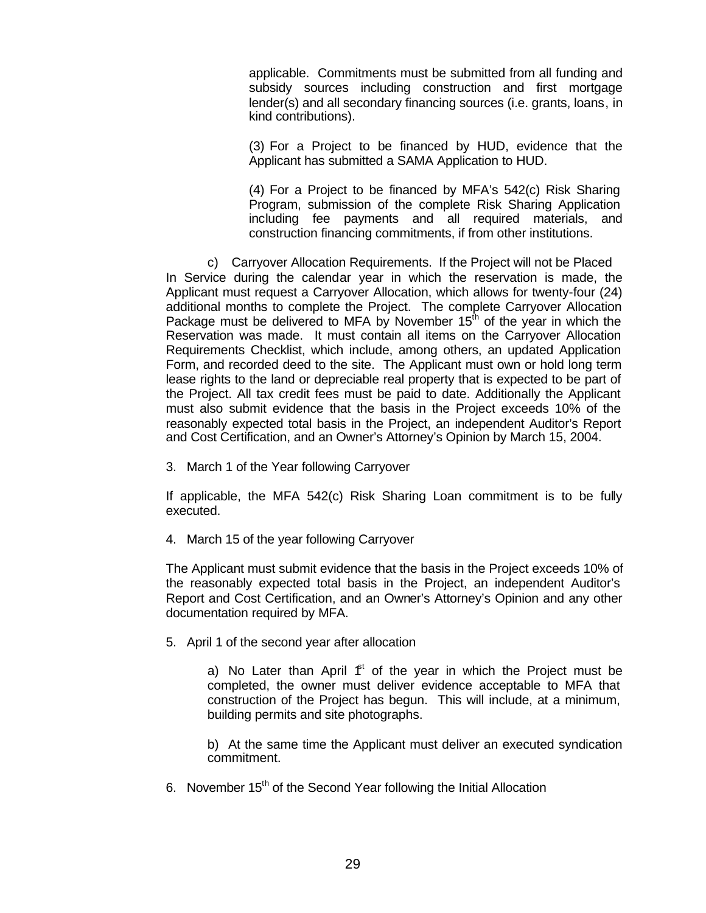applicable. Commitments must be submitted from all funding and subsidy sources including construction and first mortgage lender(s) and all secondary financing sources (i.e. grants, loans, in kind contributions).

(3) For a Project to be financed by HUD, evidence that the Applicant has submitted a SAMA Application to HUD.

(4) For a Project to be financed by MFA's 542(c) Risk Sharing Program, submission of the complete Risk Sharing Application including fee payments and all required materials, and construction financing commitments, if from other institutions.

c) Carryover Allocation Requirements. If the Project will not be Placed In Service during the calendar year in which the reservation is made, the Applicant must request a Carryover Allocation, which allows for twenty-four (24) additional months to complete the Project. The complete Carryover Allocation Package must be delivered to MFA by November 15th of the year in which the Reservation was made. It must contain all items on the Carryover Allocation Requirements Checklist, which include, among others, an updated Application Form, and recorded deed to the site. The Applicant must own or hold long term lease rights to the land or depreciable real property that is expected to be part of the Project. All tax credit fees must be paid to date. Additionally the Applicant must also submit evidence that the basis in the Project exceeds 10% of the reasonably expected total basis in the Project, an independent Auditor's Report and Cost Certification, and an Owner's Attorney's Opinion by March 15, 2004.

3. March 1 of the Year following Carryover

If applicable, the MFA 542(c) Risk Sharing Loan commitment is to be fully executed.

4. March 15 of the year following Carryover

The Applicant must submit evidence that the basis in the Project exceeds 10% of the reasonably expected total basis in the Project, an independent Auditor's Report and Cost Certification, and an Owner's Attorney's Opinion and any other documentation required by MFA.

5. April 1 of the second year after allocation

a) No Later than April 1st of the year in which the Project must be completed, the owner must deliver evidence acceptable to MFA that construction of the Project has begun. This will include, at a minimum, building permits and site photographs.

b) At the same time the Applicant must deliver an executed syndication commitment.

6. November 15th of the Second Year following the Initial Allocation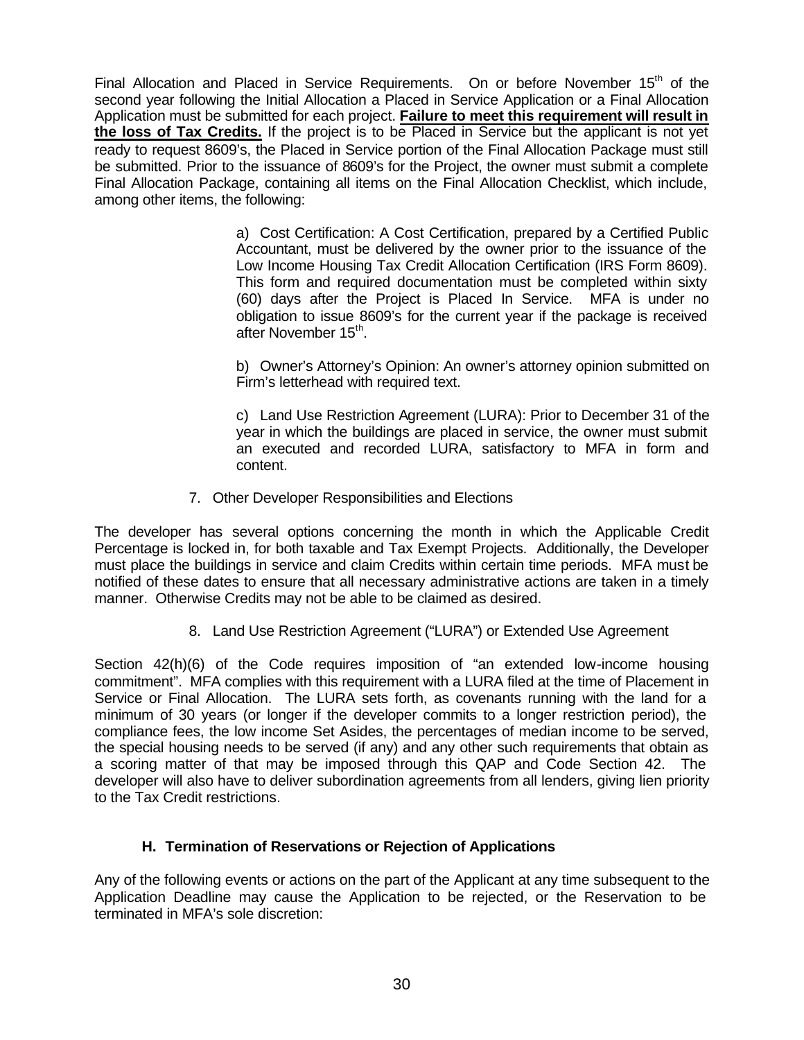Final Allocation and Placed in Service Requirements. On or before November 15th of the second year following the Initial Allocation a Placed in Service Application or a Final Allocation Application must be submitted for each project. **Failure to meet this requirement will result in the loss of Tax Credits.** If the project is to be Placed in Service but the applicant is not yet ready to request 8609's, the Placed in Service portion of the Final Allocation Package must still be submitted. Prior to the issuance of 8609's for the Project, the owner must submit a complete Final Allocation Package, containing all items on the Final Allocation Checklist, which include, among other items, the following:

a) Cost Certification: A Cost Certification, prepared by a Certified Public Accountant, must be delivered by the owner prior to the issuance of the Low Income Housing Tax Credit Allocation Certification (IRS Form 8609). This form and required documentation must be completed within sixty (60) days after the Project is Placed In Service. MFA is under no obligation to issue 8609's for the current year if the package is received after November 15th.

b) Owner's Attorney's Opinion: An owner's attorney opinion submitted on Firm's letterhead with required text.

c) Land Use Restriction Agreement (LURA): Prior to December 31 of the year in which the buildings are placed in service, the owner must submit an executed and recorded LURA, satisfactory to MFA in form and content.

7. Other Developer Responsibilities and Elections

The developer has several options concerning the month in which the Applicable Credit Percentage is locked in, for both taxable and Tax Exempt Projects. Additionally, the Developer must place the buildings in service and claim Credits within certain time periods. MFA must be notified of these dates to ensure that all necessary administrative actions are taken in a timely manner. Otherwise Credits may not be able to be claimed as desired.

8. Land Use Restriction Agreement ("LURA") or Extended Use Agreement

Section 42(h)(6) of the Code requires imposition of "an extended low-income housing commitment". MFA complies with this requirement with a LURA filed at the time of Placement in Service or Final Allocation. The LURA sets forth, as covenants running with the land for a minimum of 30 years (or longer if the developer commits to a longer restriction period), the compliance fees, the low income Set Asides, the percentages of median income to be served, the special housing needs to be served (if any) and any other such requirements that obtain as a scoring matter of that may be imposed through this QAP and Code Section 42. The developer will also have to deliver subordination agreements from all lenders, giving lien priority to the Tax Credit restrictions.

### H. Termination of Reservations or Rejection of Applications

Any of the following events or actions on the part of the Applicant at any time subsequent to the Application Deadline may cause the Application to be rejected, or the Reservation to be terminated in MFA's sole discretion: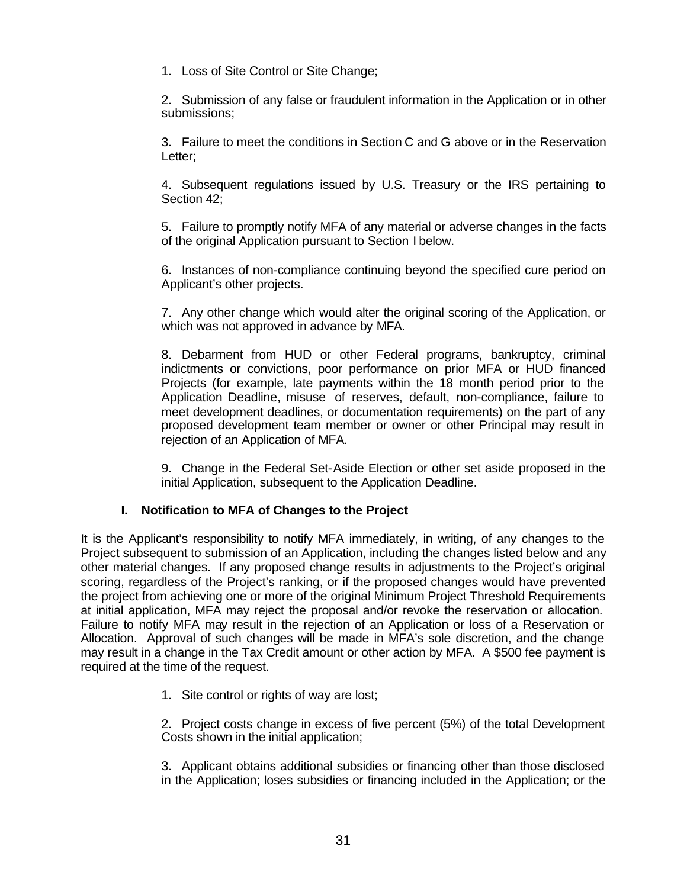1. Loss of Site Control or Site Change;

2. Submission of any false or fraudulent information in the Application or in other submissions;

3. Failure to meet the conditions in Section C and G above or in the Reservation Letter;

4. Subsequent regulations issued by U.S. Treasury or the IRS pertaining to Section 42;

5. Failure to promptly notify MFA of any material or adverse changes in the facts of the original Application pursuant to Section I below.

6. Instances of non-compliance continuing beyond the specified cure period on Applicant's other projects.

7. Any other change which would alter the original scoring of the Application, or which was not approved in advance by MFA.

8. Debarment from HUD or other Federal programs, bankruptcy, criminal indictments or convictions, poor performance on prior MFA or HUD financed Projects (for example, late payments within the 18 month period prior to the Application Deadline, misuse of reserves, default, non-compliance, failure to meet development deadlines, or documentation requirements) on the part of any proposed development team member or owner or other Principal may result in rejection of an Application of MFA.

9. Change in the Federal Set-Aside Election or other set aside proposed in the initial Application, subsequent to the Application Deadline.

### I. Notification to MFA of Changes to the Project

It is the Applicant's responsibility to notify MFA immediately, in writing, of any changes to the Project subsequent to submission of an Application, including the changes listed below and any other material changes. If any proposed change results in adjustments to the Project's original scoring, regardless of the Project's ranking, or if the proposed changes would have prevented the project from achieving one or more of the original Minimum Project Threshold Requirements at initial application, MFA may reject the proposal and/or revoke the reservation or allocation. Failure to notify MFA may result in the rejection of an Application or loss of a Reservation or Allocation. Approval of such changes will be made in MFA's sole discretion, and the change may result in a change in the Tax Credit amount or other action by MFA. A $500 fee payment is required at the time of the request.

1. Site control or rights of way are lost;

2. Project costs change in excess of five percent (5%) of the total Development Costs shown in the initial application;

3. Applicant obtains additional subsidies or financing other than those disclosed in the Application; loses subsidies or financing included in the Application; or the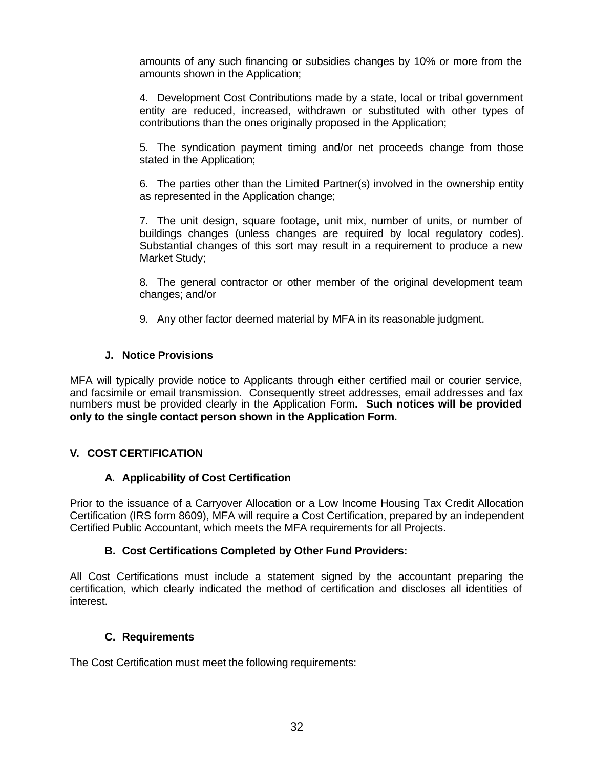amounts of any such financing or subsidies changes by 10% or more from the amounts shown in the Application;

4. Development Cost Contributions made by a state, local or tribal government entity are reduced, increased, withdrawn or substituted with other types of contributions than the ones originally proposed in the Application;

5. The syndication payment timing and/or net proceeds change from those stated in the Application;

6. The parties other than the Limited Partner(s) involved in the ownership entity as represented in the Application change;

7. The unit design, square footage, unit mix, number of units, or number of buildings changes (unless changes are required by local regulatory codes). Substantial changes of this sort may result in a requirement to produce a new Market Study;

8. The general contractor or other member of the original development team changes; and/or

9. Any other factor deemed material by MFA in its reasonable judgment.

### J. Notice Provisions

MFA will typically provide notice to Applicants through either certified mail or courier service, and facsimile or email transmission. Consequently street addresses, email addresses and fax numbers must be provided clearly in the Application Form**. Such notices will be provided only to the single contact person shown in the Application Form.**

## V. COST CERTIFICATION

### A. Applicability of Cost Certification

Prior to the issuance of a Carryover Allocation or a Low Income Housing Tax Credit Allocation Certification (IRS form 8609), MFA will require a Cost Certification, prepared by an independent Certified Public Accountant, which meets the MFA requirements for all Projects.

### B. Cost Certifications Completed by Other Fund Providers:

All Cost Certifications must include a statement signed by the accountant preparing the certification, which clearly indicated the method of certification and discloses all identities of interest.

### C. Requirements

The Cost Certification must meet the following requirements: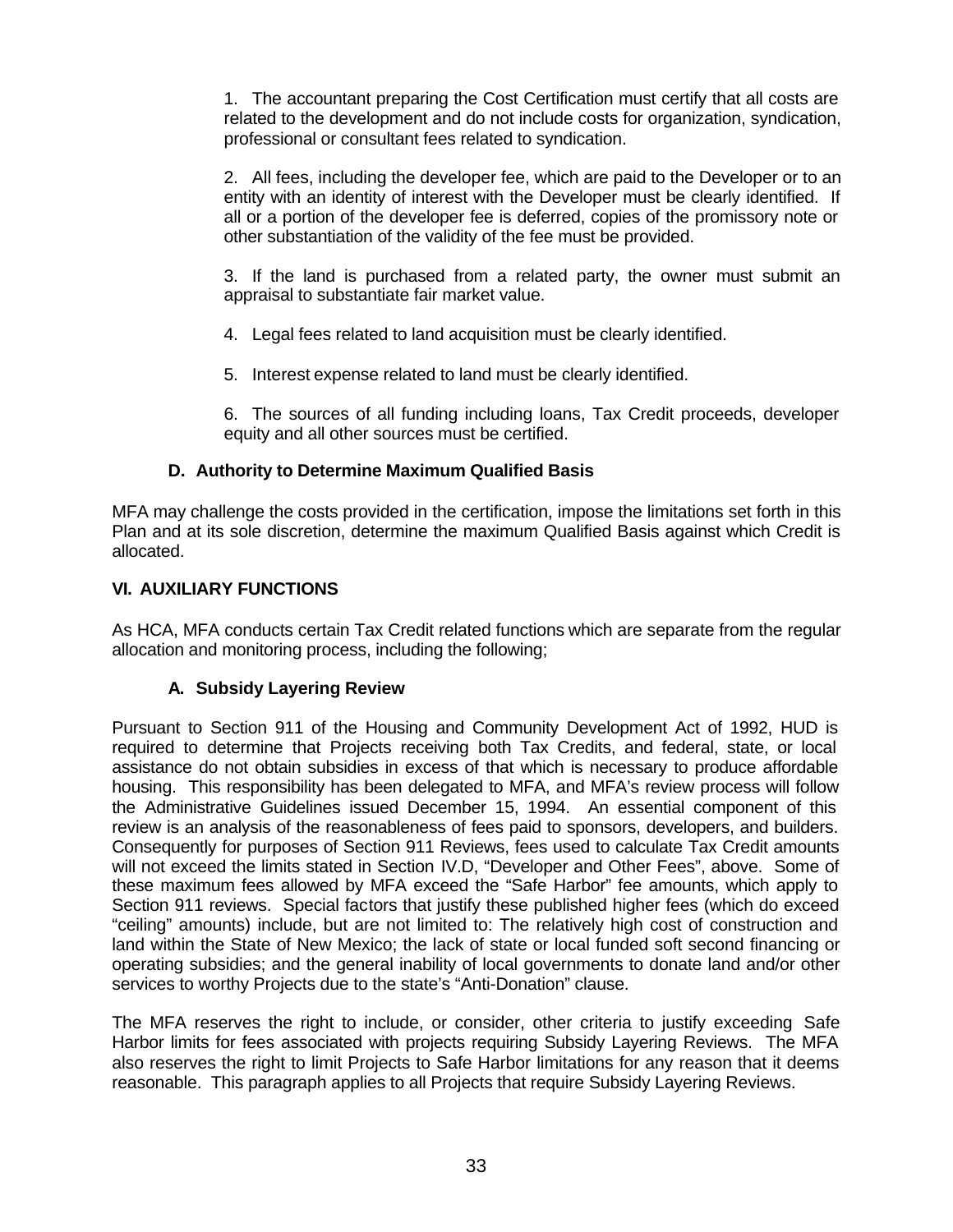1. The accountant preparing the Cost Certification must certify that all costs are related to the development and do not include costs for organization, syndication, professional or consultant fees related to syndication.

2. All fees, including the developer fee, which are paid to the Developer or to an entity with an identity of interest with the Developer must be clearly identified. If all or a portion of the developer fee is deferred, copies of the promissory note or other substantiation of the validity of the fee must be provided.

3. If the land is purchased from a related party, the owner must submit an appraisal to substantiate fair market value.

4. Legal fees related to land acquisition must be clearly identified.

5. Interest expense related to land must be clearly identified.

6. The sources of all funding including loans, Tax Credit proceeds, developer equity and all other sources must be certified.

### D. Authority to Determine Maximum Qualified Basis

MFA may challenge the costs provided in the certification, impose the limitations set forth in this Plan and at its sole discretion, determine the maximum Qualified Basis against which Credit is allocated.

## VI. AUXILIARY FUNCTIONS

As HCA, MFA conducts certain Tax Credit related functions which are separate from the regular allocation and monitoring process, including the following;

### A. Subsidy Layering Review

Pursuant to Section 911 of the Housing and Community Development Act of 1992, HUD is required to determine that Projects receiving both Tax Credits, and federal, state, or local assistance do not obtain subsidies in excess of that which is necessary to produce affordable housing. This responsibility has been delegated to MFA, and MFA's review process will follow the Administrative Guidelines issued December 15, 1994. An essential component of this review is an analysis of the reasonableness of fees paid to sponsors, developers, and builders. Consequently for purposes of Section 911 Reviews, fees used to calculate Tax Credit amounts will not exceed the limits stated in Section IV.D, "Developer and Other Fees", above. Some of these maximum fees allowed by MFA exceed the "Safe Harbor" fee amounts, which apply to Section 911 reviews. Special factors that justify these published higher fees (which do exceed "ceiling" amounts) include, but are not limited to: The relatively high cost of construction and land within the State of New Mexico; the lack of state or local funded soft second financing or operating subsidies; and the general inability of local governments to donate land and/or other services to worthy Projects due to the state's "Anti-Donation" clause.

The MFA reserves the right to include, or consider, other criteria to justify exceeding Safe Harbor limits for fees associated with projects requiring Subsidy Layering Reviews. The MFA also reserves the right to limit Projects to Safe Harbor limitations for any reason that it deems reasonable. This paragraph applies to all Projects that require Subsidy Layering Reviews.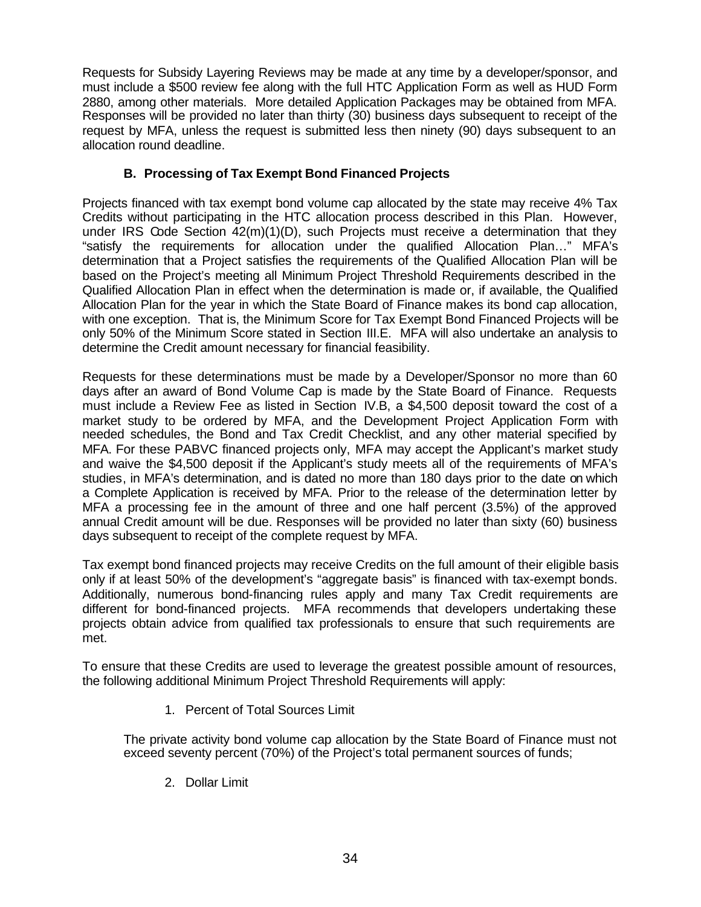Requests for Subsidy Layering Reviews may be made at any time by a developer/sponsor, and must include a $500 review fee along with the full HTC Application Form as well as HUD Form 2880, among other materials. More detailed Application Packages may be obtained from MFA. Responses will be provided no later than thirty (30) business days subsequent to receipt of the request by MFA, unless the request is submitted less then ninety (90) days subsequent to an allocation round deadline.

### B. Processing of Tax Exempt Bond Financed Projects

Projects financed with tax exempt bond volume cap allocated by the state may receive 4% Tax Credits without participating in the HTC allocation process described in this Plan. However, under IRS Code Section 42(m)(1)(D), such Projects must receive a determination that they "satisfy the requirements for allocation under the qualified Allocation Plan…" MFA's determination that a Project satisfies the requirements of the Qualified Allocation Plan will be based on the Project's meeting all Minimum Project Threshold Requirements described in the Qualified Allocation Plan in effect when the determination is made or, if available, the Qualified Allocation Plan for the year in which the State Board of Finance makes its bond cap allocation, with one exception. That is, the Minimum Score for Tax Exempt Bond Financed Projects will be only 50% of the Minimum Score stated in Section III.E. MFA will also undertake an analysis to determine the Credit amount necessary for financial feasibility.

Requests for these determinations must be made by a Developer/Sponsor no more than 60 days after an award of Bond Volume Cap is made by the State Board of Finance. Requests must include a Review Fee as listed in Section IV.B, a $4,500 deposit toward the cost of a market study to be ordered by MFA, and the Development Project Application Form with needed schedules, the Bond and Tax Credit Checklist, and any other material specified by MFA. For these PABVC financed projects only, MFA may accept the Applicant's market study and waive the $4,500 deposit if the Applicant's study meets all of the requirements of MFA's studies, in MFA's determination, and is dated no more than 180 days prior to the date on which a Complete Application is received by MFA. Prior to the release of the determination letter by MFA a processing fee in the amount of three and one half percent (3.5%) of the approved annual Credit amount will be due. Responses will be provided no later than sixty (60) business days subsequent to receipt of the complete request by MFA.

Tax exempt bond financed projects may receive Credits on the full amount of their eligible basis only if at least 50% of the development's "aggregate basis" is financed with tax-exempt bonds. Additionally, numerous bond-financing rules apply and many Tax Credit requirements are different for bond-financed projects. MFA recommends that developers undertaking these projects obtain advice from qualified tax professionals to ensure that such requirements are met.

To ensure that these Credits are used to leverage the greatest possible amount of resources, the following additional Minimum Project Threshold Requirements will apply:

1. Percent of Total Sources Limit

The private activity bond volume cap allocation by the State Board of Finance must not exceed seventy percent (70%) of the Project's total permanent sources of funds;

2. Dollar Limit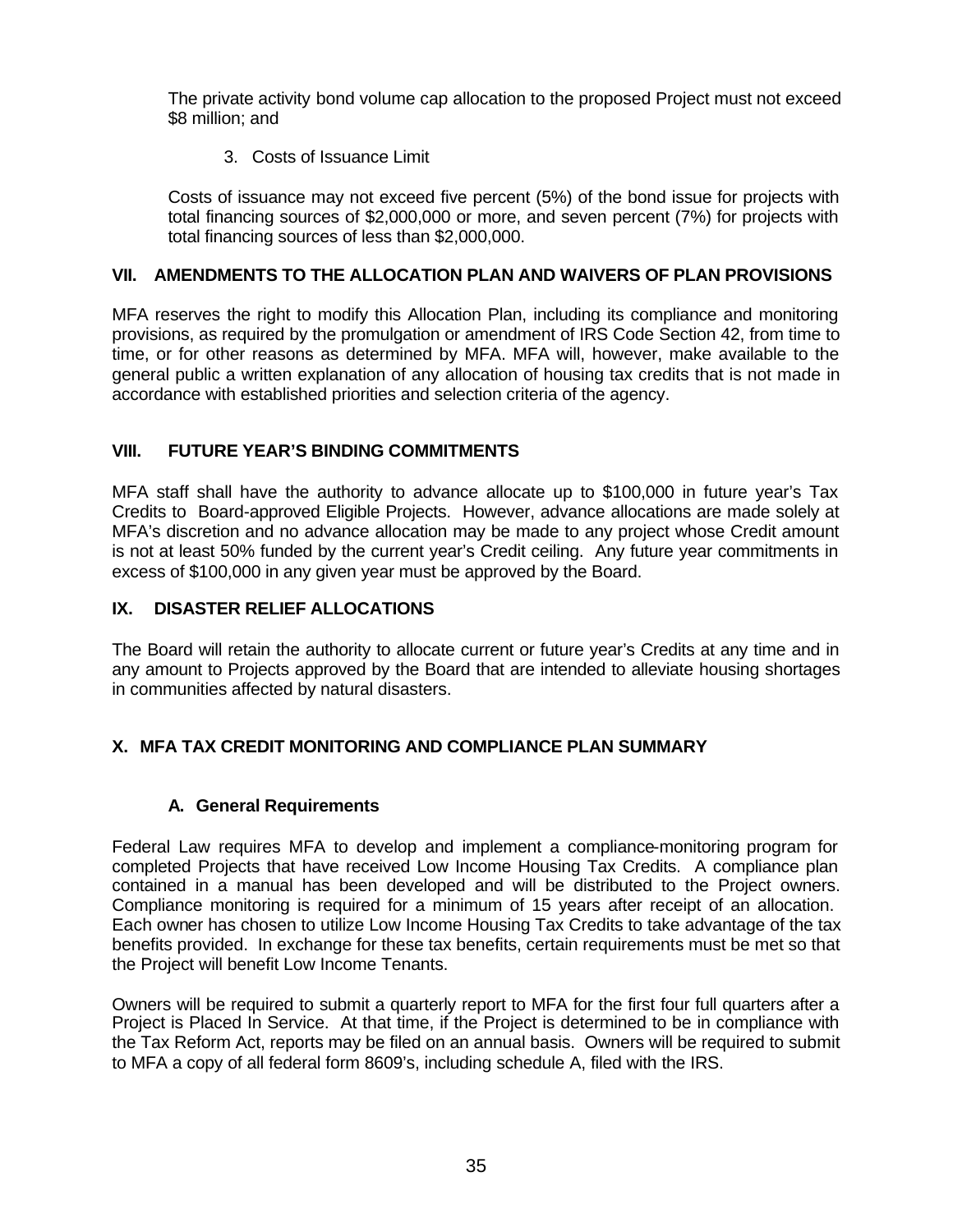The private activity bond volume cap allocation to the proposed Project must not exceed $8 million; and

3. Costs of Issuance Limit

Costs of issuance may not exceed five percent (5%) of the bond issue for projects with total financing sources of $2,000,000 or more, and seven percent (7%) for projects with total financing sources of less than $2,000,000.

## VII. AMENDMENTS TO THE ALLOCATION PLAN AND WAIVERS OF PLAN PROVISIONS

MFA reserves the right to modify this Allocation Plan, including its compliance and monitoring provisions, as required by the promulgation or amendment of IRS Code Section 42, from time to time, or for other reasons as determined by MFA. MFA will, however, make available to the general public a written explanation of any allocation of housing tax credits that is not made in accordance with established priorities and selection criteria of the agency.

## VIII. FUTURE YEAR'S BINDING COMMITMENTS

MFA staff shall have the authority to advance allocate up to $100,000 in future year's Tax Credits to Board-approved Eligible Projects. However, advance allocations are made solely at MFA's discretion and no advance allocation may be made to any project whose Credit amount is not at least 50% funded by the current year's Credit ceiling. Any future year commitments in excess of $100,000 in any given year must be approved by the Board.

## IX. DISASTER RELIEF ALLOCATIONS

The Board will retain the authority to allocate current or future year's Credits at any time and in any amount to Projects approved by the Board that are intended to alleviate housing shortages in communities affected by natural disasters.

## X. MFA TAX CREDIT MONITORING AND COMPLIANCE PLAN SUMMARY

### A. General Requirements

Federal Law requires MFA to develop and implement a compliance-monitoring program for completed Projects that have received Low Income Housing Tax Credits. A compliance plan contained in a manual has been developed and will be distributed to the Project owners. Compliance monitoring is required for a minimum of 15 years after receipt of an allocation. Each owner has chosen to utilize Low Income Housing Tax Credits to take advantage of the tax benefits provided. In exchange for these tax benefits, certain requirements must be met so that the Project will benefit Low Income Tenants.

Owners will be required to submit a quarterly report to MFA for the first four full quarters after a Project is Placed In Service. At that time, if the Project is determined to be in compliance with the Tax Reform Act, reports may be filed on an annual basis. Owners will be required to submit to MFA a copy of all federal form 8609's, including schedule A, filed with the IRS.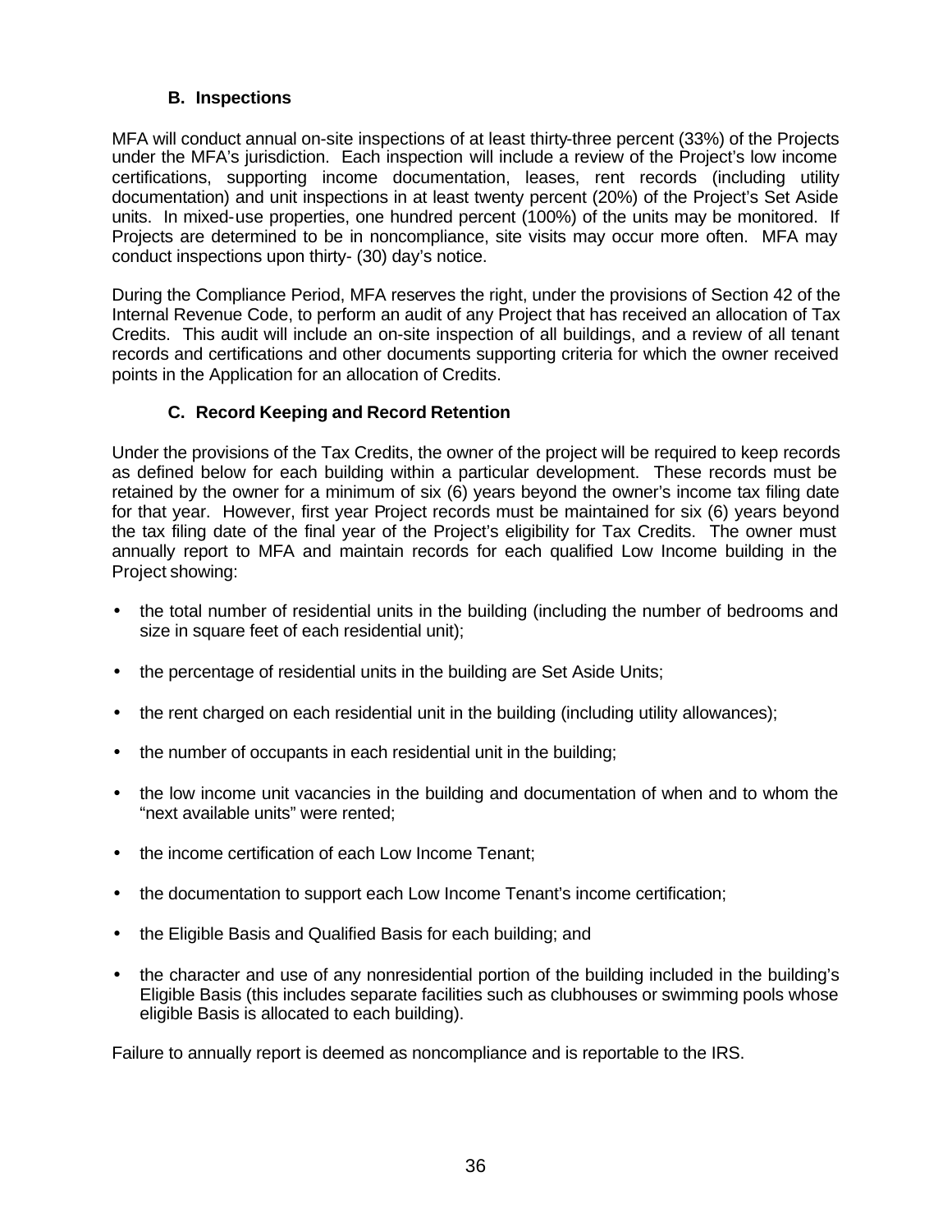### B. Inspections

MFA will conduct annual on-site inspections of at least thirty-three percent (33%) of the Projects under the MFA's jurisdiction. Each inspection will include a review of the Project's low income certifications, supporting income documentation, leases, rent records (including utility documentation) and unit inspections in at least twenty percent (20%) of the Project's Set Aside units. In mixed-use properties, one hundred percent (100%) of the units may be monitored. If Projects are determined to be in noncompliance, site visits may occur more often. MFA may conduct inspections upon thirty- (30) day's notice.

During the Compliance Period, MFA reserves the right, under the provisions of Section 42 of the Internal Revenue Code, to perform an audit of any Project that has received an allocation of Tax Credits. This audit will include an on-site inspection of all buildings, and a review of all tenant records and certifications and other documents supporting criteria for which the owner received points in the Application for an allocation of Credits.

### C. Record Keeping and Record Retention

Under the provisions of the Tax Credits, the owner of the project will be required to keep records as defined below for each building within a particular development. These records must be retained by the owner for a minimum of six (6) years beyond the owner's income tax filing date for that year. However, first year Project records must be maintained for six (6) years beyond the tax filing date of the final year of the Project's eligibility for Tax Credits. The owner must annually report to MFA and maintain records for each qualified Low Income building in the Project showing:

- the total number of residential units in the building (including the number of bedrooms and size in square feet of each residential unit);
- the percentage of residential units in the building are Set Aside Units;
- the rent charged on each residential unit in the building (including utility allowances);
- the number of occupants in each residential unit in the building;
- the low income unit vacancies in the building and documentation of when and to whom the "next available units" were rented;
- the income certification of each Low Income Tenant;
- the documentation to support each Low Income Tenant's income certification;
- the Eligible Basis and Qualified Basis for each building; and
- the character and use of any nonresidential portion of the building included in the building's Eligible Basis (this includes separate facilities such as clubhouses or swimming pools whose eligible Basis is allocated to each building).

Failure to annually report is deemed as noncompliance and is reportable to the IRS.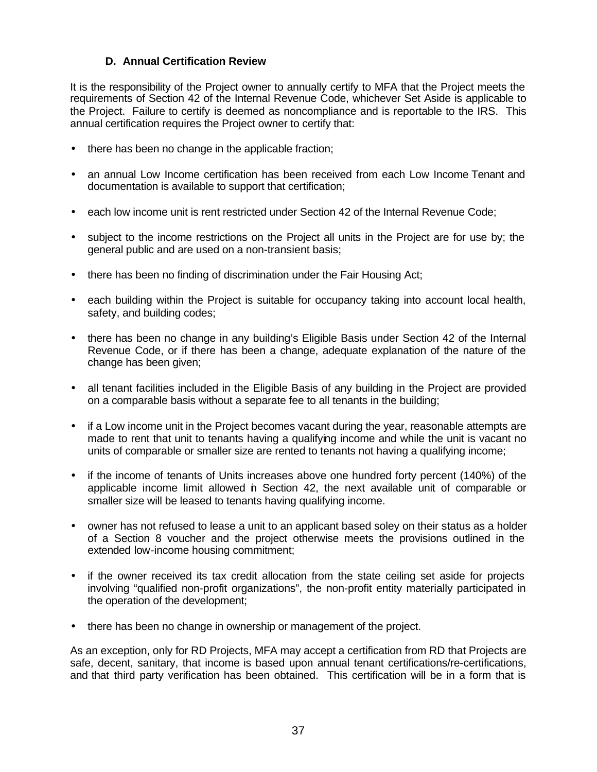### D. Annual Certification Review

It is the responsibility of the Project owner to annually certify to MFA that the Project meets the requirements of Section 42 of the Internal Revenue Code, whichever Set Aside is applicable to the Project. Failure to certify is deemed as noncompliance and is reportable to the IRS. This annual certification requires the Project owner to certify that:

- there has been no change in the applicable fraction;
- an annual Low Income certification has been received from each Low Income Tenant and documentation is available to support that certification;
- each low income unit is rent restricted under Section 42 of the Internal Revenue Code;
- subject to the income restrictions on the Project all units in the Project are for use by; the general public and are used on a non-transient basis;
- there has been no finding of discrimination under the Fair Housing Act;
- each building within the Project is suitable for occupancy taking into account local health, safety, and building codes;
- there has been no change in any building's Eligible Basis under Section 42 of the Internal Revenue Code, or if there has been a change, adequate explanation of the nature of the change has been given;
- all tenant facilities included in the Eligible Basis of any building in the Project are provided on a comparable basis without a separate fee to all tenants in the building;
- if a Low income unit in the Project becomes vacant during the year, reasonable attempts are made to rent that unit to tenants having a qualifying income and while the unit is vacant no units of comparable or smaller size are rented to tenants not having a qualifying income;
- if the income of tenants of Units increases above one hundred forty percent (140%) of the applicable income limit allowed in Section 42, the next available unit of comparable or smaller size will be leased to tenants having qualifying income.
- owner has not refused to lease a unit to an applicant based soley on their status as a holder of a Section 8 voucher and the project otherwise meets the provisions outlined in the extended low-income housing commitment;
- if the owner received its tax credit allocation from the state ceiling set aside for projects involving "qualified non-profit organizations", the non-profit entity materially participated in the operation of the development;
- there has been no change in ownership or management of the project.

As an exception, only for RD Projects, MFA may accept a certification from RD that Projects are safe, decent, sanitary, that income is based upon annual tenant certifications/re-certifications, and that third party verification has been obtained. This certification will be in a form that is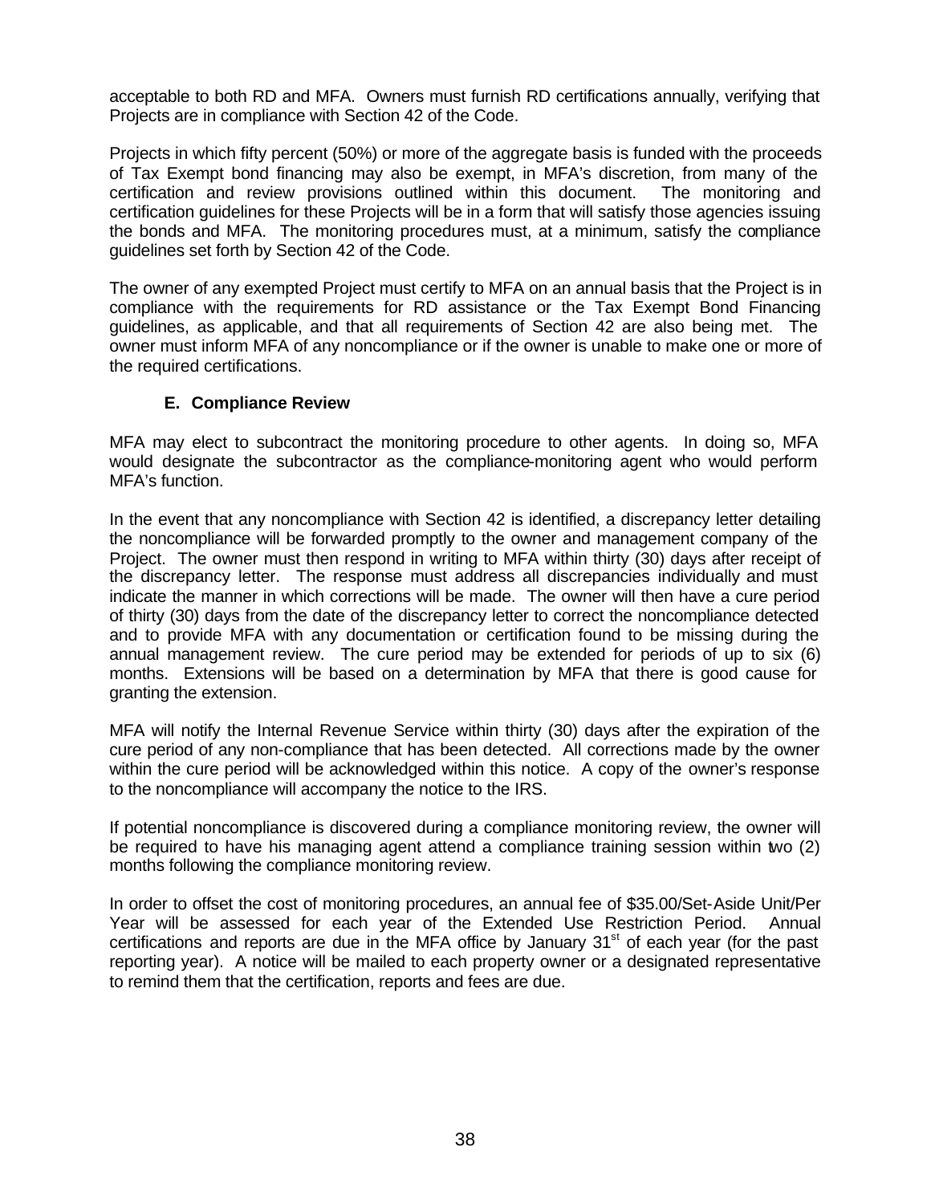acceptable to both RD and MFA. Owners must furnish RD certifications annually, verifying that Projects are in compliance with Section 42 of the Code.

Projects in which fifty percent (50%) or more of the aggregate basis is funded with the proceeds of Tax Exempt bond financing may also be exempt, in MFA's discretion, from many of the certification and review provisions outlined within this document. The monitoring and certification guidelines for these Projects will be in a form that will satisfy those agencies issuing the bonds and MFA. The monitoring procedures must, at a minimum, satisfy the compliance guidelines set forth by Section 42 of the Code.

The owner of any exempted Project must certify to MFA on an annual basis that the Project is in compliance with the requirements for RD assistance or the Tax Exempt Bond Financing guidelines, as applicable, and that all requirements of Section 42 are also being met. The owner must inform MFA of any noncompliance or if the owner is unable to make one or more of the required certifications.

### E. Compliance Review

MFA may elect to subcontract the monitoring procedure to other agents. In doing so, MFA would designate the subcontractor as the compliance-monitoring agent who would perform MFA's function.

In the event that any noncompliance with Section 42 is identified, a discrepancy letter detailing the noncompliance will be forwarded promptly to the owner and management company of the Project. The owner must then respond in writing to MFA within thirty (30) days after receipt of the discrepancy letter. The response must address all discrepancies individually and must indicate the manner in which corrections will be made. The owner will then have a cure period of thirty (30) days from the date of the discrepancy letter to correct the noncompliance detected and to provide MFA with any documentation or certification found to be missing during the annual management review. The cure period may be extended for periods of up to six (6) months. Extensions will be based on a determination by MFA that there is good cause for granting the extension.

MFA will notify the Internal Revenue Service within thirty (30) days after the expiration of the cure period of any non-compliance that has been detected. All corrections made by the owner within the cure period will be acknowledged within this notice. A copy of the owner's response to the noncompliance will accompany the notice to the IRS.

If potential noncompliance is discovered during a compliance monitoring review, the owner will be required to have his managing agent attend a compliance training session within two (2) months following the compliance monitoring review.

In order to offset the cost of monitoring procedures, an annual fee of $35.00/Set-Aside Unit/Per Year will be assessed for each year of the Extended Use Restriction Period. Annual certifications and reports are due in the MFA office by January 31st of each year (for the past reporting year). A notice will be mailed to each property owner or a designated representative to remind them that the certification, reports and fees are due.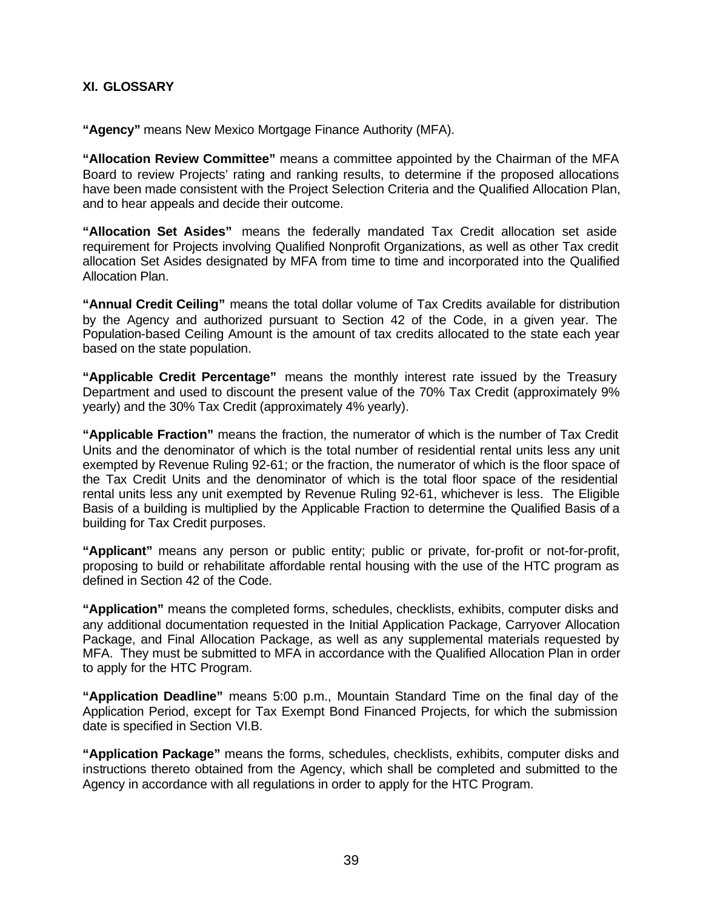## XI. GLOSSARY

**"Agency"** means New Mexico Mortgage Finance Authority (MFA).

**"Allocation Review Committee"** means a committee appointed by the Chairman of the MFA Board to review Projects' rating and ranking results, to determine if the proposed allocations have been made consistent with the Project Selection Criteria and the Qualified Allocation Plan, and to hear appeals and decide their outcome.

**"Allocation Set Asides"** means the federally mandated Tax Credit allocation set aside requirement for Projects involving Qualified Nonprofit Organizations, as well as other Tax credit allocation Set Asides designated by MFA from time to time and incorporated into the Qualified Allocation Plan.

**"Annual Credit Ceiling"** means the total dollar volume of Tax Credits available for distribution by the Agency and authorized pursuant to Section 42 of the Code, in a given year. The Population-based Ceiling Amount is the amount of tax credits allocated to the state each year based on the state population.

**"Applicable Credit Percentage"** means the monthly interest rate issued by the Treasury Department and used to discount the present value of the 70% Tax Credit (approximately 9% yearly) and the 30% Tax Credit (approximately 4% yearly).

**"Applicable Fraction"** means the fraction, the numerator of which is the number of Tax Credit Units and the denominator of which is the total number of residential rental units less any unit exempted by Revenue Ruling 92-61; or the fraction, the numerator of which is the floor space of the Tax Credit Units and the denominator of which is the total floor space of the residential rental units less any unit exempted by Revenue Ruling 92-61, whichever is less. The Eligible Basis of a building is multiplied by the Applicable Fraction to determine the Qualified Basis of a building for Tax Credit purposes.

**"Applicant"** means any person or public entity; public or private, for-profit or not-for-profit, proposing to build or rehabilitate affordable rental housing with the use of the HTC program as defined in Section 42 of the Code.

**"Application"** means the completed forms, schedules, checklists, exhibits, computer disks and any additional documentation requested in the Initial Application Package, Carryover Allocation Package, and Final Allocation Package, as well as any supplemental materials requested by MFA. They must be submitted to MFA in accordance with the Qualified Allocation Plan in order to apply for the HTC Program.

**"Application Deadline"** means 5:00 p.m., Mountain Standard Time on the final day of the Application Period, except for Tax Exempt Bond Financed Projects, for which the submission date is specified in Section VI.B.

**"Application Package"** means the forms, schedules, checklists, exhibits, computer disks and instructions thereto obtained from the Agency, which shall be completed and submitted to the Agency in accordance with all regulations in order to apply for the HTC Program.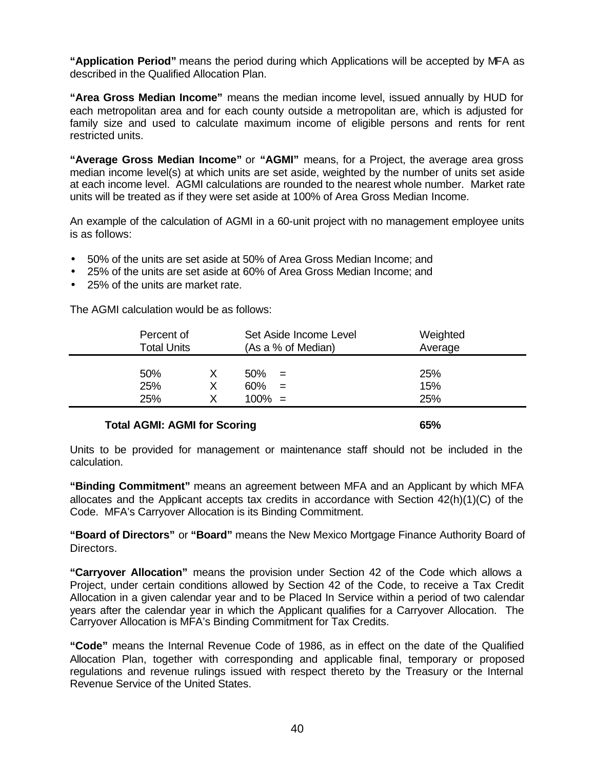**"Application Period"** means the period during which Applications will be accepted by MFA as described in the Qualified Allocation Plan.

**"Area Gross Median Income"** means the median income level, issued annually by HUD for each metropolitan area and for each county outside a metropolitan are, which is adjusted for family size and used to calculate maximum income of eligible persons and rents for rent restricted units.

**"Average Gross Median Income"** or **"AGMI"** means, for a Project, the average area gross median income level(s) at which units are set aside, weighted by the number of units set aside at each income level. AGMI calculations are rounded to the nearest whole number. Market rate units will be treated as if they were set aside at 100% of Area Gross Median Income.

An example of the calculation of AGMI in a 60-unit project with no management employee units is as follows:

- 50% of the units are set aside at 50% of Area Gross Median Income; and
- 25% of the units are set aside at 60% of Area Gross Median Income; and
- 25% of the units are market rate.

The AGMI calculation would be as follows:

| Percent of Total Units | | Set Aside Income Level (As a % of Median) | | Weighted Average |
|---|---|---|---|---|
| 50% | X | 50% | = | 25% |
| 25% | X | 60% | = | 15% |
| 25% | X | 100% | = | 25% |
| **Total AGMI: AGMI for Scoring** | | | | **65%** |

Units to be provided for management or maintenance staff should not be included in the calculation.

**"Binding Commitment"** means an agreement between MFA and an Applicant by which MFA allocates and the Applicant accepts tax credits in accordance with Section 42(h)(1)(C) of the Code. MFA's Carryover Allocation is its Binding Commitment.

**"Board of Directors"** or **"Board"** means the New Mexico Mortgage Finance Authority Board of Directors.

**"Carryover Allocation"** means the provision under Section 42 of the Code which allows a Project, under certain conditions allowed by Section 42 of the Code, to receive a Tax Credit Allocation in a given calendar year and to be Placed In Service within a period of two calendar years after the calendar year in which the Applicant qualifies for a Carryover Allocation. The Carryover Allocation is MFA's Binding Commitment for Tax Credits.

**"Code"** means the Internal Revenue Code of 1986, as in effect on the date of the Qualified Allocation Plan, together with corresponding and applicable final, temporary or proposed regulations and revenue rulings issued with respect thereto by the Treasury or the Internal Revenue Service of the United States.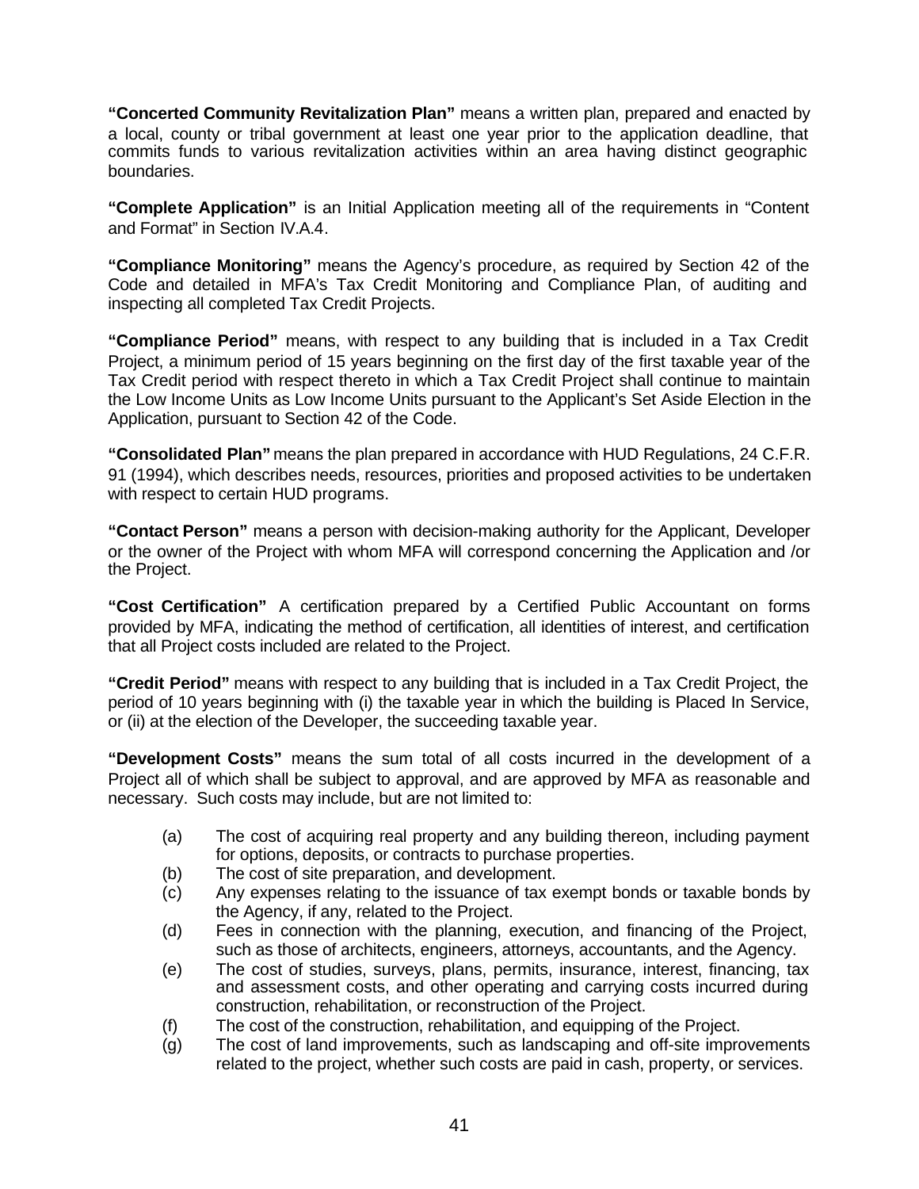**"Concerted Community Revitalization Plan"** means a written plan, prepared and enacted by a local, county or tribal government at least one year prior to the application deadline, that commits funds to various revitalization activities within an area having distinct geographic boundaries.

**"Complete Application"** is an Initial Application meeting all of the requirements in "Content and Format" in Section IV.A.4.

**"Compliance Monitoring"** means the Agency's procedure, as required by Section 42 of the Code and detailed in MFA's Tax Credit Monitoring and Compliance Plan, of auditing and inspecting all completed Tax Credit Projects.

**"Compliance Period"** means, with respect to any building that is included in a Tax Credit Project, a minimum period of 15 years beginning on the first day of the first taxable year of the Tax Credit period with respect thereto in which a Tax Credit Project shall continue to maintain the Low Income Units as Low Income Units pursuant to the Applicant's Set Aside Election in the Application, pursuant to Section 42 of the Code.

**"Consolidated Plan"** means the plan prepared in accordance with HUD Regulations, 24 C.F.R. 91 (1994), which describes needs, resources, priorities and proposed activities to be undertaken with respect to certain HUD programs.

**"Contact Person"** means a person with decision-making authority for the Applicant, Developer or the owner of the Project with whom MFA will correspond concerning the Application and /or the Project.

**"Cost Certification"** A certification prepared by a Certified Public Accountant on forms provided by MFA, indicating the method of certification, all identities of interest, and certification that all Project costs included are related to the Project.

**"Credit Period"** means with respect to any building that is included in a Tax Credit Project, the period of 10 years beginning with (i) the taxable year in which the building is Placed In Service, or (ii) at the election of the Developer, the succeeding taxable year.

**"Development Costs"** means the sum total of all costs incurred in the development of a Project all of which shall be subject to approval, and are approved by MFA as reasonable and necessary. Such costs may include, but are not limited to:

(a) The cost of acquiring real property and any building thereon, including payment for options, deposits, or contracts to purchase properties.
(b) The cost of site preparation, and development.
(c) Any expenses relating to the issuance of tax exempt bonds or taxable bonds by the Agency, if any, related to the Project.
(d) Fees in connection with the planning, execution, and financing of the Project, such as those of architects, engineers, attorneys, accountants, and the Agency.
(e) The cost of studies, surveys, plans, permits, insurance, interest, financing, tax and assessment costs, and other operating and carrying costs incurred during construction, rehabilitation, or reconstruction of the Project.
(f) The cost of the construction, rehabilitation, and equipping of the Project.
(g) The cost of land improvements, such as landscaping and off-site improvements related to the project, whether such costs are paid in cash, property, or services.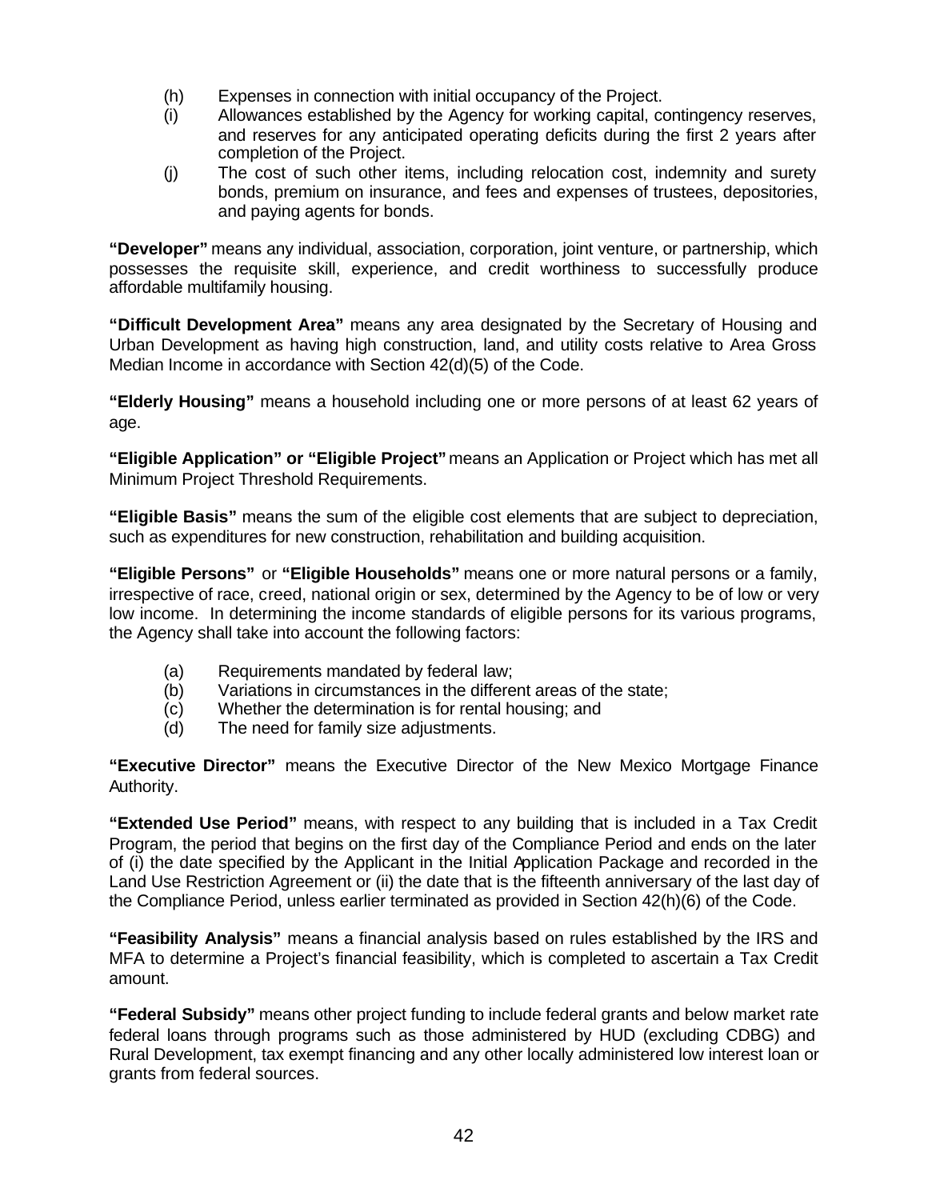(h) Expenses in connection with initial occupancy of the Project.

(i) Allowances established by the Agency for working capital, contingency reserves, and reserves for any anticipated operating deficits during the first 2 years after completion of the Project.

(j) The cost of such other items, including relocation cost, indemnity and surety bonds, premium on insurance, and fees and expenses of trustees, depositories, and paying agents for bonds.

**"Developer"** means any individual, association, corporation, joint venture, or partnership, which possesses the requisite skill, experience, and credit worthiness to successfully produce affordable multifamily housing.

**"Difficult Development Area"** means any area designated by the Secretary of Housing and Urban Development as having high construction, land, and utility costs relative to Area Gross Median Income in accordance with Section 42(d)(5) of the Code.

**"Elderly Housing"** means a household including one or more persons of at least 62 years of age.

**"Eligible Application" or "Eligible Project"** means an Application or Project which has met all Minimum Project Threshold Requirements.

**"Eligible Basis"** means the sum of the eligible cost elements that are subject to depreciation, such as expenditures for new construction, rehabilitation and building acquisition.

**"Eligible Persons"** or **"Eligible Households"** means one or more natural persons or a family, irrespective of race, creed, national origin or sex, determined by the Agency to be of low or very low income. In determining the income standards of eligible persons for its various programs, the Agency shall take into account the following factors:

(a) Requirements mandated by federal law;

(b) Variations in circumstances in the different areas of the state;

(c) Whether the determination is for rental housing; and

(d) The need for family size adjustments.

**"Executive Director"** means the Executive Director of the New Mexico Mortgage Finance Authority.

**"Extended Use Period"** means, with respect to any building that is included in a Tax Credit Program, the period that begins on the first day of the Compliance Period and ends on the later of (i) the date specified by the Applicant in the Initial Application Package and recorded in the Land Use Restriction Agreement or (ii) the date that is the fifteenth anniversary of the last day of the Compliance Period, unless earlier terminated as provided in Section 42(h)(6) of the Code.

**"Feasibility Analysis"** means a financial analysis based on rules established by the IRS and MFA to determine a Project's financial feasibility, which is completed to ascertain a Tax Credit amount.

**"Federal Subsidy"** means other project funding to include federal grants and below market rate federal loans through programs such as those administered by HUD (excluding CDBG) and Rural Development, tax exempt financing and any other locally administered low interest loan or grants from federal sources.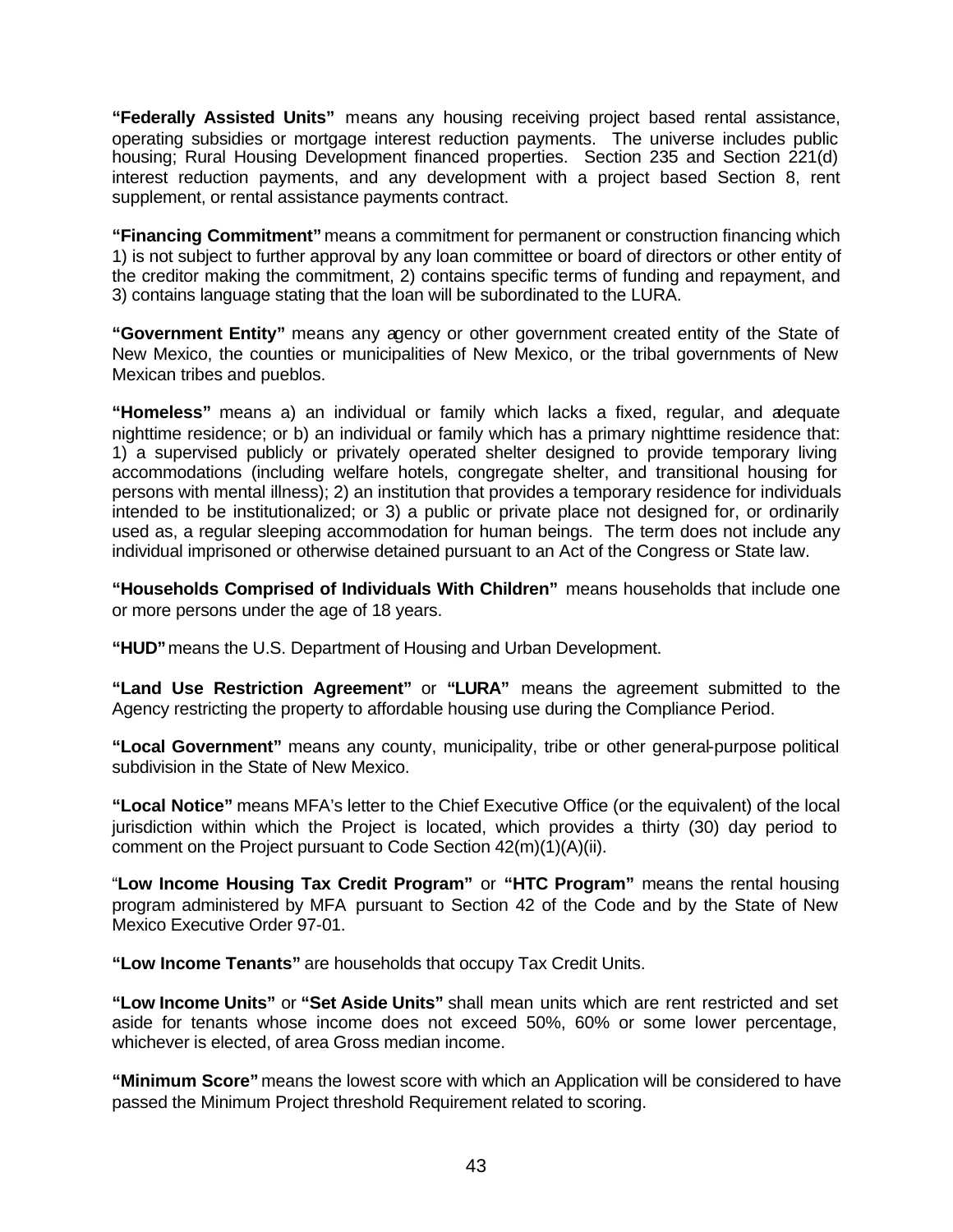**"Federally Assisted Units"** means any housing receiving project based rental assistance, operating subsidies or mortgage interest reduction payments. The universe includes public housing; Rural Housing Development financed properties. Section 235 and Section 221(d) interest reduction payments, and any development with a project based Section 8, rent supplement, or rental assistance payments contract.

**"Financing Commitment"** means a commitment for permanent or construction financing which 1) is not subject to further approval by any loan committee or board of directors or other entity of the creditor making the commitment, 2) contains specific terms of funding and repayment, and 3) contains language stating that the loan will be subordinated to the LURA.

**"Government Entity"** means any agency or other government created entity of the State of New Mexico, the counties or municipalities of New Mexico, or the tribal governments of New Mexican tribes and pueblos.

**"Homeless"** means a) an individual or family which lacks a fixed, regular, and adequate nighttime residence; or b) an individual or family which has a primary nighttime residence that: 1) a supervised publicly or privately operated shelter designed to provide temporary living accommodations (including welfare hotels, congregate shelter, and transitional housing for persons with mental illness); 2) an institution that provides a temporary residence for individuals intended to be institutionalized; or 3) a public or private place not designed for, or ordinarily used as, a regular sleeping accommodation for human beings. The term does not include any individual imprisoned or otherwise detained pursuant to an Act of the Congress or State law.

**"Households Comprised of Individuals With Children"** means households that include one or more persons under the age of 18 years.

**"HUD"** means the U.S. Department of Housing and Urban Development.

**"Land Use Restriction Agreement"** or **"LURA"** means the agreement submitted to the Agency restricting the property to affordable housing use during the Compliance Period.

**"Local Government"** means any county, municipality, tribe or other general-purpose political subdivision in the State of New Mexico.

**"Local Notice"** means MFA's letter to the Chief Executive Office (or the equivalent) of the local jurisdiction within which the Project is located, which provides a thirty (30) day period to comment on the Project pursuant to Code Section 42(m)(1)(A)(ii).

"**Low Income Housing Tax Credit Program"** or **"HTC Program"** means the rental housing program administered by MFA pursuant to Section 42 of the Code and by the State of New Mexico Executive Order 97-01.

**"Low Income Tenants"** are households that occupy Tax Credit Units.

**"Low Income Units"** or **"Set Aside Units"** shall mean units which are rent restricted and set aside for tenants whose income does not exceed 50%, 60% or some lower percentage, whichever is elected, of area Gross median income.

**"Minimum Score"** means the lowest score with which an Application will be considered to have passed the Minimum Project threshold Requirement related to scoring.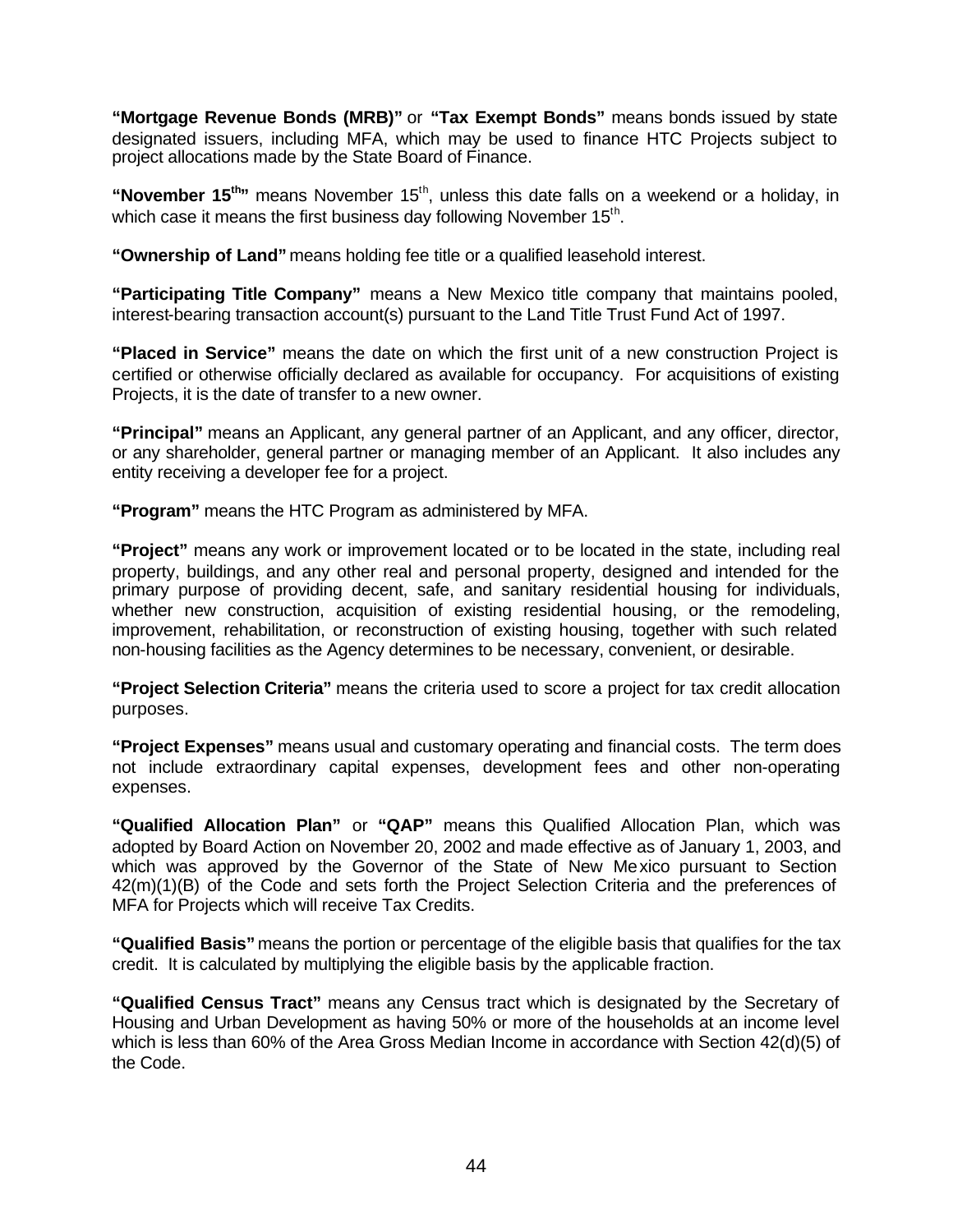**"Mortgage Revenue Bonds (MRB)"** or **"Tax Exempt Bonds"** means bonds issued by state designated issuers, including MFA, which may be used to finance HTC Projects subject to project allocations made by the State Board of Finance.

**"November 15th"** means November 15th, unless this date falls on a weekend or a holiday, in which case it means the first business day following November 15th.

**"Ownership of Land"** means holding fee title or a qualified leasehold interest.

**"Participating Title Company"** means a New Mexico title company that maintains pooled, interest-bearing transaction account(s) pursuant to the Land Title Trust Fund Act of 1997.

**"Placed in Service"** means the date on which the first unit of a new construction Project is certified or otherwise officially declared as available for occupancy. For acquisitions of existing Projects, it is the date of transfer to a new owner.

**"Principal"** means an Applicant, any general partner of an Applicant, and any officer, director, or any shareholder, general partner or managing member of an Applicant. It also includes any entity receiving a developer fee for a project.

**"Program"** means the HTC Program as administered by MFA.

**"Project"** means any work or improvement located or to be located in the state, including real property, buildings, and any other real and personal property, designed and intended for the primary purpose of providing decent, safe, and sanitary residential housing for individuals, whether new construction, acquisition of existing residential housing, or the remodeling, improvement, rehabilitation, or reconstruction of existing housing, together with such related non-housing facilities as the Agency determines to be necessary, convenient, or desirable.

**"Project Selection Criteria"** means the criteria used to score a project for tax credit allocation purposes.

**"Project Expenses"** means usual and customary operating and financial costs. The term does not include extraordinary capital expenses, development fees and other non-operating expenses.

**"Qualified Allocation Plan"** or **"QAP"** means this Qualified Allocation Plan, which was adopted by Board Action on November 20, 2002 and made effective as of January 1, 2003, and which was approved by the Governor of the State of New Mexico pursuant to Section 42(m)(1)(B) of the Code and sets forth the Project Selection Criteria and the preferences of MFA for Projects which will receive Tax Credits.

**"Qualified Basis"** means the portion or percentage of the eligible basis that qualifies for the tax credit. It is calculated by multiplying the eligible basis by the applicable fraction.

**"Qualified Census Tract"** means any Census tract which is designated by the Secretary of Housing and Urban Development as having 50% or more of the households at an income level which is less than 60% of the Area Gross Median Income in accordance with Section 42(d)(5) of the Code.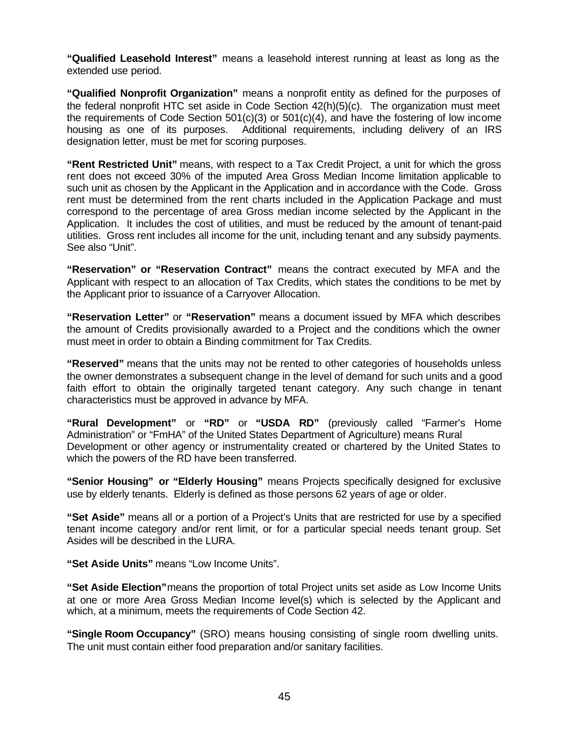**"Qualified Leasehold Interest"** means a leasehold interest running at least as long as the extended use period.

**"Qualified Nonprofit Organization"** means a nonprofit entity as defined for the purposes of the federal nonprofit HTC set aside in Code Section 42(h)(5)(c). The organization must meet the requirements of Code Section 501(c)(3) or 501(c)(4), and have the fostering of low income housing as one of its purposes. Additional requirements, including delivery of an IRS designation letter, must be met for scoring purposes.

**"Rent Restricted Unit"** means, with respect to a Tax Credit Project, a unit for which the gross rent does not exceed 30% of the imputed Area Gross Median Income limitation applicable to such unit as chosen by the Applicant in the Application and in accordance with the Code. Gross rent must be determined from the rent charts included in the Application Package and must correspond to the percentage of area Gross median income selected by the Applicant in the Application. It includes the cost of utilities, and must be reduced by the amount of tenant-paid utilities. Gross rent includes all income for the unit, including tenant and any subsidy payments. See also "Unit".

**"Reservation" or "Reservation Contract"** means the contract executed by MFA and the Applicant with respect to an allocation of Tax Credits, which states the conditions to be met by the Applicant prior to issuance of a Carryover Allocation.

**"Reservation Letter"** or **"Reservation"** means a document issued by MFA which describes the amount of Credits provisionally awarded to a Project and the conditions which the owner must meet in order to obtain a Binding commitment for Tax Credits.

**"Reserved"** means that the units may not be rented to other categories of households unless the owner demonstrates a subsequent change in the level of demand for such units and a good faith effort to obtain the originally targeted tenant category. Any such change in tenant characteristics must be approved in advance by MFA.

**"Rural Development"** or **"RD"** or **"USDA RD"** (previously called "Farmer's Home Administration" or "FmHA" of the United States Department of Agriculture) means Rural Development or other agency or instrumentality created or chartered by the United States to which the powers of the RD have been transferred.

**"Senior Housing" or "Elderly Housing"** means Projects specifically designed for exclusive use by elderly tenants. Elderly is defined as those persons 62 years of age or older.

**"Set Aside"** means all or a portion of a Project's Units that are restricted for use by a specified tenant income category and/or rent limit, or for a particular special needs tenant group. Set Asides will be described in the LURA.

**"Set Aside Units"** means "Low Income Units".

**"Set Aside Election"** means the proportion of total Project units set aside as Low Income Units at one or more Area Gross Median Income level(s) which is selected by the Applicant and which, at a minimum, meets the requirements of Code Section 42.

**"Single Room Occupancy"** (SRO) means housing consisting of single room dwelling units. The unit must contain either food preparation and/or sanitary facilities.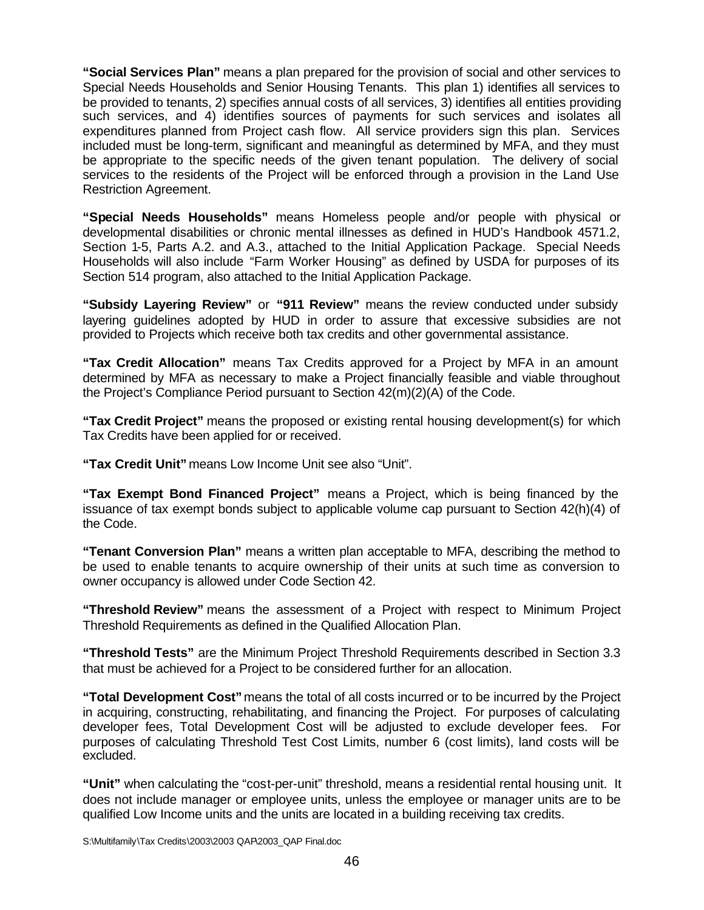**"Social Services Plan"** means a plan prepared for the provision of social and other services to Special Needs Households and Senior Housing Tenants. This plan 1) identifies all services to be provided to tenants, 2) specifies annual costs of all services, 3) identifies all entities providing such services, and 4) identifies sources of payments for such services and isolates all expenditures planned from Project cash flow. All service providers sign this plan. Services included must be long-term, significant and meaningful as determined by MFA, and they must be appropriate to the specific needs of the given tenant population. The delivery of social services to the residents of the Project will be enforced through a provision in the Land Use Restriction Agreement.

**"Special Needs Households"** means Homeless people and/or people with physical or developmental disabilities or chronic mental illnesses as defined in HUD's Handbook 4571.2, Section 1-5, Parts A.2. and A.3., attached to the Initial Application Package. Special Needs Households will also include "Farm Worker Housing" as defined by USDA for purposes of its Section 514 program, also attached to the Initial Application Package.

**"Subsidy Layering Review"** or **"911 Review"** means the review conducted under subsidy layering guidelines adopted by HUD in order to assure that excessive subsidies are not provided to Projects which receive both tax credits and other governmental assistance.

**"Tax Credit Allocation"** means Tax Credits approved for a Project by MFA in an amount determined by MFA as necessary to make a Project financially feasible and viable throughout the Project's Compliance Period pursuant to Section 42(m)(2)(A) of the Code.

**"Tax Credit Project"** means the proposed or existing rental housing development(s) for which Tax Credits have been applied for or received.

**"Tax Credit Unit"** means Low Income Unit see also "Unit".

**"Tax Exempt Bond Financed Project"** means a Project, which is being financed by the issuance of tax exempt bonds subject to applicable volume cap pursuant to Section 42(h)(4) of the Code.

**"Tenant Conversion Plan"** means a written plan acceptable to MFA, describing the method to be used to enable tenants to acquire ownership of their units at such time as conversion to owner occupancy is allowed under Code Section 42.

**"Threshold Review"** means the assessment of a Project with respect to Minimum Project Threshold Requirements as defined in the Qualified Allocation Plan.

**"Threshold Tests"** are the Minimum Project Threshold Requirements described in Section 3.3 that must be achieved for a Project to be considered further for an allocation.

**"Total Development Cost"** means the total of all costs incurred or to be incurred by the Project in acquiring, constructing, rehabilitating, and financing the Project. For purposes of calculating developer fees, Total Development Cost will be adjusted to exclude developer fees. For purposes of calculating Threshold Test Cost Limits, number 6 (cost limits), land costs will be excluded.

**"Unit"** when calculating the "cost-per-unit" threshold, means a residential rental housing unit. It does not include manager or employee units, unless the employee or manager units are to be qualified Low Income units and the units are located in a building receiving tax credits.